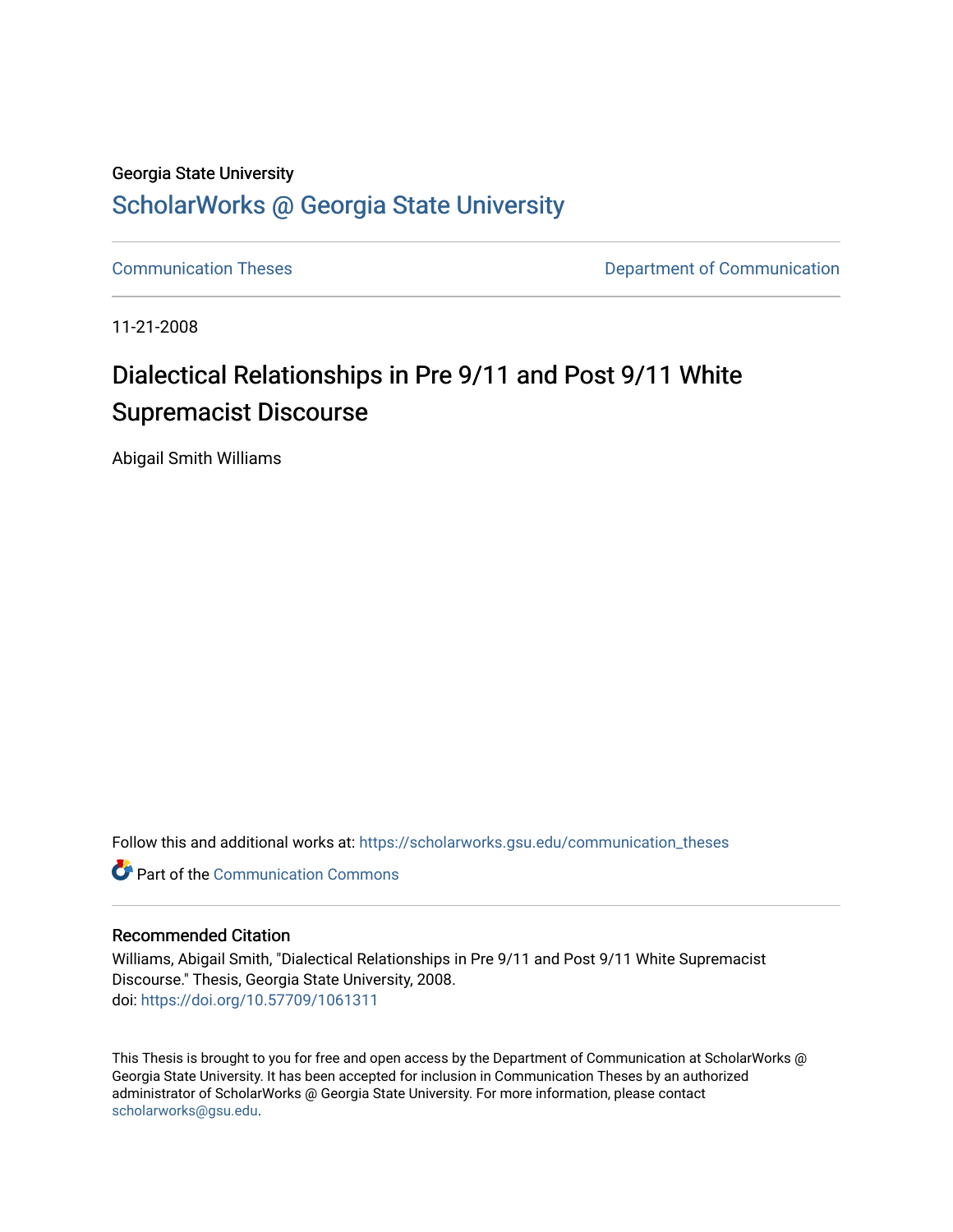Georgia State University

# ScholarWorks @ Georgia State University

Communication Theses

Department of Communication

11-21-2008

# Dialectical Relationships in Pre 9/11 and Post 9/11 White Supremacist Discourse

Abigail Smith Williams

Follow this and additional works at: https://scholarworks.gsu.edu/communication_theses

Part of the Communication Commons

## Recommended Citation

Williams, Abigail Smith, "Dialectical Relationships in Pre 9/11 and Post 9/11 White Supremacist Discourse." Thesis, Georgia State University, 2008.
doi: https://doi.org/10.57709/1061311

This Thesis is brought to you for free and open access by the Department of Communication at ScholarWorks @ Georgia State University. It has been accepted for inclusion in Communication Theses by an authorized administrator of ScholarWorks @ Georgia State University. For more information, please contact scholarworks@gsu.edu.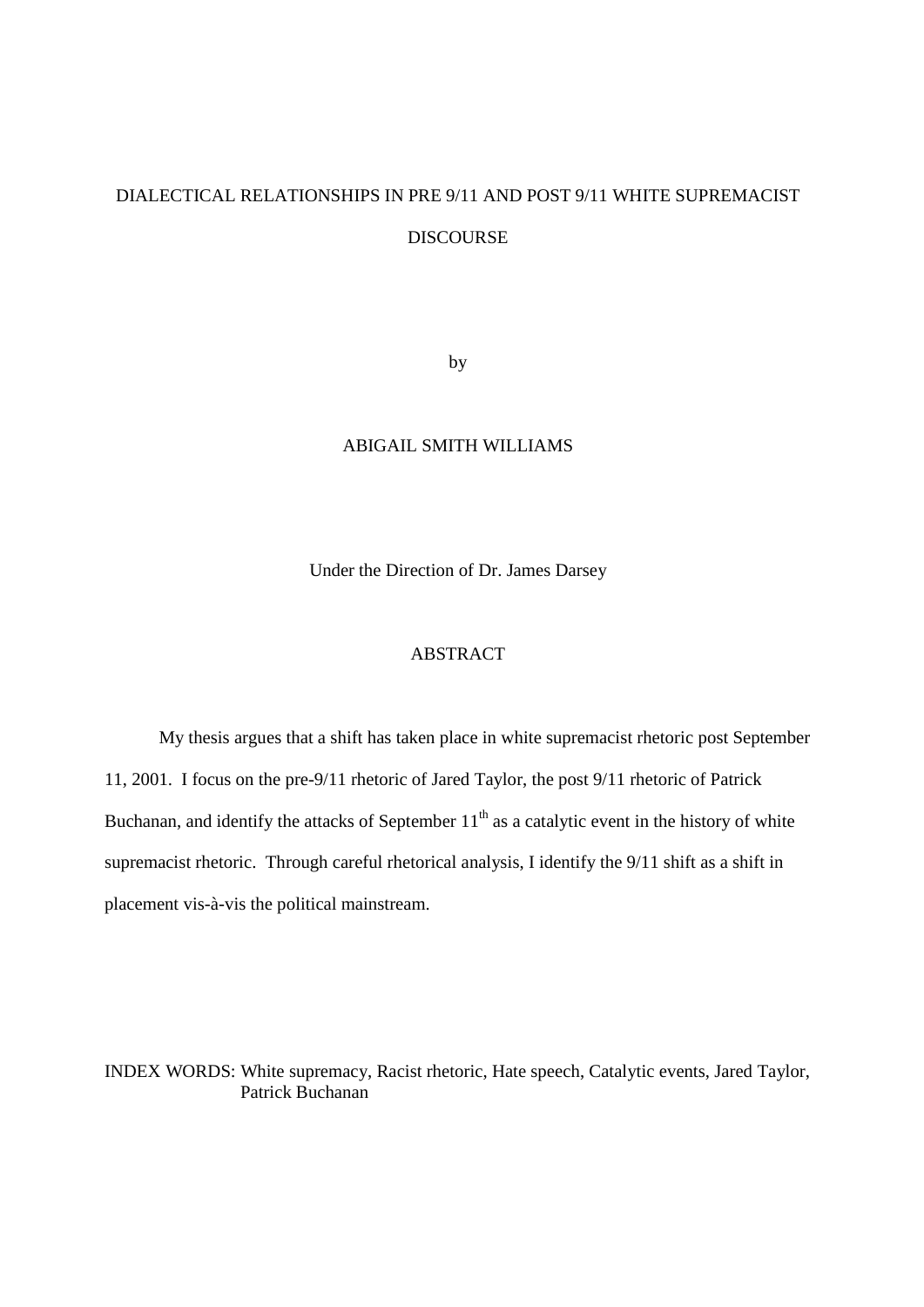# DIALECTICAL RELATIONSHIPS IN PRE 9/11 AND POST 9/11 WHITE SUPREMACIST DISCOURSE

by

ABIGAIL SMITH WILLIAMS

Under the Direction of Dr. James Darsey

## ABSTRACT

My thesis argues that a shift has taken place in white supremacist rhetoric post September 11, 2001. I focus on the pre-9/11 rhetoric of Jared Taylor, the post 9/11 rhetoric of Patrick Buchanan, and identify the attacks of September 11th as a catalytic event in the history of white supremacist rhetoric. Through careful rhetorical analysis, I identify the 9/11 shift as a shift in placement vis-à-vis the political mainstream.

INDEX WORDS: White supremacy, Racist rhetoric, Hate speech, Catalytic events, Jared Taylor, Patrick Buchanan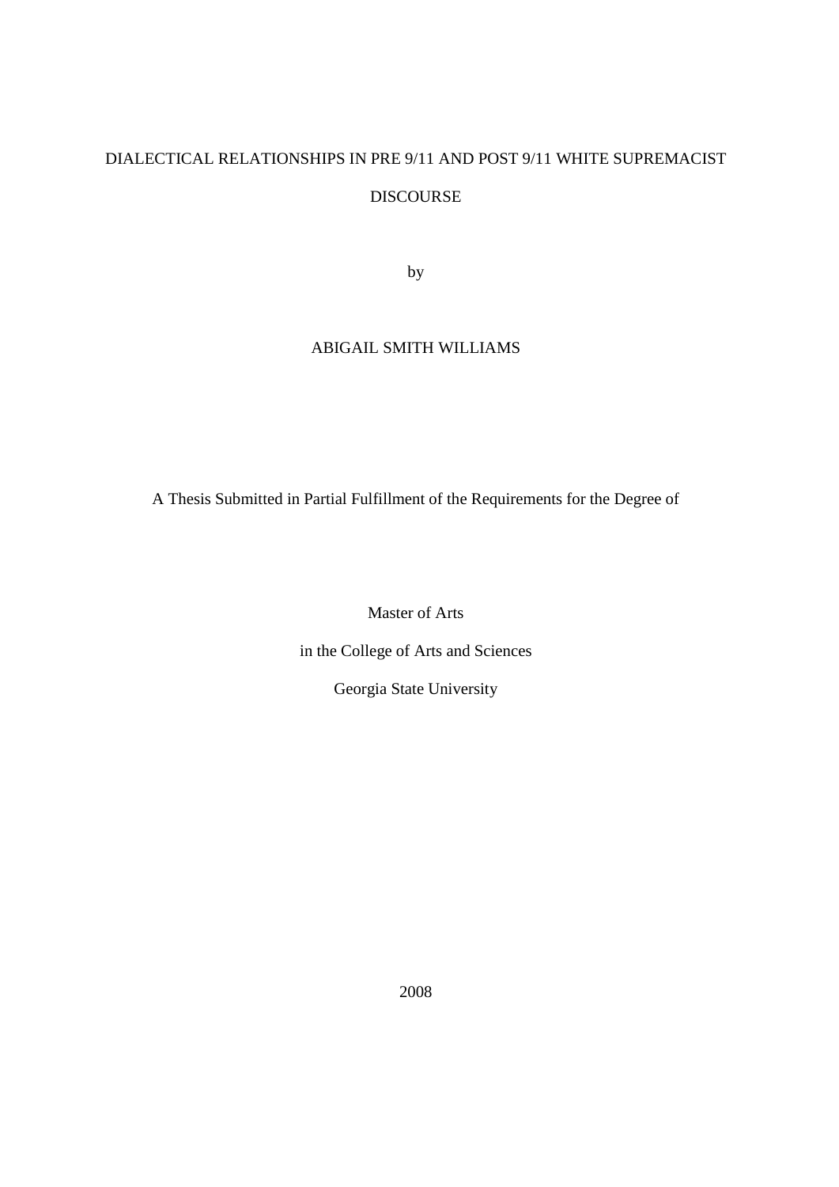DIALECTICAL RELATIONSHIPS IN PRE 9/11 AND POST 9/11 WHITE SUPREMACIST DISCOURSE

by

ABIGAIL SMITH WILLIAMS

A Thesis Submitted in Partial Fulfillment of the Requirements for the Degree of

Master of Arts

in the College of Arts and Sciences

Georgia State University

2008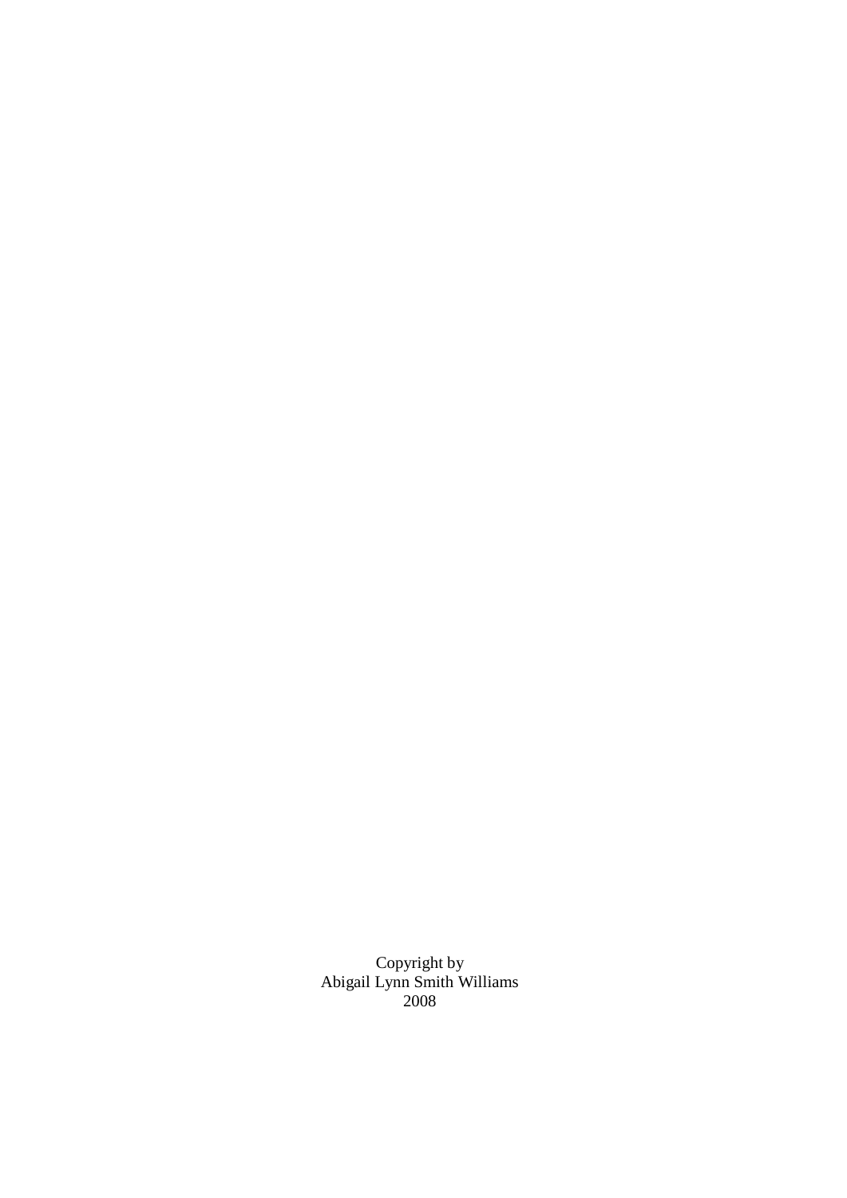Copyright by
Abigail Lynn Smith Williams
2008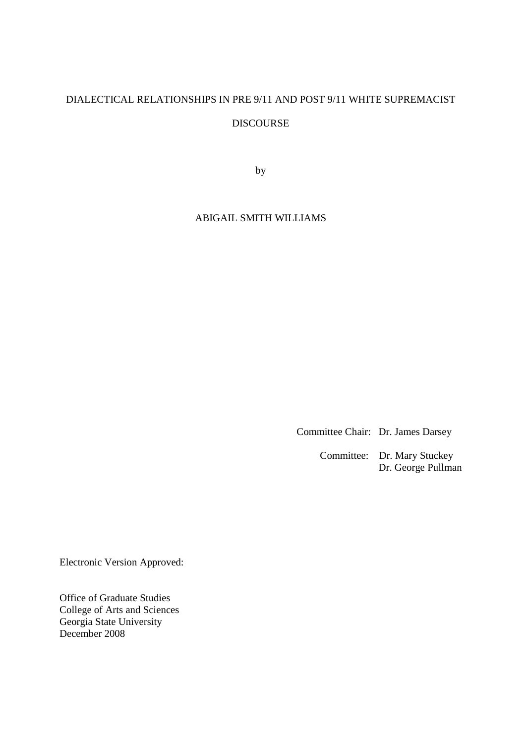DIALECTICAL RELATIONSHIPS IN PRE 9/11 AND POST 9/11 WHITE SUPREMACIST

DISCOURSE

by

ABIGAIL SMITH WILLIAMS

Committee Chair: Dr. James Darsey

Committee: Dr. Mary Stuckey
Dr. George Pullman

Electronic Version Approved:

Office of Graduate Studies
College of Arts and Sciences
Georgia State University
December 2008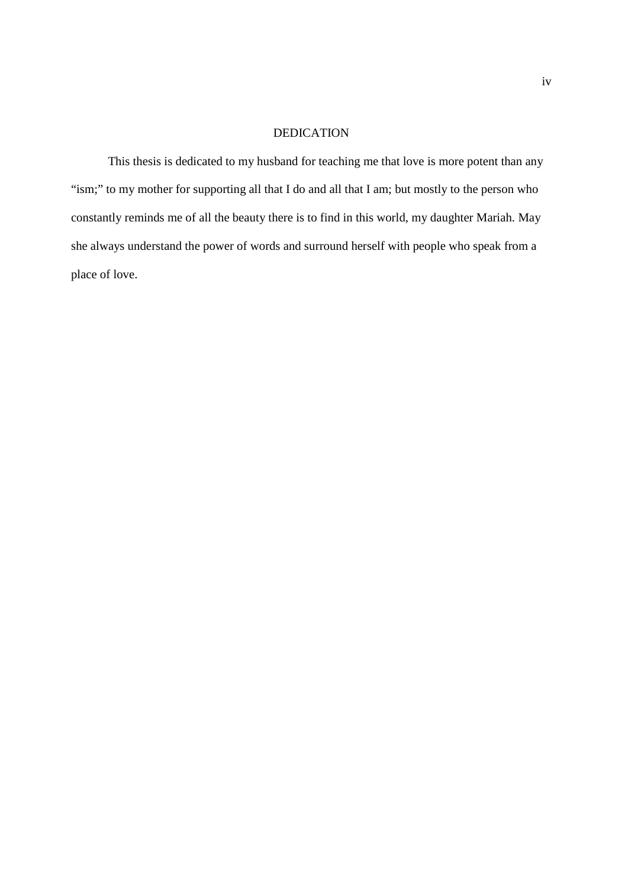# DEDICATION

This thesis is dedicated to my husband for teaching me that love is more potent than any "ism;" to my mother for supporting all that I do and all that I am; but mostly to the person who constantly reminds me of all the beauty there is to find in this world, my daughter Mariah. May she always understand the power of words and surround herself with people who speak from a place of love.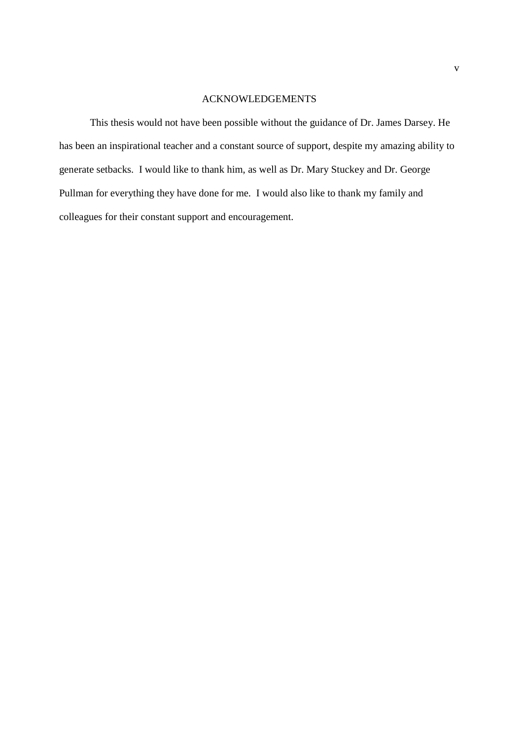# ACKNOWLEDGEMENTS

This thesis would not have been possible without the guidance of Dr. James Darsey. He has been an inspirational teacher and a constant source of support, despite my amazing ability to generate setbacks. I would like to thank him, as well as Dr. Mary Stuckey and Dr. George Pullman for everything they have done for me. I would also like to thank my family and colleagues for their constant support and encouragement.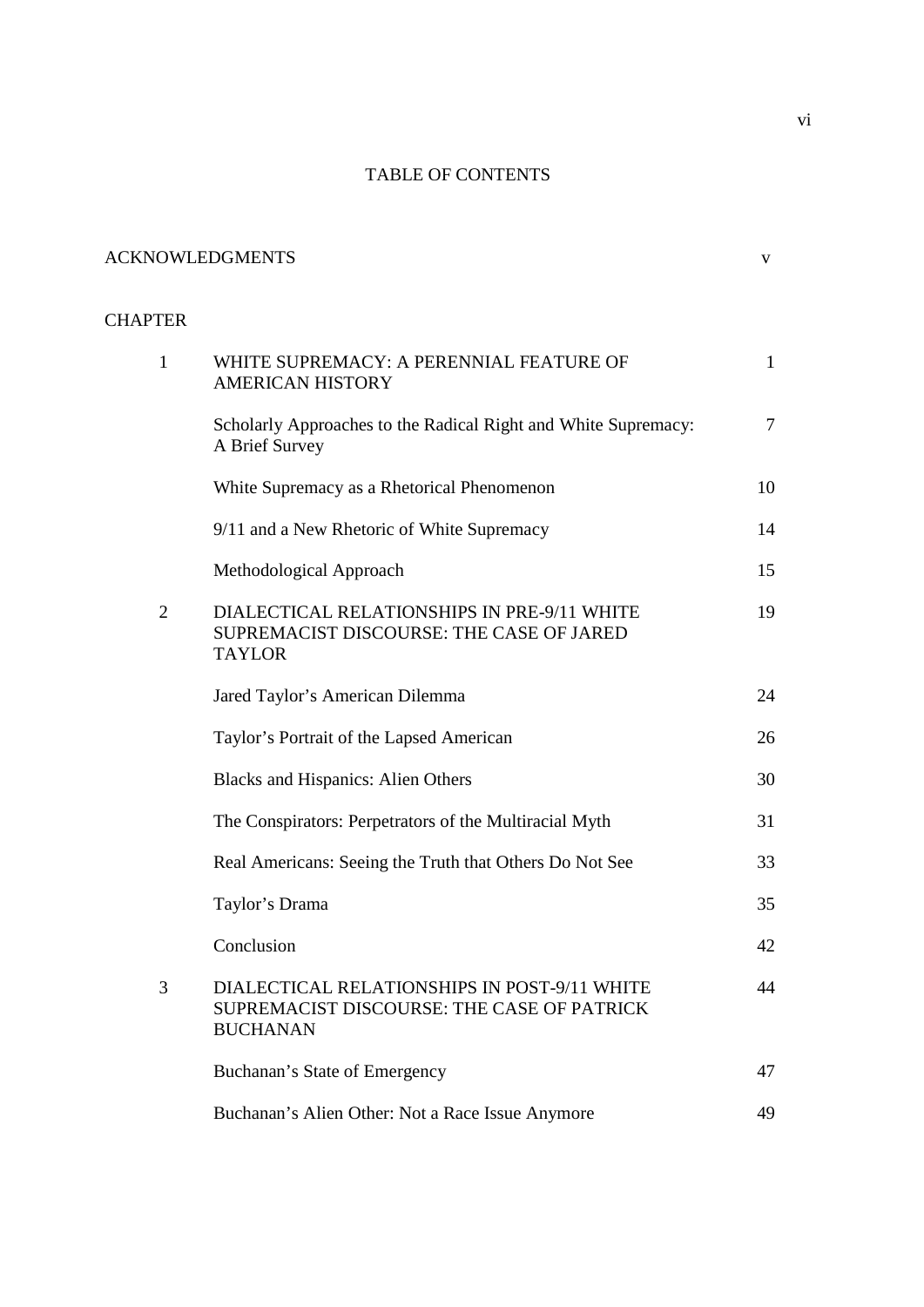# TABLE OF CONTENTS

ACKNOWLEDGMENTS v

CHAPTER

1 WHITE SUPREMACY: A PERENNIAL FEATURE OF AMERICAN HISTORY 1

Scholarly Approaches to the Radical Right and White Supremacy: A Brief Survey 7

White Supremacy as a Rhetorical Phenomenon 10

9/11 and a New Rhetoric of White Supremacy 14

Methodological Approach 15

2 DIALECTICAL RELATIONSHIPS IN PRE-9/11 WHITE SUPREMACIST DISCOURSE: THE CASE OF JARED TAYLOR 19

Jared Taylor's American Dilemma 24

Taylor's Portrait of the Lapsed American 26

Blacks and Hispanics: Alien Others 30

The Conspirators: Perpetrators of the Multiracial Myth 31

Real Americans: Seeing the Truth that Others Do Not See 33

Taylor's Drama 35

Conclusion 42

3 DIALECTICAL RELATIONSHIPS IN POST-9/11 WHITE SUPREMACIST DISCOURSE: THE CASE OF PATRICK BUCHANAN 44

Buchanan's State of Emergency 47

Buchanan's Alien Other: Not a Race Issue Anymore 49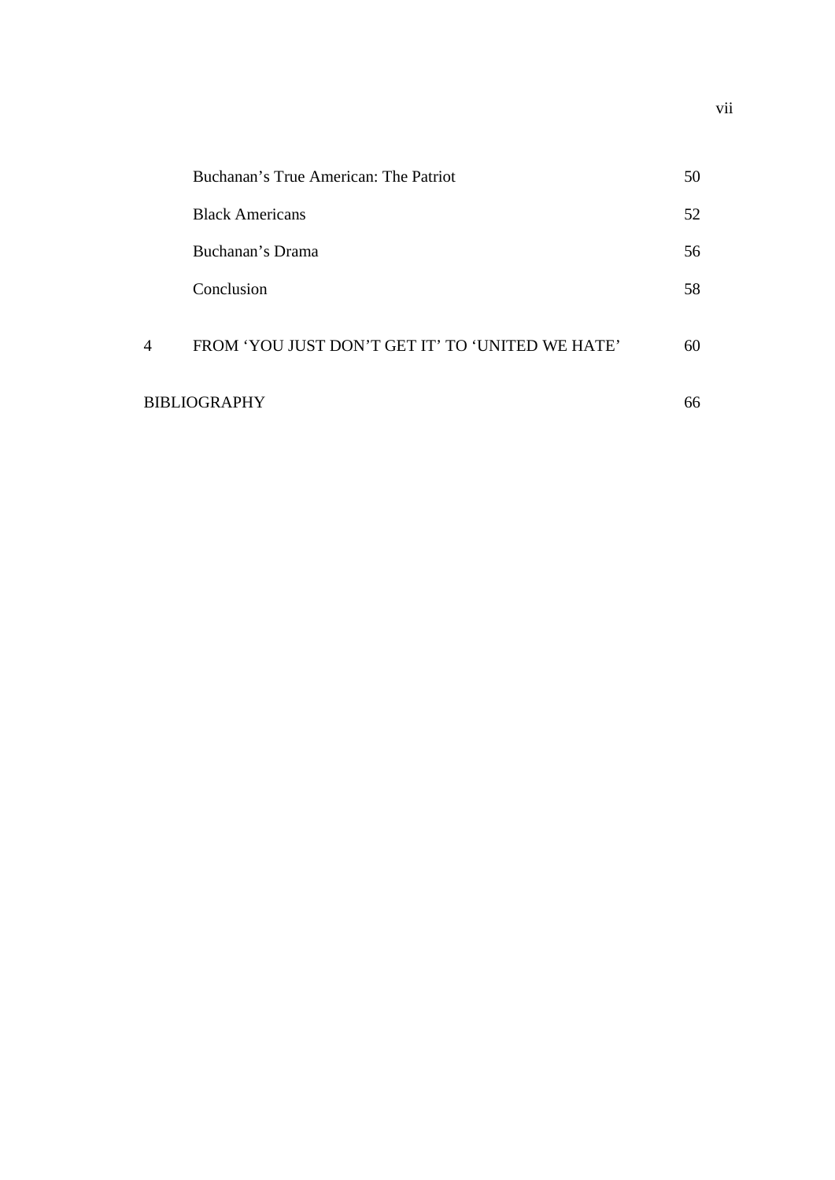| | | |
|---|---|---|
| | Buchanan's True American: The Patriot | 50 |
| | Black Americans | 52 |
| | Buchanan's Drama | 56 |
| | Conclusion | 58 |
| 4 | FROM 'YOU JUST DON'T GET IT' TO 'UNITED WE HATE' | 60 |
| BIBLIOGRAPHY | | 66 |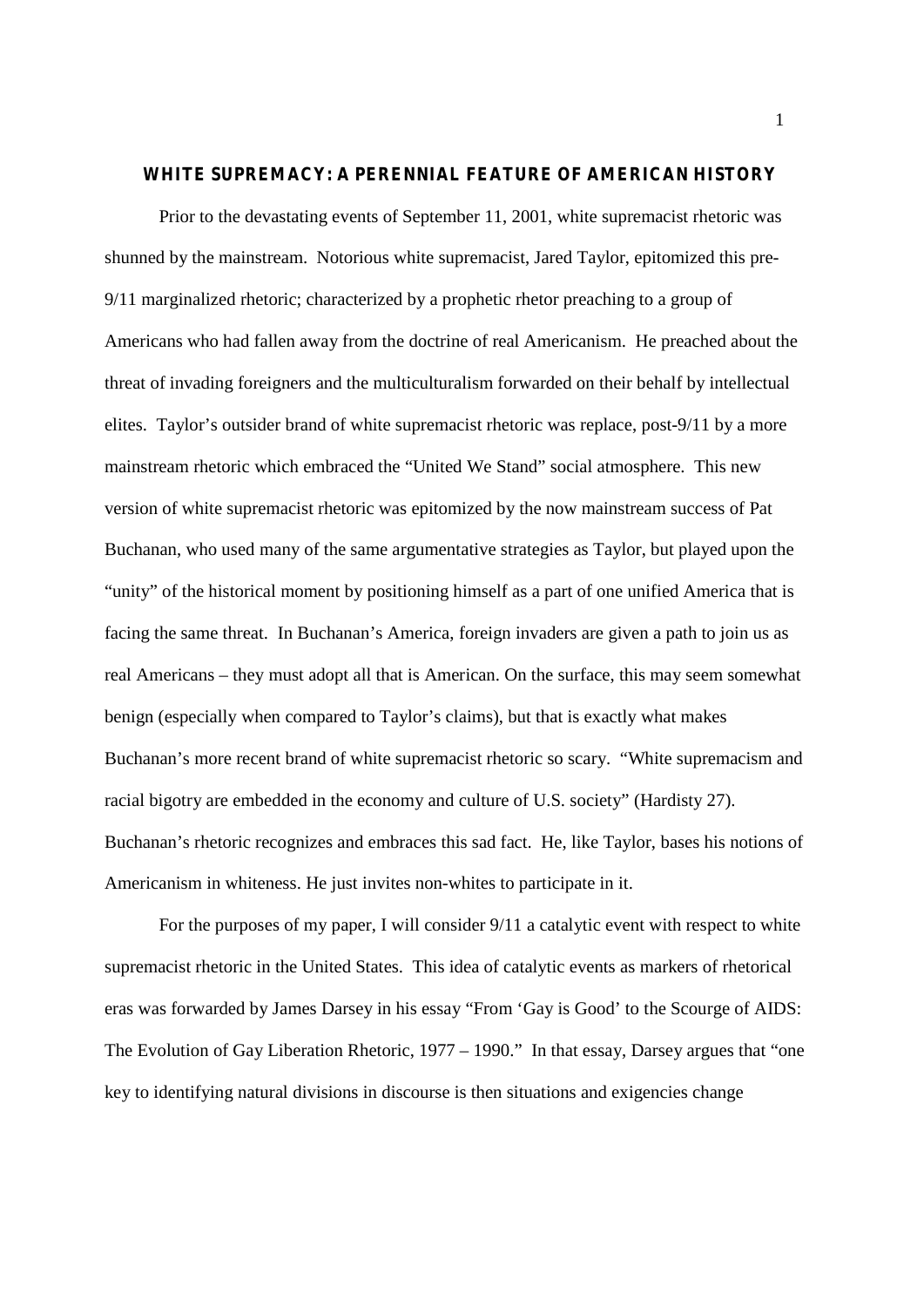## WHITE SUPREMACY: A PERENNIAL FEATURE OF AMERICAN HISTORY

Prior to the devastating events of September 11, 2001, white supremacist rhetoric was shunned by the mainstream. Notorious white supremacist, Jared Taylor, epitomized this pre-9/11 marginalized rhetoric; characterized by a prophetic rhetor preaching to a group of Americans who had fallen away from the doctrine of real Americanism. He preached about the threat of invading foreigners and the multiculturalism forwarded on their behalf by intellectual elites. Taylor's outsider brand of white supremacist rhetoric was replace, post-9/11 by a more mainstream rhetoric which embraced the "United We Stand" social atmosphere. This new version of white supremacist rhetoric was epitomized by the now mainstream success of Pat Buchanan, who used many of the same argumentative strategies as Taylor, but played upon the "unity" of the historical moment by positioning himself as a part of one unified America that is facing the same threat. In Buchanan's America, foreign invaders are given a path to join us as real Americans – they must adopt all that is American. On the surface, this may seem somewhat benign (especially when compared to Taylor's claims), but that is exactly what makes Buchanan's more recent brand of white supremacist rhetoric so scary. "White supremacism and racial bigotry are embedded in the economy and culture of U.S. society" (Hardisty 27). Buchanan's rhetoric recognizes and embraces this sad fact. He, like Taylor, bases his notions of Americanism in whiteness. He just invites non-whites to participate in it.

For the purposes of my paper, I will consider 9/11 a catalytic event with respect to white supremacist rhetoric in the United States. This idea of catalytic events as markers of rhetorical eras was forwarded by James Darsey in his essay "From 'Gay is Good' to the Scourge of AIDS: The Evolution of Gay Liberation Rhetoric, 1977 – 1990." In that essay, Darsey argues that "one key to identifying natural divisions in discourse is then situations and exigencies change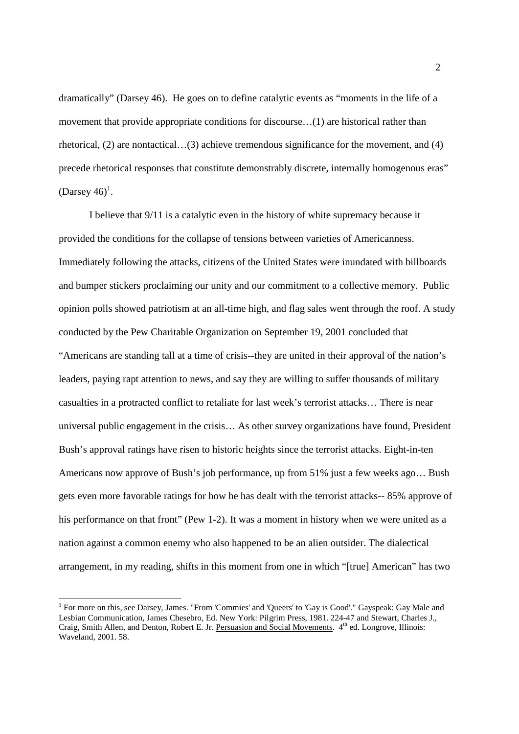dramatically" (Darsey 46). He goes on to define catalytic events as "moments in the life of a movement that provide appropriate conditions for discourse…(1) are historical rather than rhetorical, (2) are nontactical…(3) achieve tremendous significance for the movement, and (4) precede rhetorical responses that constitute demonstrably discrete, internally homogenous eras" (Darsey 46)[1].

I believe that 9/11 is a catalytic even in the history of white supremacy because it provided the conditions for the collapse of tensions between varieties of Americanness. Immediately following the attacks, citizens of the United States were inundated with billboards and bumper stickers proclaiming our unity and our commitment to a collective memory. Public opinion polls showed patriotism at an all-time high, and flag sales went through the roof. A study conducted by the Pew Charitable Organization on September 19, 2001 concluded that "Americans are standing tall at a time of crisis--they are united in their approval of the nation's leaders, paying rapt attention to news, and say they are willing to suffer thousands of military casualties in a protracted conflict to retaliate for last week's terrorist attacks… There is near universal public engagement in the crisis… As other survey organizations have found, President Bush's approval ratings have risen to historic heights since the terrorist attacks. Eight-in-ten Americans now approve of Bush's job performance, up from 51% just a few weeks ago… Bush gets even more favorable ratings for how he has dealt with the terrorist attacks-- 85% approve of his performance on that front" (Pew 1-2). It was a moment in history when we were united as a nation against a common enemy who also happened to be an alien outsider. The dialectical arrangement, in my reading, shifts in this moment from one in which "[true] American" has two

---

[1] For more on this, see Darsey, James. "From 'Commies' and 'Queers' to 'Gay is Good'." Gayspeak: Gay Male and Lesbian Communication, James Chesebro, Ed. New York: Pilgrim Press, 1981. 224-47 and Stewart, Charles J., Craig, Smith Allen, and Denton, Robert E. Jr. Persuasion and Social Movements. 4th ed. Longrove, Illinois: Waveland, 2001. 58.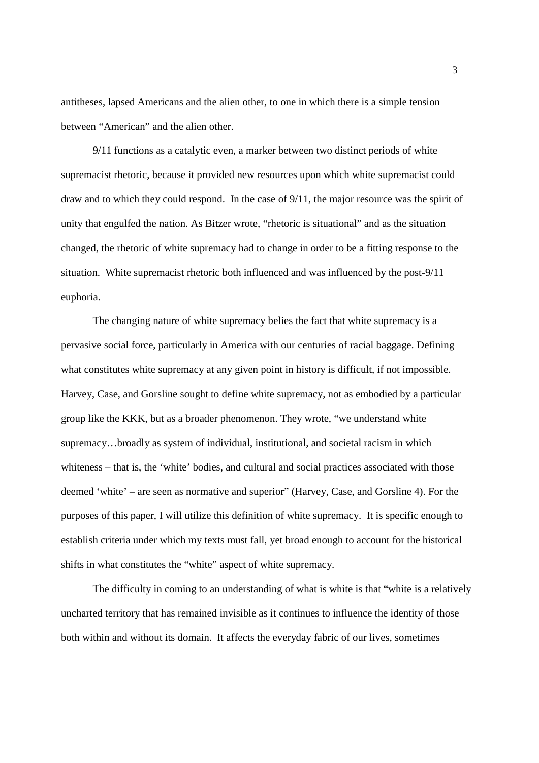antitheses, lapsed Americans and the alien other, to one in which there is a simple tension between "American" and the alien other.

9/11 functions as a catalytic even, a marker between two distinct periods of white supremacist rhetoric, because it provided new resources upon which white supremacist could draw and to which they could respond. In the case of 9/11, the major resource was the spirit of unity that engulfed the nation. As Bitzer wrote, "rhetoric is situational" and as the situation changed, the rhetoric of white supremacy had to change in order to be a fitting response to the situation. White supremacist rhetoric both influenced and was influenced by the post-9/11 euphoria.

The changing nature of white supremacy belies the fact that white supremacy is a pervasive social force, particularly in America with our centuries of racial baggage. Defining what constitutes white supremacy at any given point in history is difficult, if not impossible. Harvey, Case, and Gorsline sought to define white supremacy, not as embodied by a particular group like the KKK, but as a broader phenomenon. They wrote, "we understand white supremacy…broadly as system of individual, institutional, and societal racism in which whiteness – that is, the 'white' bodies, and cultural and social practices associated with those deemed 'white' – are seen as normative and superior" (Harvey, Case, and Gorsline 4). For the purposes of this paper, I will utilize this definition of white supremacy. It is specific enough to establish criteria under which my texts must fall, yet broad enough to account for the historical shifts in what constitutes the "white" aspect of white supremacy.

The difficulty in coming to an understanding of what is white is that "white is a relatively uncharted territory that has remained invisible as it continues to influence the identity of those both within and without its domain. It affects the everyday fabric of our lives, sometimes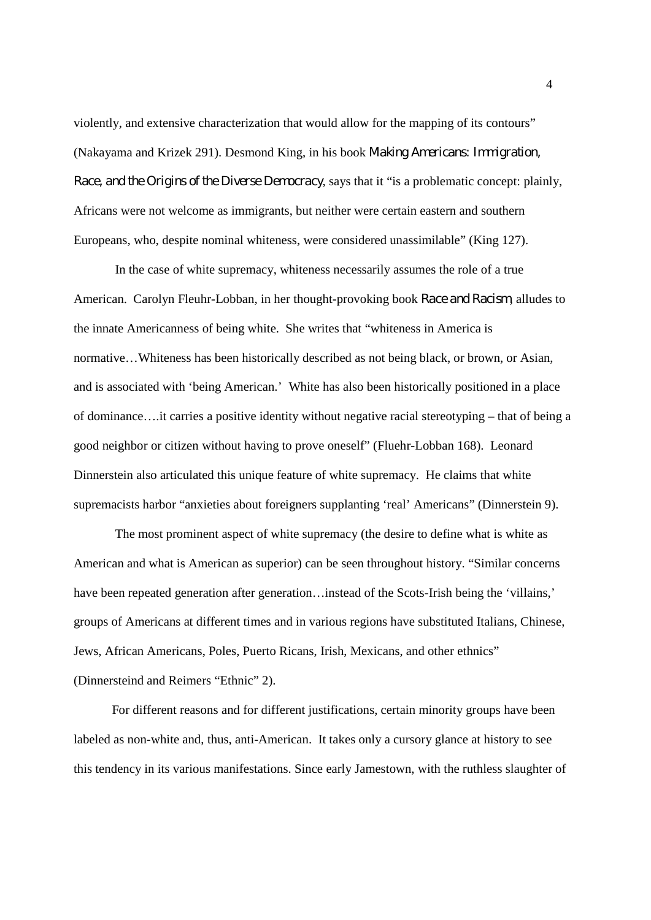violently, and extensive characterization that would allow for the mapping of its contours" (Nakayama and Krizek 291). Desmond King, in his book *Making Americans: Immigration, Race, and the Origins of the Diverse Democracy*, says that it "is a problematic concept: plainly, Africans were not welcome as immigrants, but neither were certain eastern and southern Europeans, who, despite nominal whiteness, were considered unassimilable" (King 127).

In the case of white supremacy, whiteness necessarily assumes the role of a true American. Carolyn Fleuhr-Lobban, in her thought-provoking book *Race and Racism*, alludes to the innate Americanness of being white. She writes that "whiteness in America is normative…Whiteness has been historically described as not being black, or brown, or Asian, and is associated with 'being American.' White has also been historically positioned in a place of dominance….it carries a positive identity without negative racial stereotyping – that of being a good neighbor or citizen without having to prove oneself" (Fluehr-Lobban 168). Leonard Dinnerstein also articulated this unique feature of white supremacy. He claims that white supremacists harbor "anxieties about foreigners supplanting 'real' Americans" (Dinnerstein 9).

The most prominent aspect of white supremacy (the desire to define what is white as American and what is American as superior) can be seen throughout history. "Similar concerns have been repeated generation after generation…instead of the Scots-Irish being the 'villains,' groups of Americans at different times and in various regions have substituted Italians, Chinese, Jews, African Americans, Poles, Puerto Ricans, Irish, Mexicans, and other ethnics" (Dinnersteind and Reimers "Ethnic" 2).

For different reasons and for different justifications, certain minority groups have been labeled as non-white and, thus, anti-American. It takes only a cursory glance at history to see this tendency in its various manifestations. Since early Jamestown, with the ruthless slaughter of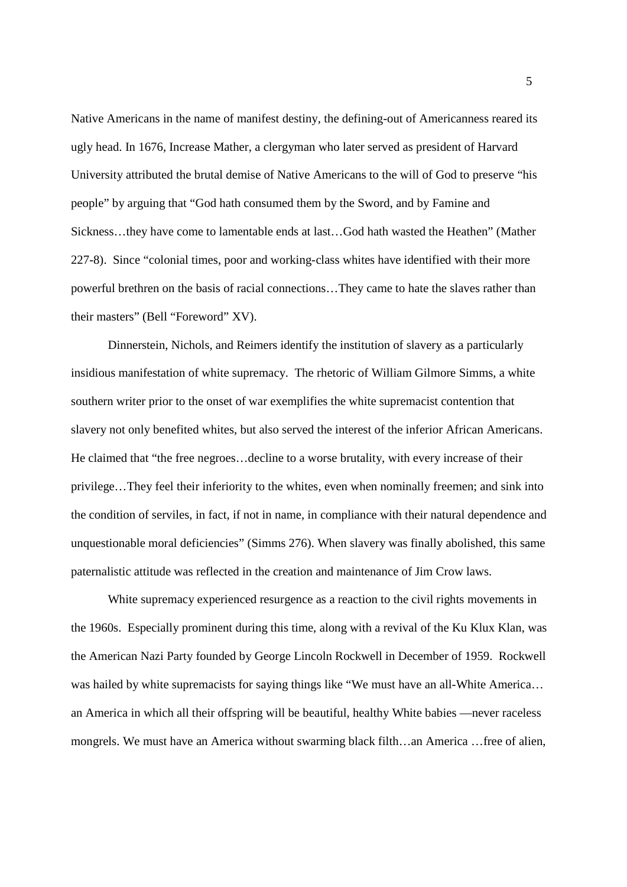Native Americans in the name of manifest destiny, the defining-out of Americanness reared its ugly head. In 1676, Increase Mather, a clergyman who later served as president of Harvard University attributed the brutal demise of Native Americans to the will of God to preserve "his people" by arguing that "God hath consumed them by the Sword, and by Famine and Sickness…they have come to lamentable ends at last…God hath wasted the Heathen" (Mather 227-8). Since "colonial times, poor and working-class whites have identified with their more powerful brethren on the basis of racial connections…They came to hate the slaves rather than their masters" (Bell "Foreword" XV).

Dinnerstein, Nichols, and Reimers identify the institution of slavery as a particularly insidious manifestation of white supremacy. The rhetoric of William Gilmore Simms, a white southern writer prior to the onset of war exemplifies the white supremacist contention that slavery not only benefited whites, but also served the interest of the inferior African Americans. He claimed that "the free negroes…decline to a worse brutality, with every increase of their privilege…They feel their inferiority to the whites, even when nominally freemen; and sink into the condition of serviles, in fact, if not in name, in compliance with their natural dependence and unquestionable moral deficiencies" (Simms 276). When slavery was finally abolished, this same paternalistic attitude was reflected in the creation and maintenance of Jim Crow laws.

White supremacy experienced resurgence as a reaction to the civil rights movements in the 1960s. Especially prominent during this time, along with a revival of the Ku Klux Klan, was the American Nazi Party founded by George Lincoln Rockwell in December of 1959. Rockwell was hailed by white supremacists for saying things like "We must have an all-White America… an America in which all their offspring will be beautiful, healthy White babies —never raceless mongrels. We must have an America without swarming black filth…an America …free of alien,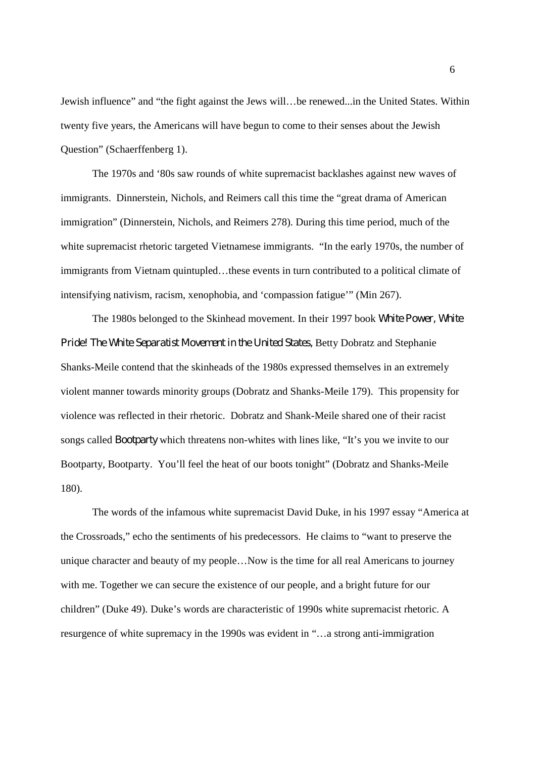Jewish influence" and "the fight against the Jews will…be renewed...in the United States. Within twenty five years, the Americans will have begun to come to their senses about the Jewish Question" (Schaerffenberg 1).

The 1970s and '80s saw rounds of white supremacist backlashes against new waves of immigrants. Dinnerstein, Nichols, and Reimers call this time the "great drama of American immigration" (Dinnerstein, Nichols, and Reimers 278). During this time period, much of the white supremacist rhetoric targeted Vietnamese immigrants. "In the early 1970s, the number of immigrants from Vietnam quintupled…these events in turn contributed to a political climate of intensifying nativism, racism, xenophobia, and 'compassion fatigue'" (Min 267).

The 1980s belonged to the Skinhead movement. In their 1997 book *White Power, White Pride! The White Separatist Movement in the United States*, Betty Dobratz and Stephanie Shanks-Meile contend that the skinheads of the 1980s expressed themselves in an extremely violent manner towards minority groups (Dobratz and Shanks-Meile 179). This propensity for violence was reflected in their rhetoric. Dobratz and Shank-Meile shared one of their racist songs called *Bootparty* which threatens non-whites with lines like, "It's you we invite to our Bootparty, Bootparty. You'll feel the heat of our boots tonight" (Dobratz and Shanks-Meile 180).

The words of the infamous white supremacist David Duke, in his 1997 essay "America at the Crossroads," echo the sentiments of his predecessors. He claims to "want to preserve the unique character and beauty of my people…Now is the time for all real Americans to journey with me. Together we can secure the existence of our people, and a bright future for our children" (Duke 49). Duke's words are characteristic of 1990s white supremacist rhetoric. A resurgence of white supremacy in the 1990s was evident in "…a strong anti-immigration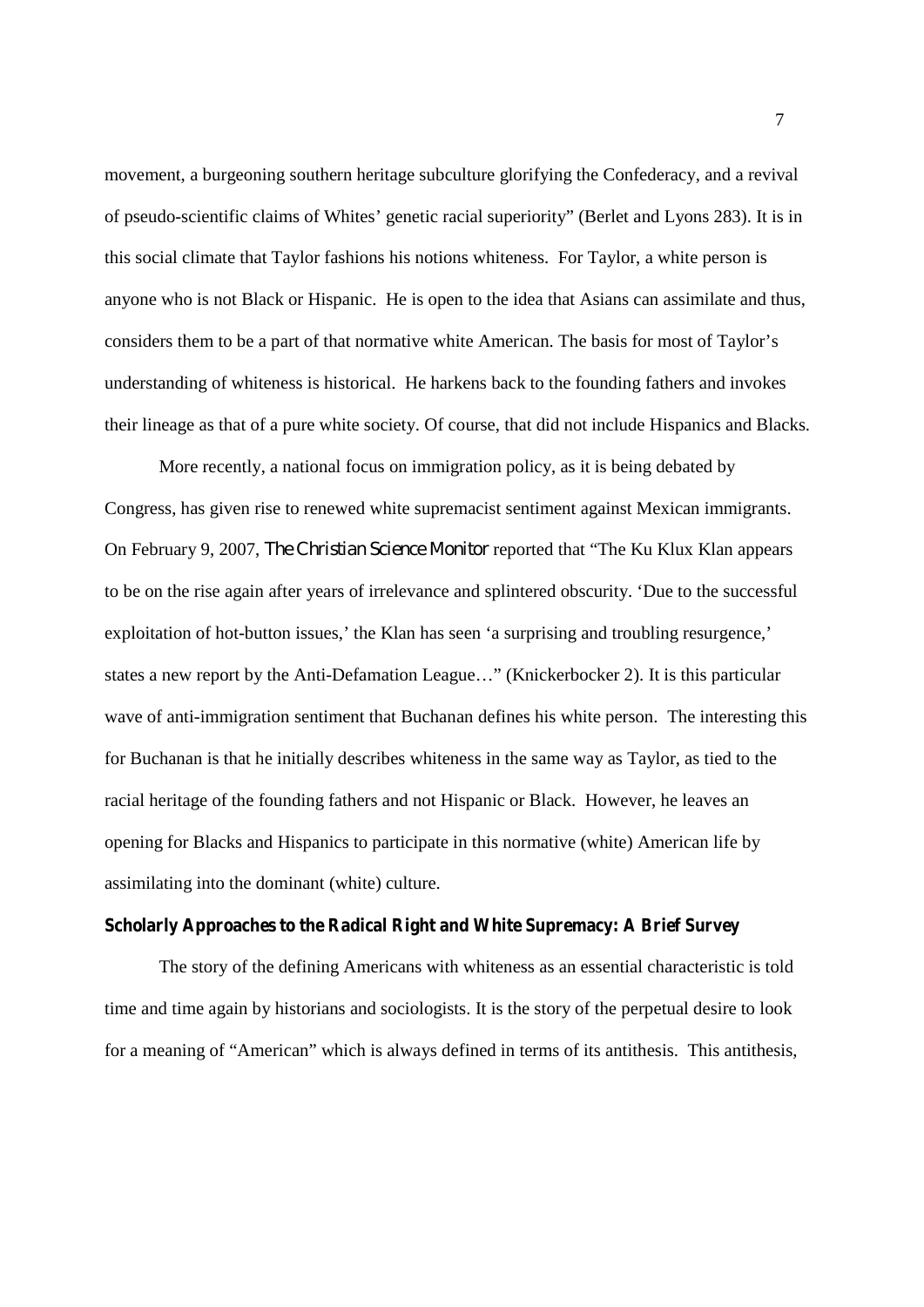movement, a burgeoning southern heritage subculture glorifying the Confederacy, and a revival of pseudo-scientific claims of Whites' genetic racial superiority" (Berlet and Lyons 283). It is in this social climate that Taylor fashions his notions whiteness. For Taylor, a white person is anyone who is not Black or Hispanic. He is open to the idea that Asians can assimilate and thus, considers them to be a part of that normative white American. The basis for most of Taylor's understanding of whiteness is historical. He harkens back to the founding fathers and invokes their lineage as that of a pure white society. Of course, that did not include Hispanics and Blacks.

More recently, a national focus on immigration policy, as it is being debated by Congress, has given rise to renewed white supremacist sentiment against Mexican immigrants. On February 9, 2007, *The Christian Science Monitor* reported that "The Ku Klux Klan appears to be on the rise again after years of irrelevance and splintered obscurity. 'Due to the successful exploitation of hot-button issues,' the Klan has seen 'a surprising and troubling resurgence,' states a new report by the Anti-Defamation League…" (Knickerbocker 2). It is this particular wave of anti-immigration sentiment that Buchanan defines his white person. The interesting this for Buchanan is that he initially describes whiteness in the same way as Taylor, as tied to the racial heritage of the founding fathers and not Hispanic or Black. However, he leaves an opening for Blacks and Hispanics to participate in this normative (white) American life by assimilating into the dominant (white) culture.

## Scholarly Approaches to the Radical Right and White Supremacy: A Brief Survey

The story of the defining Americans with whiteness as an essential characteristic is told time and time again by historians and sociologists. It is the story of the perpetual desire to look for a meaning of "American" which is always defined in terms of its antithesis. This antithesis,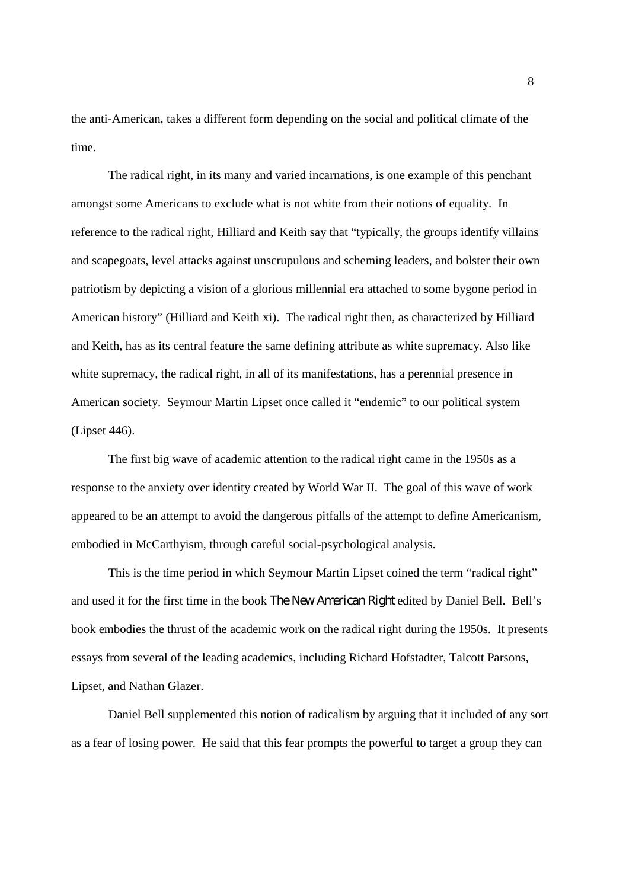the anti-American, takes a different form depending on the social and political climate of the time.

The radical right, in its many and varied incarnations, is one example of this penchant amongst some Americans to exclude what is not white from their notions of equality. In reference to the radical right, Hilliard and Keith say that "typically, the groups identify villains and scapegoats, level attacks against unscrupulous and scheming leaders, and bolster their own patriotism by depicting a vision of a glorious millennial era attached to some bygone period in American history" (Hilliard and Keith xi). The radical right then, as characterized by Hilliard and Keith, has as its central feature the same defining attribute as white supremacy. Also like white supremacy, the radical right, in all of its manifestations, has a perennial presence in American society. Seymour Martin Lipset once called it "endemic" to our political system (Lipset 446).

The first big wave of academic attention to the radical right came in the 1950s as a response to the anxiety over identity created by World War II. The goal of this wave of work appeared to be an attempt to avoid the dangerous pitfalls of the attempt to define Americanism, embodied in McCarthyism, through careful social-psychological analysis.

This is the time period in which Seymour Martin Lipset coined the term "radical right" and used it for the first time in the book *The New American Right* edited by Daniel Bell. Bell's book embodies the thrust of the academic work on the radical right during the 1950s. It presents essays from several of the leading academics, including Richard Hofstadter, Talcott Parsons, Lipset, and Nathan Glazer.

Daniel Bell supplemented this notion of radicalism by arguing that it included of any sort as a fear of losing power. He said that this fear prompts the powerful to target a group they can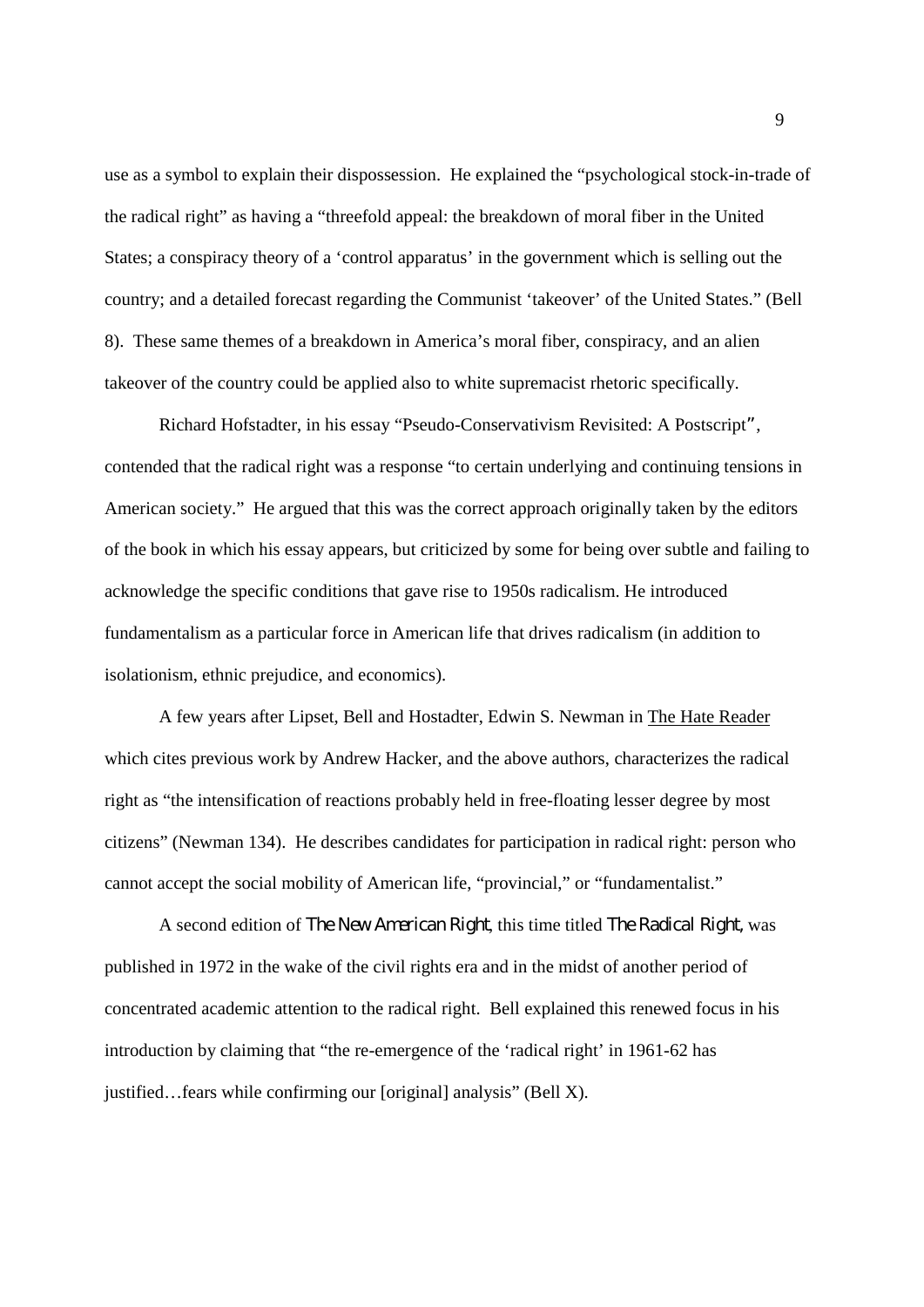use as a symbol to explain their dispossession. He explained the "psychological stock-in-trade of the radical right" as having a "threefold appeal: the breakdown of moral fiber in the United States; a conspiracy theory of a 'control apparatus' in the government which is selling out the country; and a detailed forecast regarding the Communist 'takeover' of the United States." (Bell 8). These same themes of a breakdown in America's moral fiber, conspiracy, and an alien takeover of the country could be applied also to white supremacist rhetoric specifically.

Richard Hofstadter, in his essay "Pseudo-Conservativism Revisited: A Postscript", contended that the radical right was a response "to certain underlying and continuing tensions in American society." He argued that this was the correct approach originally taken by the editors of the book in which his essay appears, but criticized by some for being over subtle and failing to acknowledge the specific conditions that gave rise to 1950s radicalism. He introduced fundamentalism as a particular force in American life that drives radicalism (in addition to isolationism, ethnic prejudice, and economics).

A few years after Lipset, Bell and Hostadter, Edwin S. Newman in The Hate Reader which cites previous work by Andrew Hacker, and the above authors, characterizes the radical right as "the intensification of reactions probably held in free-floating lesser degree by most citizens" (Newman 134). He describes candidates for participation in radical right: person who cannot accept the social mobility of American life, "provincial," or "fundamentalist."

A second edition of *The New American Right*, this time titled *The Radical Right*, was published in 1972 in the wake of the civil rights era and in the midst of another period of concentrated academic attention to the radical right. Bell explained this renewed focus in his introduction by claiming that "the re-emergence of the 'radical right' in 1961-62 has justified…fears while confirming our [original] analysis" (Bell X).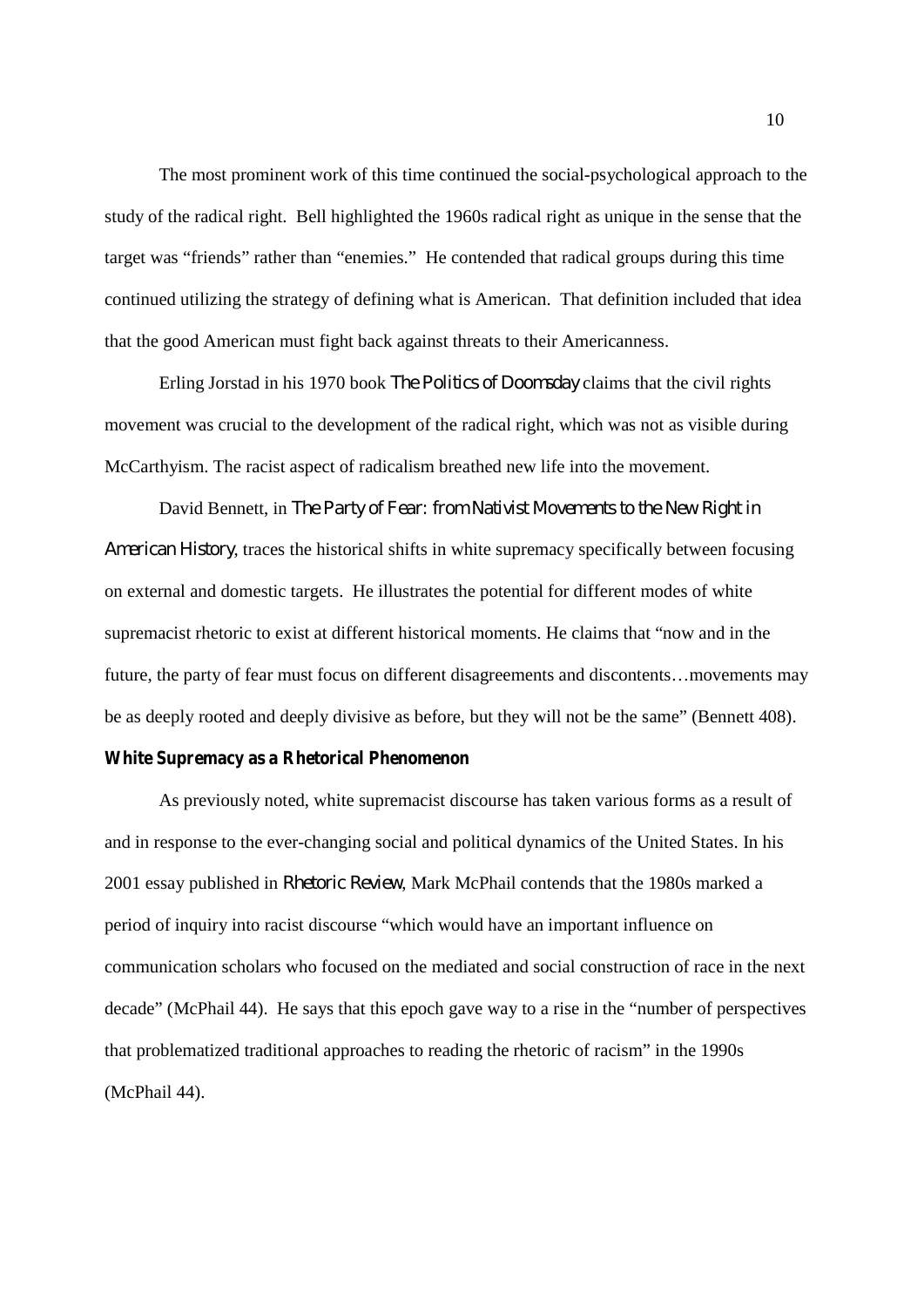The most prominent work of this time continued the social-psychological approach to the study of the radical right. Bell highlighted the 1960s radical right as unique in the sense that the target was "friends" rather than "enemies." He contended that radical groups during this time continued utilizing the strategy of defining what is American. That definition included that idea that the good American must fight back against threats to their Americanness.

Erling Jorstad in his 1970 book *The Politics of Doomsday* claims that the civil rights movement was crucial to the development of the radical right, which was not as visible during McCarthyism. The racist aspect of radicalism breathed new life into the movement.

David Bennett, in *The Party of Fear: from Nativist Movements to the New Right in American History*, traces the historical shifts in white supremacy specifically between focusing on external and domestic targets. He illustrates the potential for different modes of white supremacist rhetoric to exist at different historical moments. He claims that "now and in the future, the party of fear must focus on different disagreements and discontents…movements may be as deeply rooted and deeply divisive as before, but they will not be the same" (Bennett 408).

**White Supremacy as a Rhetorical Phenomenon**

As previously noted, white supremacist discourse has taken various forms as a result of and in response to the ever-changing social and political dynamics of the United States. In his 2001 essay published in *Rhetoric Review*, Mark McPhail contends that the 1980s marked a period of inquiry into racist discourse "which would have an important influence on communication scholars who focused on the mediated and social construction of race in the next decade" (McPhail 44). He says that this epoch gave way to a rise in the "number of perspectives that problematized traditional approaches to reading the rhetoric of racism" in the 1990s (McPhail 44).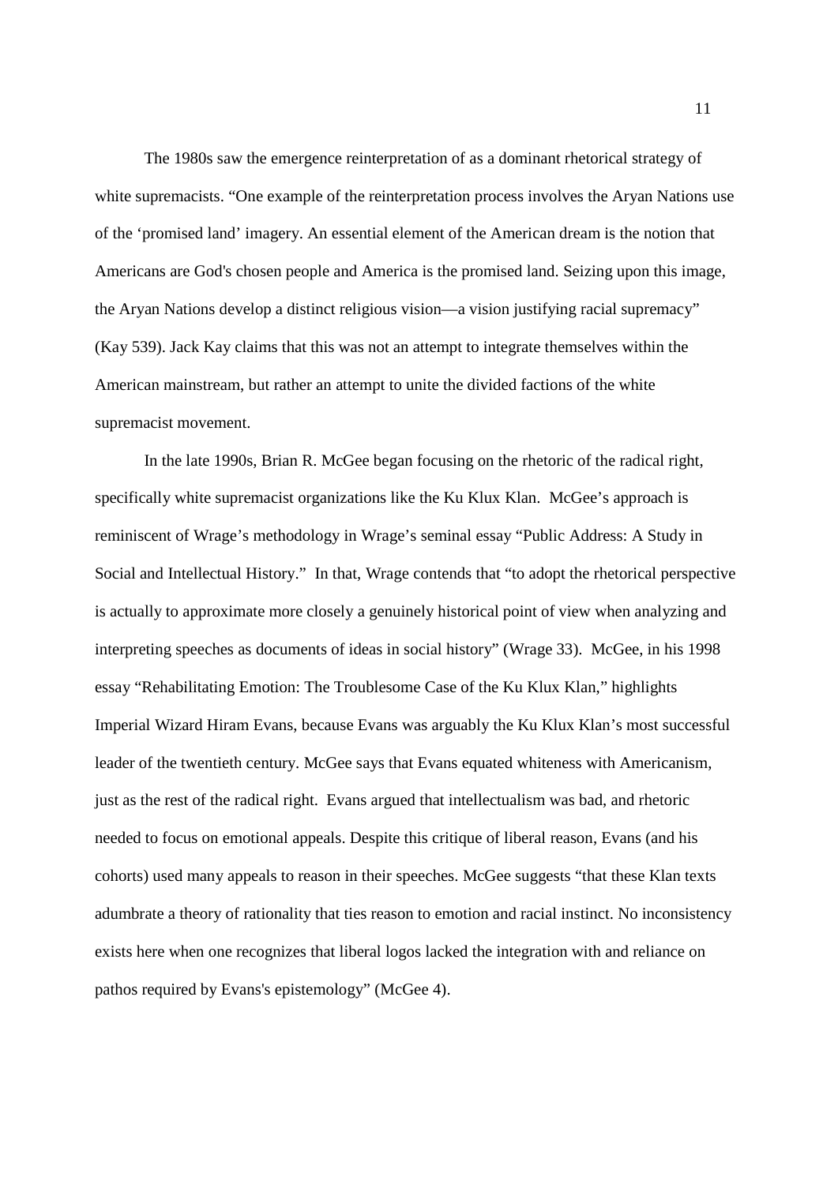The 1980s saw the emergence reinterpretation of as a dominant rhetorical strategy of white supremacists. "One example of the reinterpretation process involves the Aryan Nations use of the 'promised land' imagery. An essential element of the American dream is the notion that Americans are God's chosen people and America is the promised land. Seizing upon this image, the Aryan Nations develop a distinct religious vision—a vision justifying racial supremacy" (Kay 539). Jack Kay claims that this was not an attempt to integrate themselves within the American mainstream, but rather an attempt to unite the divided factions of the white supremacist movement.

In the late 1990s, Brian R. McGee began focusing on the rhetoric of the radical right, specifically white supremacist organizations like the Ku Klux Klan. McGee's approach is reminiscent of Wrage's methodology in Wrage's seminal essay "Public Address: A Study in Social and Intellectual History." In that, Wrage contends that "to adopt the rhetorical perspective is actually to approximate more closely a genuinely historical point of view when analyzing and interpreting speeches as documents of ideas in social history" (Wrage 33). McGee, in his 1998 essay "Rehabilitating Emotion: The Troublesome Case of the Ku Klux Klan," highlights Imperial Wizard Hiram Evans, because Evans was arguably the Ku Klux Klan's most successful leader of the twentieth century. McGee says that Evans equated whiteness with Americanism, just as the rest of the radical right. Evans argued that intellectualism was bad, and rhetoric needed to focus on emotional appeals. Despite this critique of liberal reason, Evans (and his cohorts) used many appeals to reason in their speeches. McGee suggests "that these Klan texts adumbrate a theory of rationality that ties reason to emotion and racial instinct. No inconsistency exists here when one recognizes that liberal logos lacked the integration with and reliance on pathos required by Evans's epistemology" (McGee 4).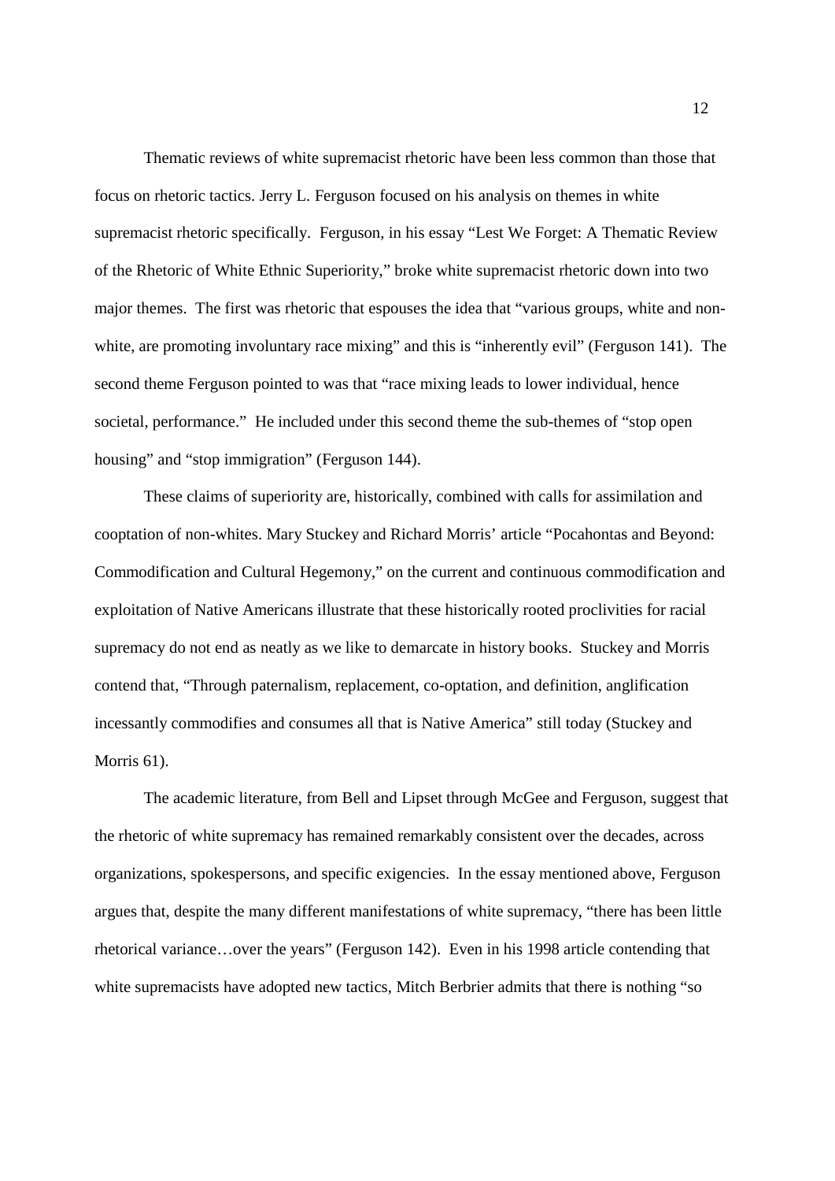Thematic reviews of white supremacist rhetoric have been less common than those that focus on rhetoric tactics. Jerry L. Ferguson focused on his analysis on themes in white supremacist rhetoric specifically. Ferguson, in his essay "Lest We Forget: A Thematic Review of the Rhetoric of White Ethnic Superiority," broke white supremacist rhetoric down into two major themes. The first was rhetoric that espouses the idea that "various groups, white and non-white, are promoting involuntary race mixing" and this is "inherently evil" (Ferguson 141). The second theme Ferguson pointed to was that "race mixing leads to lower individual, hence societal, performance." He included under this second theme the sub-themes of "stop open housing" and "stop immigration" (Ferguson 144).

These claims of superiority are, historically, combined with calls for assimilation and cooptation of non-whites. Mary Stuckey and Richard Morris' article "Pocahontas and Beyond: Commodification and Cultural Hegemony," on the current and continuous commodification and exploitation of Native Americans illustrate that these historically rooted proclivities for racial supremacy do not end as neatly as we like to demarcate in history books. Stuckey and Morris contend that, "Through paternalism, replacement, co-optation, and definition, anglification incessantly commodifies and consumes all that is Native America" still today (Stuckey and Morris 61).

The academic literature, from Bell and Lipset through McGee and Ferguson, suggest that the rhetoric of white supremacy has remained remarkably consistent over the decades, across organizations, spokespersons, and specific exigencies. In the essay mentioned above, Ferguson argues that, despite the many different manifestations of white supremacy, "there has been little rhetorical variance…over the years" (Ferguson 142). Even in his 1998 article contending that white supremacists have adopted new tactics, Mitch Berbrier admits that there is nothing "so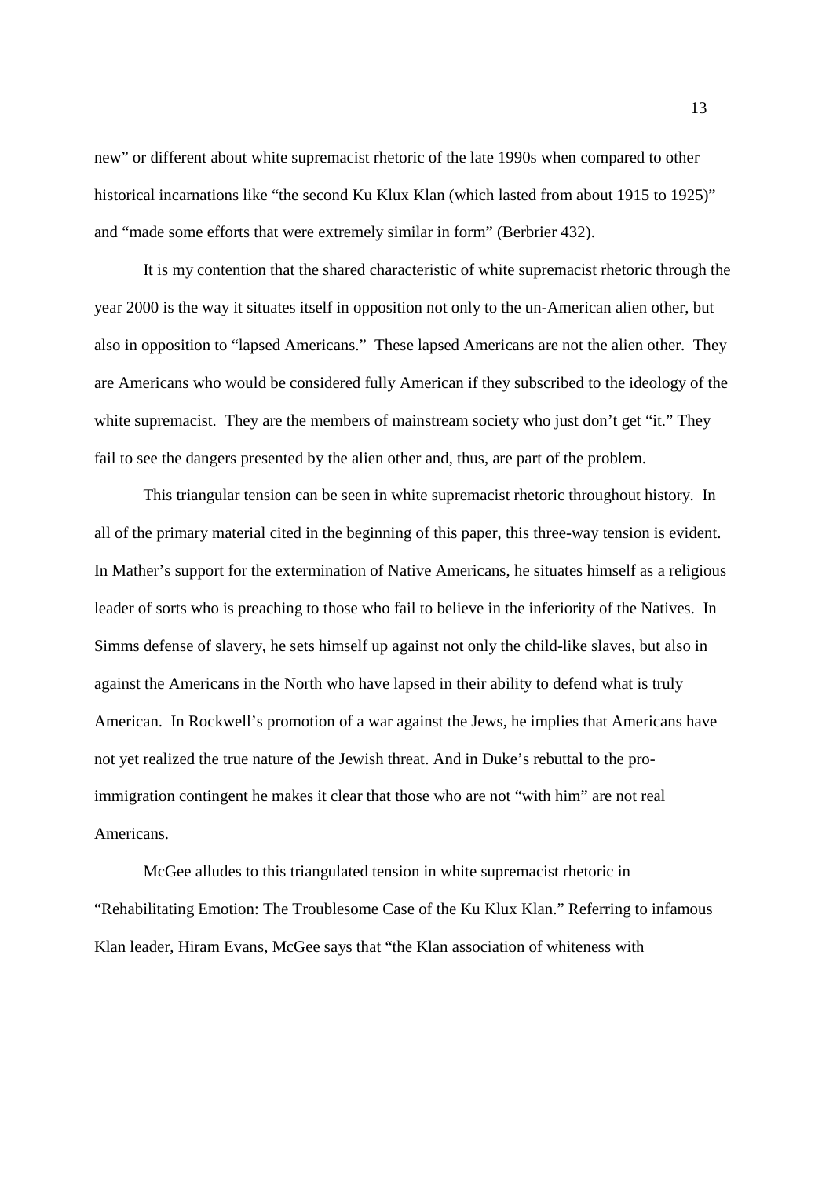new" or different about white supremacist rhetoric of the late 1990s when compared to other historical incarnations like "the second Ku Klux Klan (which lasted from about 1915 to 1925)" and "made some efforts that were extremely similar in form" (Berbrier 432).

It is my contention that the shared characteristic of white supremacist rhetoric through the year 2000 is the way it situates itself in opposition not only to the un-American alien other, but also in opposition to "lapsed Americans." These lapsed Americans are not the alien other. They are Americans who would be considered fully American if they subscribed to the ideology of the white supremacist. They are the members of mainstream society who just don't get "it." They fail to see the dangers presented by the alien other and, thus, are part of the problem.

This triangular tension can be seen in white supremacist rhetoric throughout history. In all of the primary material cited in the beginning of this paper, this three-way tension is evident. In Mather's support for the extermination of Native Americans, he situates himself as a religious leader of sorts who is preaching to those who fail to believe in the inferiority of the Natives. In Simms defense of slavery, he sets himself up against not only the child-like slaves, but also in against the Americans in the North who have lapsed in their ability to defend what is truly American. In Rockwell's promotion of a war against the Jews, he implies that Americans have not yet realized the true nature of the Jewish threat. And in Duke's rebuttal to the pro-immigration contingent he makes it clear that those who are not "with him" are not real Americans.

McGee alludes to this triangulated tension in white supremacist rhetoric in "Rehabilitating Emotion: The Troublesome Case of the Ku Klux Klan." Referring to infamous Klan leader, Hiram Evans, McGee says that "the Klan association of whiteness with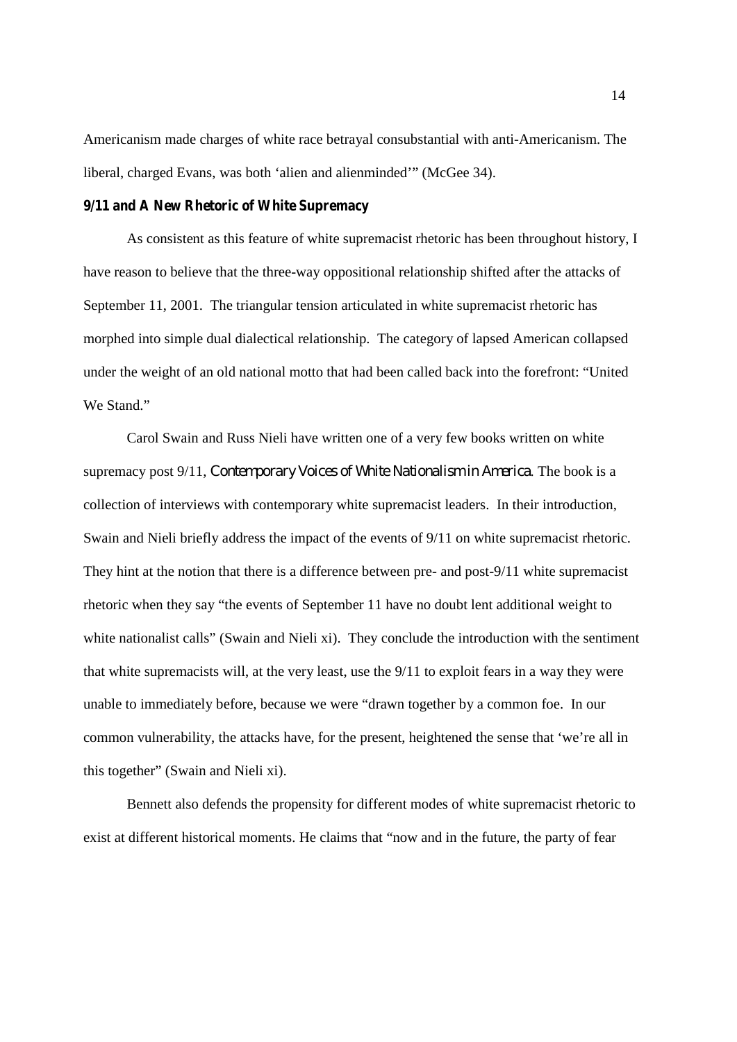Americanism made charges of white race betrayal consubstantial with anti-Americanism. The liberal, charged Evans, was both 'alien and alienminded'" (McGee 34).

### 9/11 and A New Rhetoric of White Supremacy

As consistent as this feature of white supremacist rhetoric has been throughout history, I have reason to believe that the three-way oppositional relationship shifted after the attacks of September 11, 2001. The triangular tension articulated in white supremacist rhetoric has morphed into simple dual dialectical relationship. The category of lapsed American collapsed under the weight of an old national motto that had been called back into the forefront: "United We Stand."

Carol Swain and Russ Nieli have written one of a very few books written on white supremacy post 9/11, *Contemporary Voices of White Nationalism in America*. The book is a collection of interviews with contemporary white supremacist leaders. In their introduction, Swain and Nieli briefly address the impact of the events of 9/11 on white supremacist rhetoric. They hint at the notion that there is a difference between pre- and post-9/11 white supremacist rhetoric when they say "the events of September 11 have no doubt lent additional weight to white nationalist calls" (Swain and Nieli xi). They conclude the introduction with the sentiment that white supremacists will, at the very least, use the 9/11 to exploit fears in a way they were unable to immediately before, because we were "drawn together by a common foe. In our common vulnerability, the attacks have, for the present, heightened the sense that 'we're all in this together" (Swain and Nieli xi).

Bennett also defends the propensity for different modes of white supremacist rhetoric to exist at different historical moments. He claims that "now and in the future, the party of fear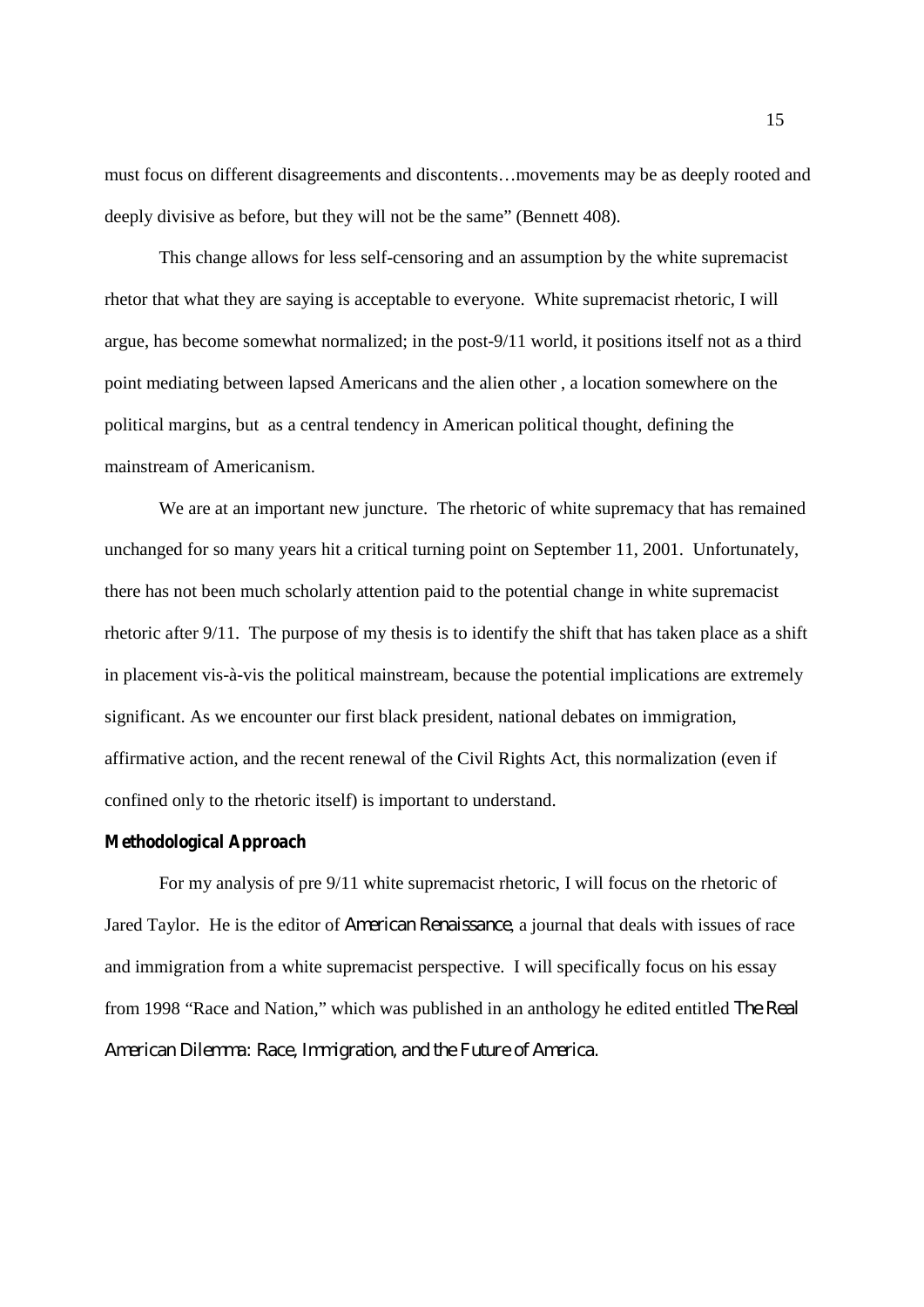must focus on different disagreements and discontents…movements may be as deeply rooted and deeply divisive as before, but they will not be the same" (Bennett 408).

This change allows for less self-censoring and an assumption by the white supremacist rhetor that what they are saying is acceptable to everyone. White supremacist rhetoric, I will argue, has become somewhat normalized; in the post-9/11 world, it positions itself not as a third point mediating between lapsed Americans and the alien other , a location somewhere on the political margins, but as a central tendency in American political thought, defining the mainstream of Americanism.

We are at an important new juncture. The rhetoric of white supremacy that has remained unchanged for so many years hit a critical turning point on September 11, 2001. Unfortunately, there has not been much scholarly attention paid to the potential change in white supremacist rhetoric after 9/11. The purpose of my thesis is to identify the shift that has taken place as a shift in placement vis-à-vis the political mainstream, because the potential implications are extremely significant. As we encounter our first black president, national debates on immigration, affirmative action, and the recent renewal of the Civil Rights Act, this normalization (even if confined only to the rhetoric itself) is important to understand.

**Methodological Approach**

For my analysis of pre 9/11 white supremacist rhetoric, I will focus on the rhetoric of Jared Taylor. He is the editor of *American Renaissance*, a journal that deals with issues of race and immigration from a white supremacist perspective. I will specifically focus on his essay from 1998 "Race and Nation," which was published in an anthology he edited entitled *The Real American Dilemma: Race, Immigration, and the Future of America.*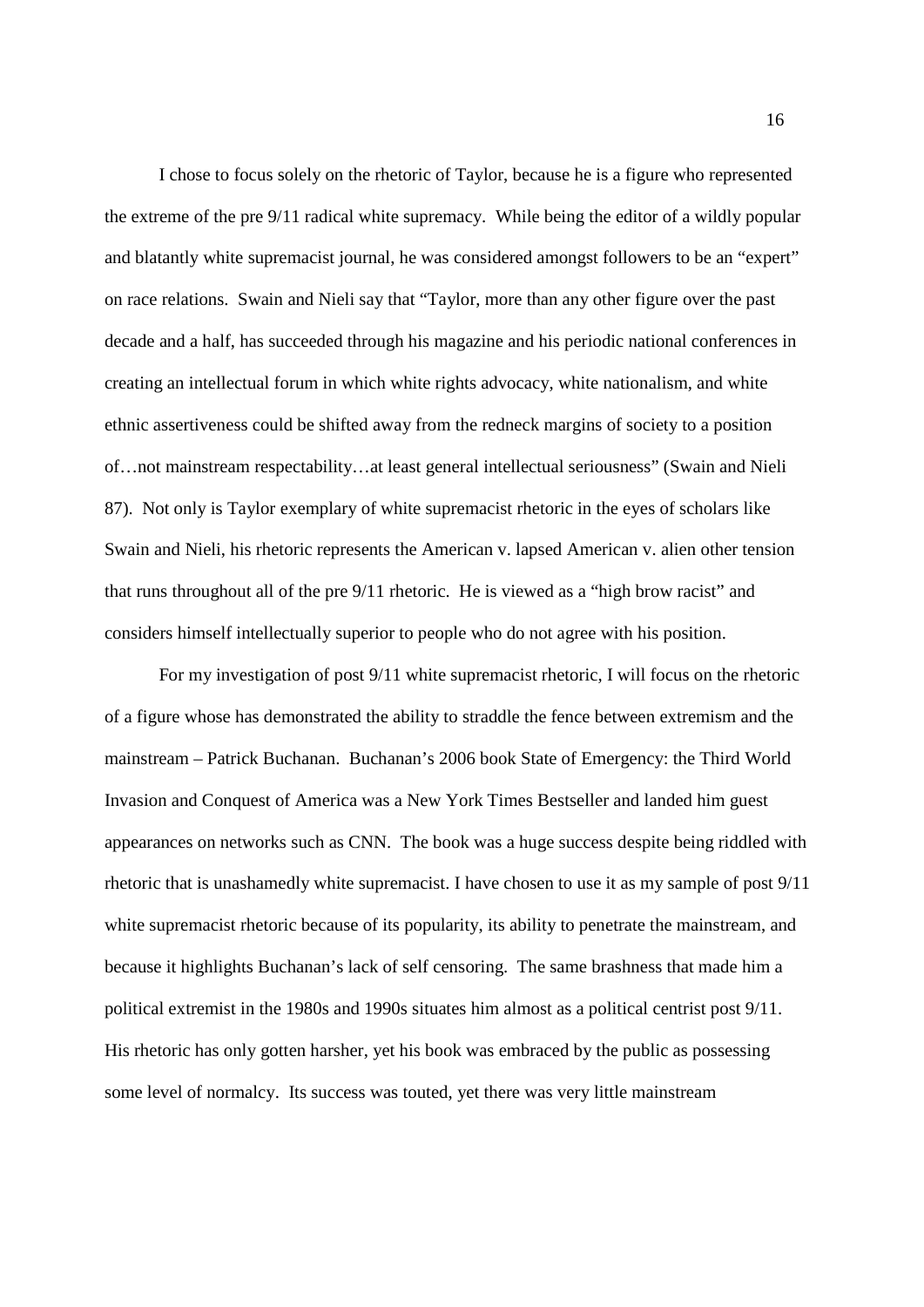I chose to focus solely on the rhetoric of Taylor, because he is a figure who represented the extreme of the pre 9/11 radical white supremacy. While being the editor of a wildly popular and blatantly white supremacist journal, he was considered amongst followers to be an "expert" on race relations. Swain and Nieli say that "Taylor, more than any other figure over the past decade and a half, has succeeded through his magazine and his periodic national conferences in creating an intellectual forum in which white rights advocacy, white nationalism, and white ethnic assertiveness could be shifted away from the redneck margins of society to a position of…not mainstream respectability…at least general intellectual seriousness" (Swain and Nieli 87). Not only is Taylor exemplary of white supremacist rhetoric in the eyes of scholars like Swain and Nieli, his rhetoric represents the American v. lapsed American v. alien other tension that runs throughout all of the pre 9/11 rhetoric. He is viewed as a "high brow racist" and considers himself intellectually superior to people who do not agree with his position.

For my investigation of post 9/11 white supremacist rhetoric, I will focus on the rhetoric of a figure whose has demonstrated the ability to straddle the fence between extremism and the mainstream – Patrick Buchanan. Buchanan's 2006 book State of Emergency: the Third World Invasion and Conquest of America was a New York Times Bestseller and landed him guest appearances on networks such as CNN. The book was a huge success despite being riddled with rhetoric that is unashamedly white supremacist. I have chosen to use it as my sample of post 9/11 white supremacist rhetoric because of its popularity, its ability to penetrate the mainstream, and because it highlights Buchanan's lack of self censoring. The same brashness that made him a political extremist in the 1980s and 1990s situates him almost as a political centrist post 9/11. His rhetoric has only gotten harsher, yet his book was embraced by the public as possessing some level of normalcy. Its success was touted, yet there was very little mainstream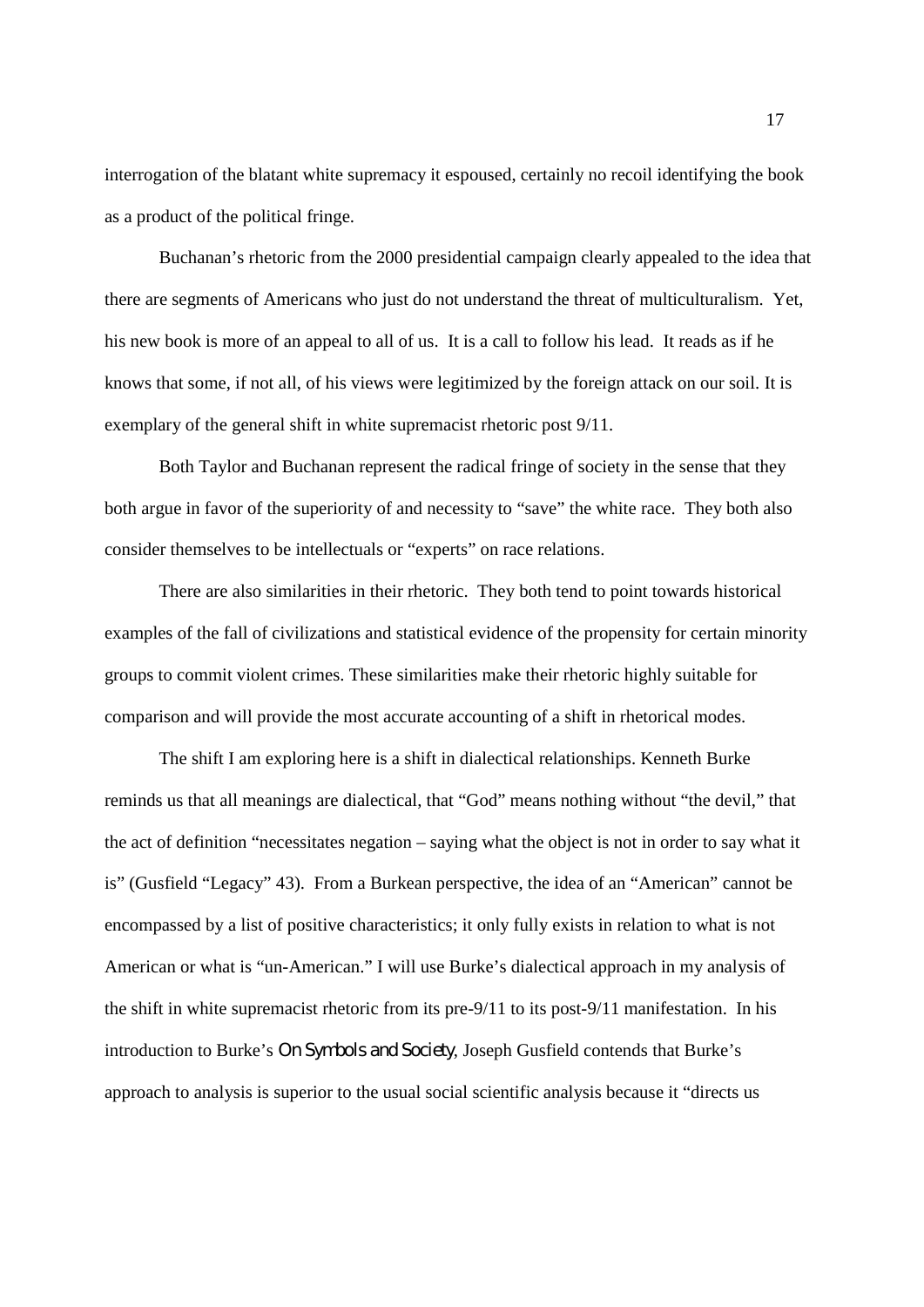interrogation of the blatant white supremacy it espoused, certainly no recoil identifying the book as a product of the political fringe.

Buchanan's rhetoric from the 2000 presidential campaign clearly appealed to the idea that there are segments of Americans who just do not understand the threat of multiculturalism. Yet, his new book is more of an appeal to all of us. It is a call to follow his lead. It reads as if he knows that some, if not all, of his views were legitimized by the foreign attack on our soil. It is exemplary of the general shift in white supremacist rhetoric post 9/11.

Both Taylor and Buchanan represent the radical fringe of society in the sense that they both argue in favor of the superiority of and necessity to "save" the white race. They both also consider themselves to be intellectuals or "experts" on race relations.

There are also similarities in their rhetoric. They both tend to point towards historical examples of the fall of civilizations and statistical evidence of the propensity for certain minority groups to commit violent crimes. These similarities make their rhetoric highly suitable for comparison and will provide the most accurate accounting of a shift in rhetorical modes.

The shift I am exploring here is a shift in dialectical relationships. Kenneth Burke reminds us that all meanings are dialectical, that "God" means nothing without "the devil," that the act of definition "necessitates negation – saying what the object is not in order to say what it is" (Gusfield "Legacy" 43). From a Burkean perspective, the idea of an "American" cannot be encompassed by a list of positive characteristics; it only fully exists in relation to what is not American or what is "un-American." I will use Burke's dialectical approach in my analysis of the shift in white supremacist rhetoric from its pre-9/11 to its post-9/11 manifestation. In his introduction to Burke's *On Symbols and Society*, Joseph Gusfield contends that Burke's approach to analysis is superior to the usual social scientific analysis because it "directs us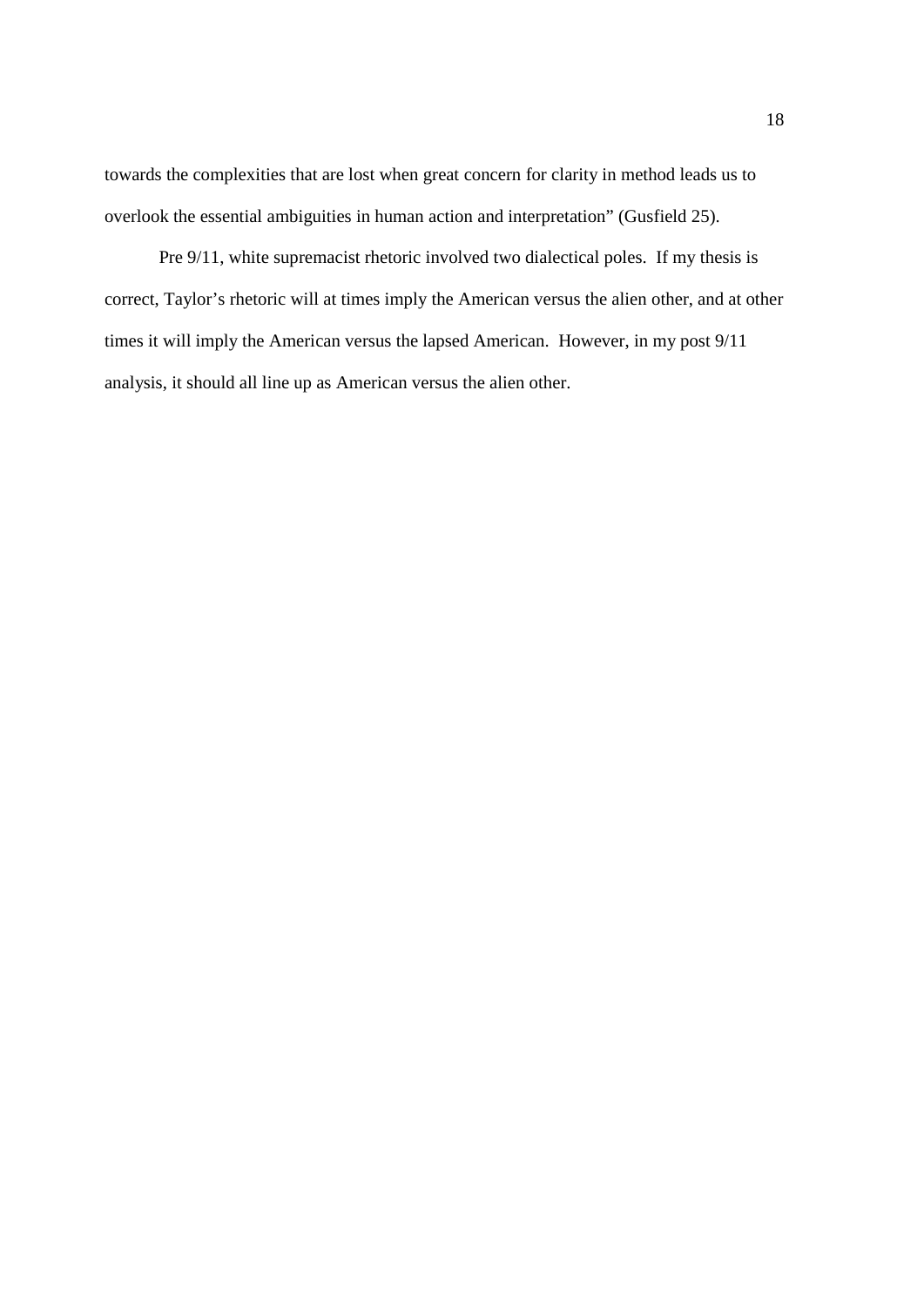towards the complexities that are lost when great concern for clarity in method leads us to overlook the essential ambiguities in human action and interpretation" (Gusfield 25).

Pre 9/11, white supremacist rhetoric involved two dialectical poles. If my thesis is correct, Taylor's rhetoric will at times imply the American versus the alien other, and at other times it will imply the American versus the lapsed American. However, in my post 9/11 analysis, it should all line up as American versus the alien other.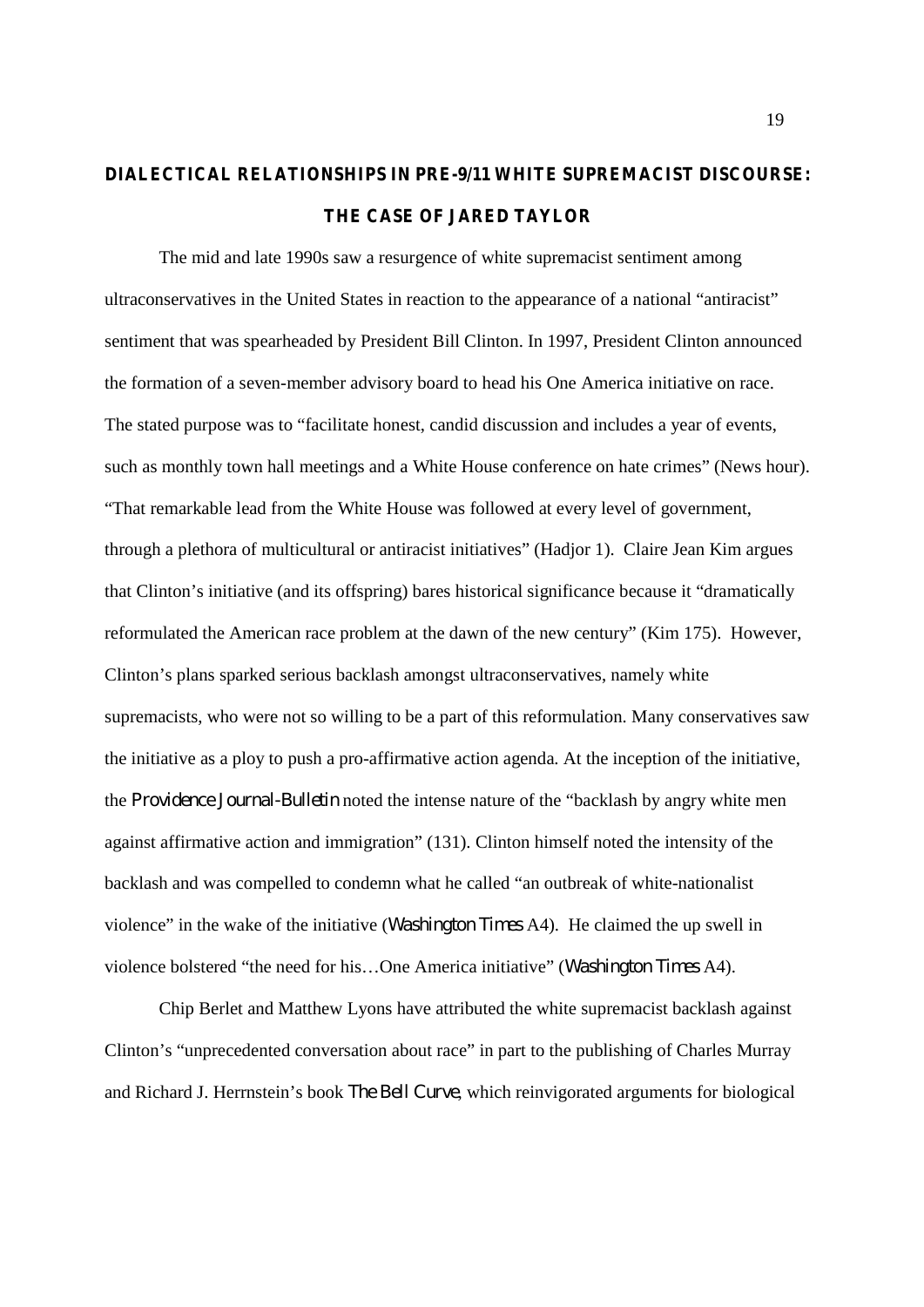# DIALECTICAL RELATIONSHIPS IN PRE-9/11 WHITE SUPREMACIST DISCOURSE: THE CASE OF JARED TAYLOR

The mid and late 1990s saw a resurgence of white supremacist sentiment among ultraconservatives in the United States in reaction to the appearance of a national "antiracist" sentiment that was spearheaded by President Bill Clinton. In 1997, President Clinton announced the formation of a seven-member advisory board to head his One America initiative on race. The stated purpose was to "facilitate honest, candid discussion and includes a year of events, such as monthly town hall meetings and a White House conference on hate crimes" (News hour). "That remarkable lead from the White House was followed at every level of government, through a plethora of multicultural or antiracist initiatives" (Hadjor 1). Claire Jean Kim argues that Clinton's initiative (and its offspring) bares historical significance because it "dramatically reformulated the American race problem at the dawn of the new century" (Kim 175). However, Clinton's plans sparked serious backlash amongst ultraconservatives, namely white supremacists, who were not so willing to be a part of this reformulation. Many conservatives saw the initiative as a ploy to push a pro-affirmative action agenda. At the inception of the initiative, the *Providence Journal-Bulletin* noted the intense nature of the "backlash by angry white men against affirmative action and immigration" (131). Clinton himself noted the intensity of the backlash and was compelled to condemn what he called "an outbreak of white-nationalist violence" in the wake of the initiative (*Washington Times* A4). He claimed the up swell in violence bolstered "the need for his…One America initiative" (*Washington Times* A4).

Chip Berlet and Matthew Lyons have attributed the white supremacist backlash against Clinton's "unprecedented conversation about race" in part to the publishing of Charles Murray and Richard J. Herrnstein's book *The Bell Curve*, which reinvigorated arguments for biological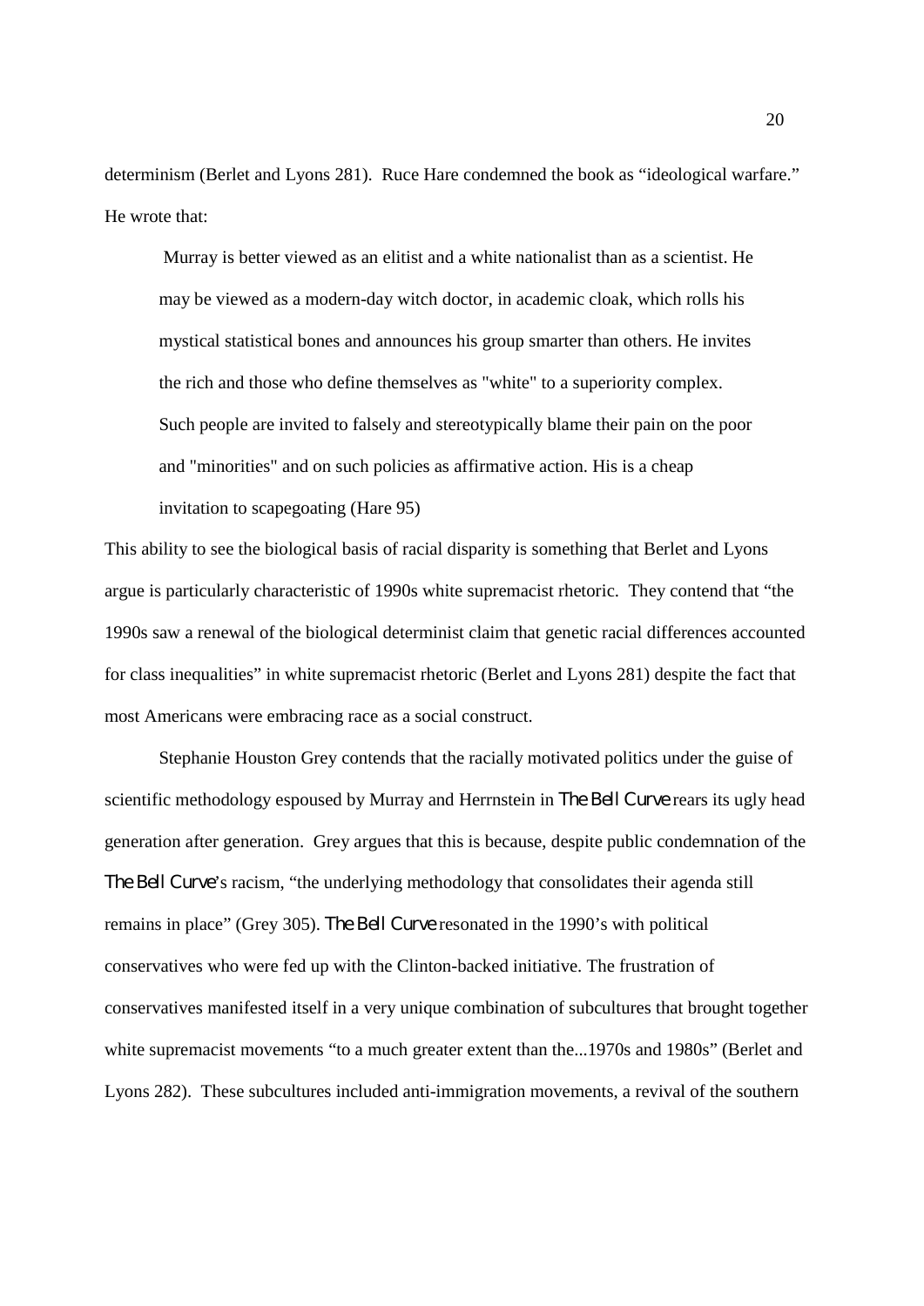determinism (Berlet and Lyons 281). Ruce Hare condemned the book as "ideological warfare." He wrote that:

> Murray is better viewed as an elitist and a white nationalist than as a scientist. He may be viewed as a modern-day witch doctor, in academic cloak, which rolls his mystical statistical bones and announces his group smarter than others. He invites the rich and those who define themselves as "white" to a superiority complex. Such people are invited to falsely and stereotypically blame their pain on the poor and "minorities" and on such policies as affirmative action. His is a cheap invitation to scapegoating (Hare 95)

This ability to see the biological basis of racial disparity is something that Berlet and Lyons argue is particularly characteristic of 1990s white supremacist rhetoric. They contend that "the 1990s saw a renewal of the biological determinist claim that genetic racial differences accounted for class inequalities" in white supremacist rhetoric (Berlet and Lyons 281) despite the fact that most Americans were embracing race as a social construct.

Stephanie Houston Grey contends that the racially motivated politics under the guise of scientific methodology espoused by Murray and Herrnstein in *The Bell Curve* rears its ugly head generation after generation. Grey argues that this is because, despite public condemnation of the *The Bell Curve*'s racism, "the underlying methodology that consolidates their agenda still remains in place" (Grey 305). *The Bell Curve* resonated in the 1990's with political conservatives who were fed up with the Clinton-backed initiative. The frustration of conservatives manifested itself in a very unique combination of subcultures that brought together white supremacist movements "to a much greater extent than the...1970s and 1980s" (Berlet and Lyons 282). These subcultures included anti-immigration movements, a revival of the southern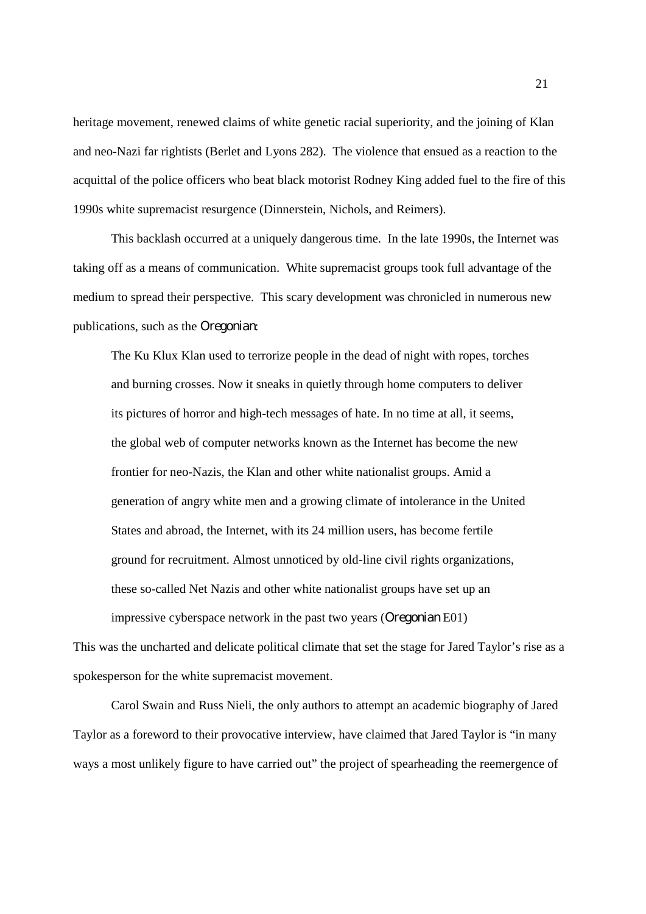heritage movement, renewed claims of white genetic racial superiority, and the joining of Klan and neo-Nazi far rightists (Berlet and Lyons 282). The violence that ensued as a reaction to the acquittal of the police officers who beat black motorist Rodney King added fuel to the fire of this 1990s white supremacist resurgence (Dinnerstein, Nichols, and Reimers).

This backlash occurred at a uniquely dangerous time. In the late 1990s, the Internet was taking off as a means of communication. White supremacist groups took full advantage of the medium to spread their perspective. This scary development was chronicled in numerous new publications, such as the *Oregonian*:

> The Ku Klux Klan used to terrorize people in the dead of night with ropes, torches and burning crosses. Now it sneaks in quietly through home computers to deliver its pictures of horror and high-tech messages of hate. In no time at all, it seems, the global web of computer networks known as the Internet has become the new frontier for neo-Nazis, the Klan and other white nationalist groups. Amid a generation of angry white men and a growing climate of intolerance in the United States and abroad, the Internet, with its 24 million users, has become fertile ground for recruitment. Almost unnoticed by old-line civil rights organizations, these so-called Net Nazis and other white nationalist groups have set up an impressive cyberspace network in the past two years (*Oregonian* E01)

This was the uncharted and delicate political climate that set the stage for Jared Taylor's rise as a spokesperson for the white supremacist movement.

Carol Swain and Russ Nieli, the only authors to attempt an academic biography of Jared Taylor as a foreword to their provocative interview, have claimed that Jared Taylor is "in many ways a most unlikely figure to have carried out" the project of spearheading the reemergence of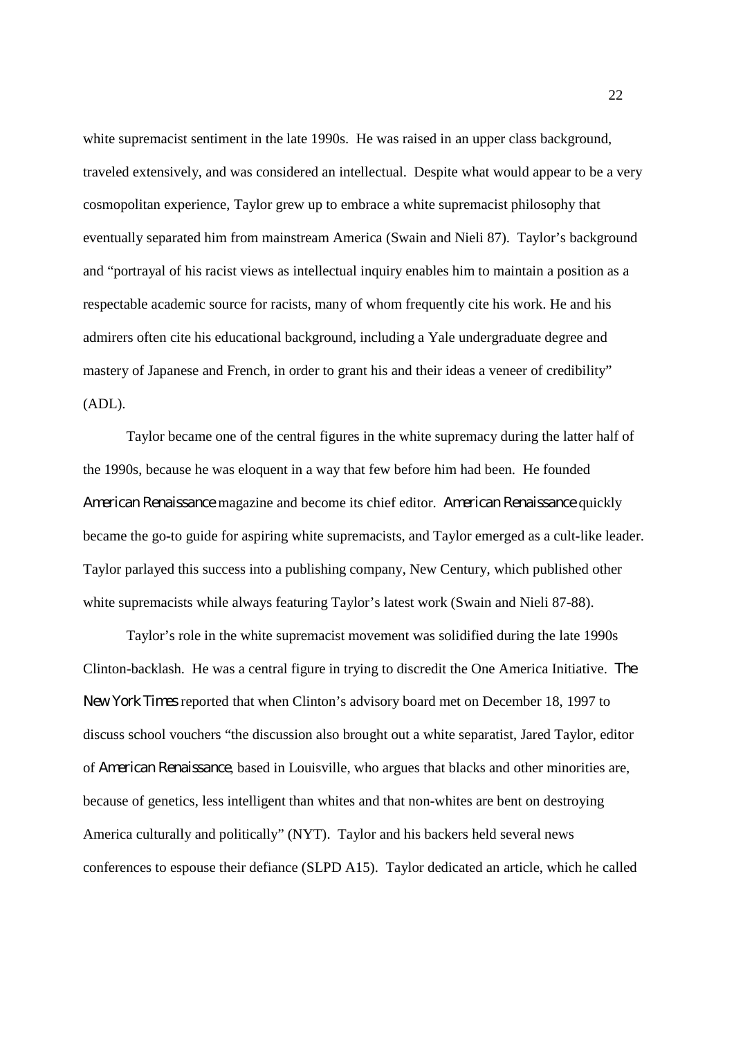white supremacist sentiment in the late 1990s. He was raised in an upper class background, traveled extensively, and was considered an intellectual. Despite what would appear to be a very cosmopolitan experience, Taylor grew up to embrace a white supremacist philosophy that eventually separated him from mainstream America (Swain and Nieli 87). Taylor's background and "portrayal of his racist views as intellectual inquiry enables him to maintain a position as a respectable academic source for racists, many of whom frequently cite his work. He and his admirers often cite his educational background, including a Yale undergraduate degree and mastery of Japanese and French, in order to grant his and their ideas a veneer of credibility" (ADL).

Taylor became one of the central figures in the white supremacy during the latter half of the 1990s, because he was eloquent in a way that few before him had been. He founded *American Renaissance* magazine and become its chief editor. *American Renaissance* quickly became the go-to guide for aspiring white supremacists, and Taylor emerged as a cult-like leader. Taylor parlayed this success into a publishing company, New Century, which published other white supremacists while always featuring Taylor's latest work (Swain and Nieli 87-88).

Taylor's role in the white supremacist movement was solidified during the late 1990s Clinton-backlash. He was a central figure in trying to discredit the One America Initiative. *The New York Times* reported that when Clinton's advisory board met on December 18, 1997 to discuss school vouchers "the discussion also brought out a white separatist, Jared Taylor, editor of *American Renaissance*, based in Louisville, who argues that blacks and other minorities are, because of genetics, less intelligent than whites and that non-whites are bent on destroying America culturally and politically" (NYT). Taylor and his backers held several news conferences to espouse their defiance (SLPD A15). Taylor dedicated an article, which he called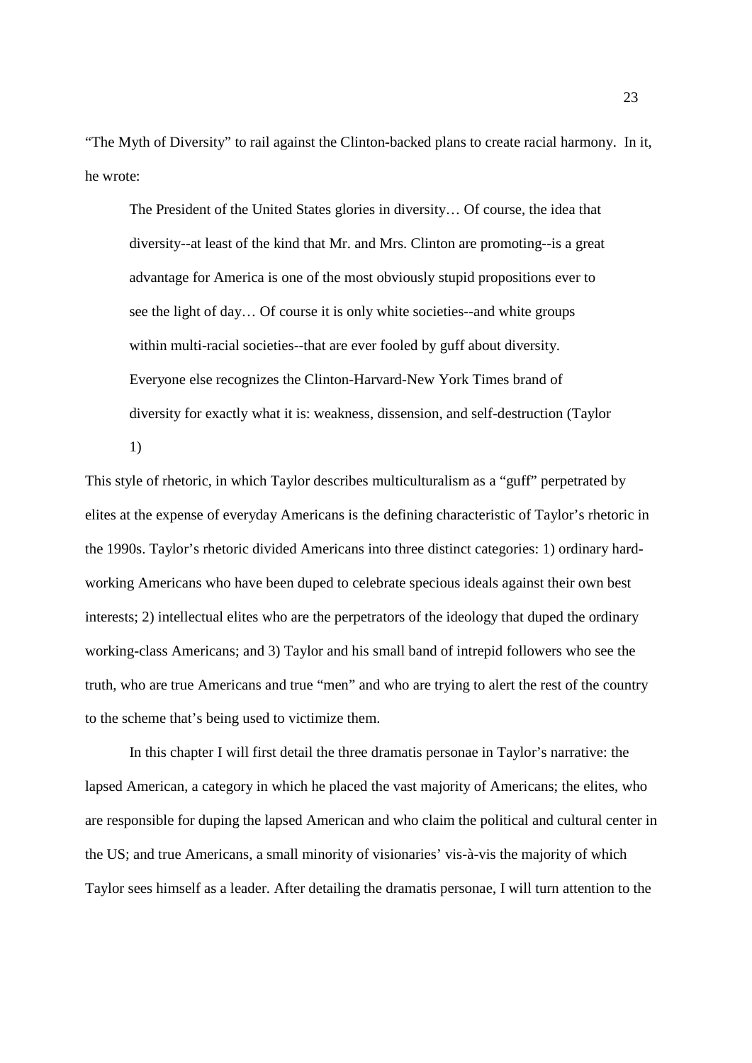"The Myth of Diversity" to rail against the Clinton-backed plans to create racial harmony. In it, he wrote:

> The President of the United States glories in diversity… Of course, the idea that diversity--at least of the kind that Mr. and Mrs. Clinton are promoting--is a great advantage for America is one of the most obviously stupid propositions ever to see the light of day… Of course it is only white societies--and white groups within multi-racial societies--that are ever fooled by guff about diversity. Everyone else recognizes the Clinton-Harvard-New York Times brand of diversity for exactly what it is: weakness, dissension, and self-destruction (Taylor 1)

This style of rhetoric, in which Taylor describes multiculturalism as a "guff" perpetrated by elites at the expense of everyday Americans is the defining characteristic of Taylor's rhetoric in the 1990s. Taylor's rhetoric divided Americans into three distinct categories: 1) ordinary hard-working Americans who have been duped to celebrate specious ideals against their own best interests; 2) intellectual elites who are the perpetrators of the ideology that duped the ordinary working-class Americans; and 3) Taylor and his small band of intrepid followers who see the truth, who are true Americans and true "men" and who are trying to alert the rest of the country to the scheme that's being used to victimize them.

In this chapter I will first detail the three dramatis personae in Taylor's narrative: the lapsed American, a category in which he placed the vast majority of Americans; the elites, who are responsible for duping the lapsed American and who claim the political and cultural center in the US; and true Americans, a small minority of visionaries' vis-à-vis the majority of which Taylor sees himself as a leader. After detailing the dramatis personae, I will turn attention to the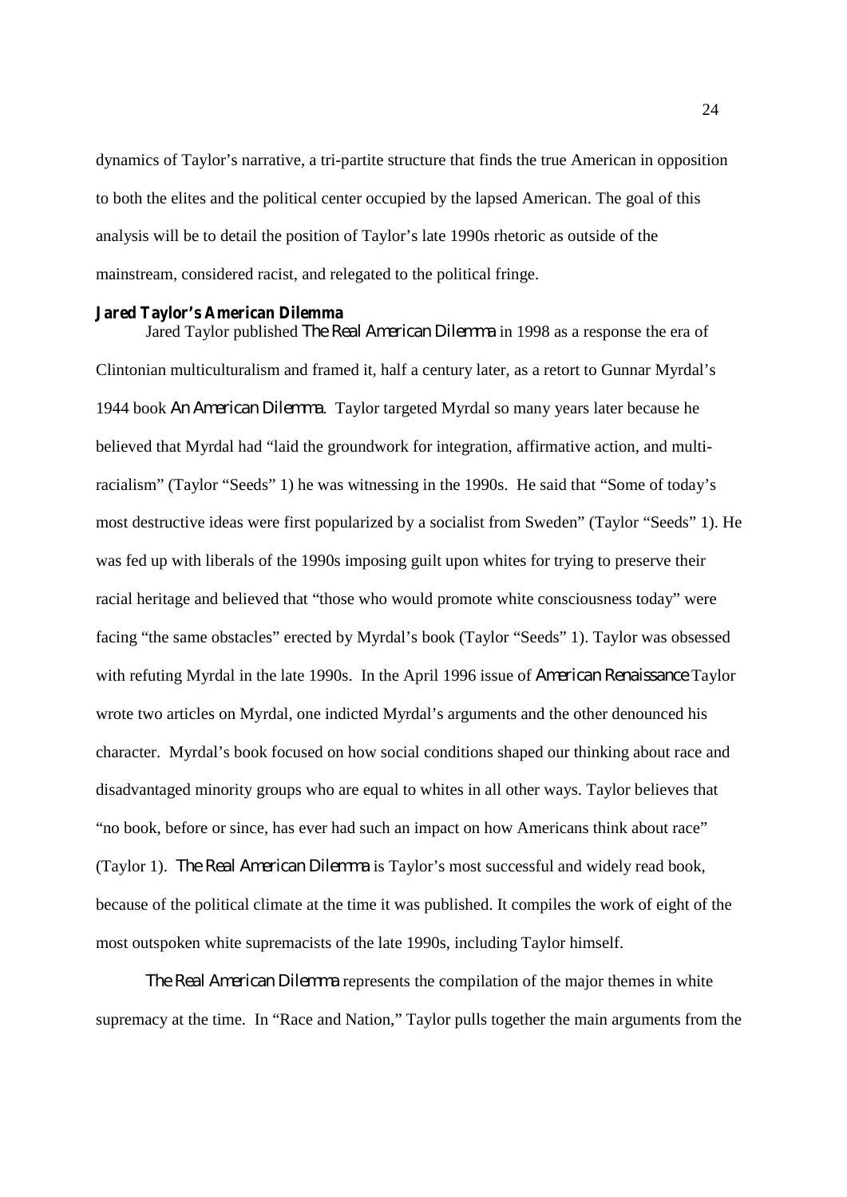dynamics of Taylor's narrative, a tri-partite structure that finds the true American in opposition to both the elites and the political center occupied by the lapsed American. The goal of this analysis will be to detail the position of Taylor's late 1990s rhetoric as outside of the mainstream, considered racist, and relegated to the political fringe.

### Jared Taylor's American Dilemma

Jared Taylor published *The Real American Dilemma* in 1998 as a response the era of Clintonian multiculturalism and framed it, half a century later, as a retort to Gunnar Myrdal's 1944 book *An American Dilemma*. Taylor targeted Myrdal so many years later because he believed that Myrdal had "laid the groundwork for integration, affirmative action, and multi-racialism" (Taylor "Seeds" 1) he was witnessing in the 1990s. He said that "Some of today's most destructive ideas were first popularized by a socialist from Sweden" (Taylor "Seeds" 1). He was fed up with liberals of the 1990s imposing guilt upon whites for trying to preserve their racial heritage and believed that "those who would promote white consciousness today" were facing "the same obstacles" erected by Myrdal's book (Taylor "Seeds" 1). Taylor was obsessed with refuting Myrdal in the late 1990s. In the April 1996 issue of *American Renaissance* Taylor wrote two articles on Myrdal, one indicted Myrdal's arguments and the other denounced his character. Myrdal's book focused on how social conditions shaped our thinking about race and disadvantaged minority groups who are equal to whites in all other ways. Taylor believes that "no book, before or since, has ever had such an impact on how Americans think about race" (Taylor 1). *The Real American Dilemma* is Taylor's most successful and widely read book, because of the political climate at the time it was published. It compiles the work of eight of the most outspoken white supremacists of the late 1990s, including Taylor himself.

*The Real American Dilemma* represents the compilation of the major themes in white supremacy at the time. In "Race and Nation," Taylor pulls together the main arguments from the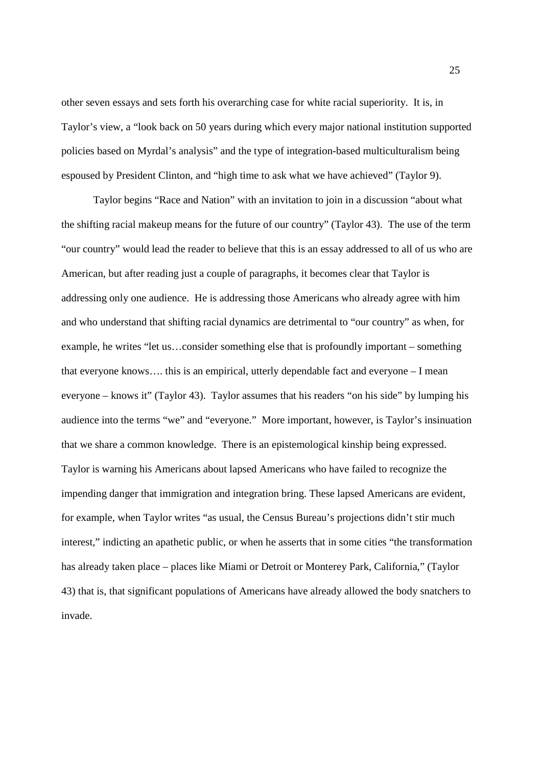other seven essays and sets forth his overarching case for white racial superiority. It is, in Taylor's view, a "look back on 50 years during which every major national institution supported policies based on Myrdal's analysis" and the type of integration-based multiculturalism being espoused by President Clinton, and "high time to ask what we have achieved" (Taylor 9).

Taylor begins "Race and Nation" with an invitation to join in a discussion "about what the shifting racial makeup means for the future of our country" (Taylor 43). The use of the term "our country" would lead the reader to believe that this is an essay addressed to all of us who are American, but after reading just a couple of paragraphs, it becomes clear that Taylor is addressing only one audience. He is addressing those Americans who already agree with him and who understand that shifting racial dynamics are detrimental to "our country" as when, for example, he writes "let us…consider something else that is profoundly important – something that everyone knows…. this is an empirical, utterly dependable fact and everyone – I mean everyone – knows it" (Taylor 43). Taylor assumes that his readers "on his side" by lumping his audience into the terms "we" and "everyone." More important, however, is Taylor's insinuation that we share a common knowledge. There is an epistemological kinship being expressed. Taylor is warning his Americans about lapsed Americans who have failed to recognize the impending danger that immigration and integration bring. These lapsed Americans are evident, for example, when Taylor writes "as usual, the Census Bureau's projections didn't stir much interest," indicting an apathetic public, or when he asserts that in some cities "the transformation has already taken place – places like Miami or Detroit or Monterey Park, California," (Taylor 43) that is, that significant populations of Americans have already allowed the body snatchers to invade.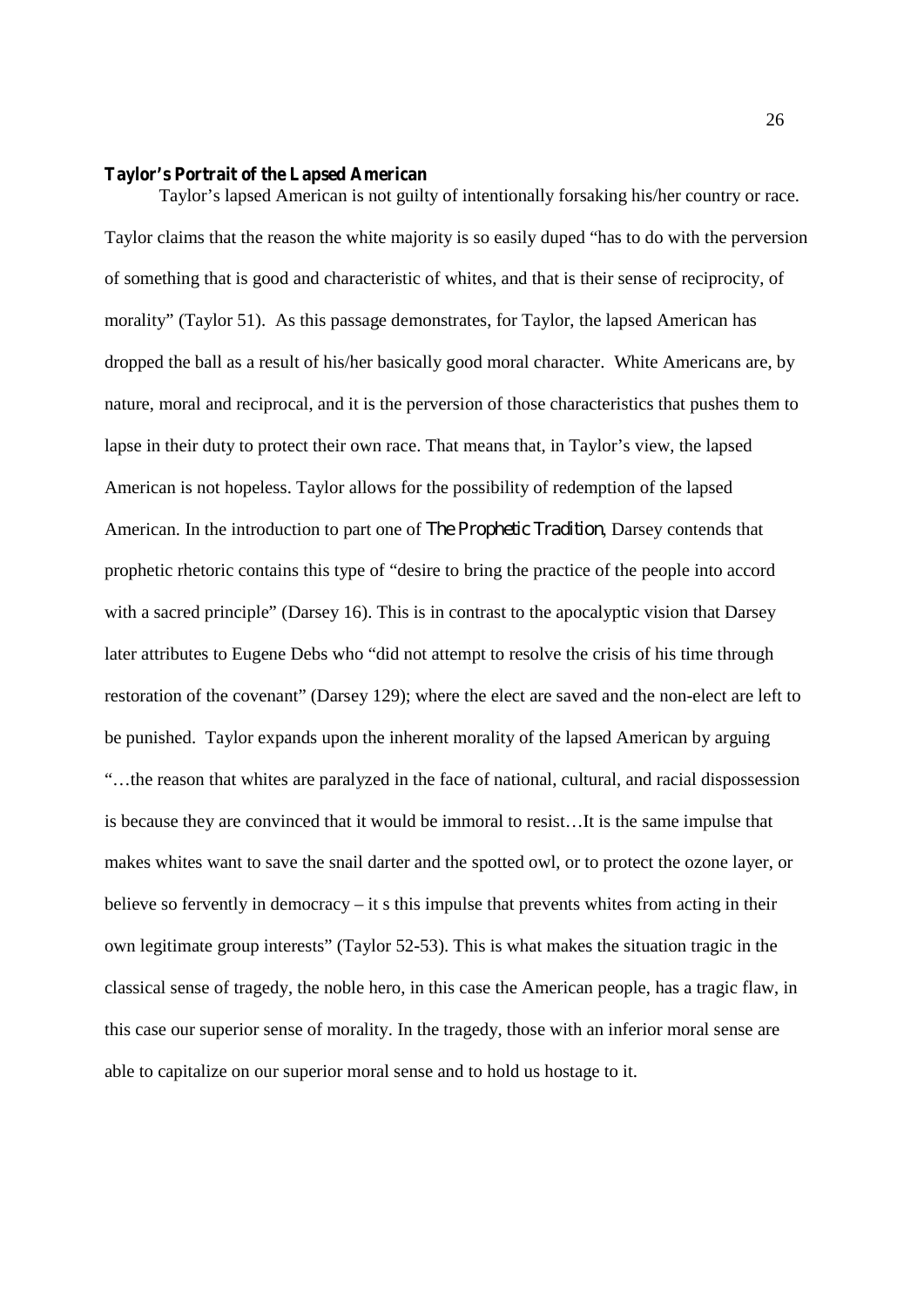**Taylor's Portrait of the Lapsed American**

Taylor's lapsed American is not guilty of intentionally forsaking his/her country or race. Taylor claims that the reason the white majority is so easily duped "has to do with the perversion of something that is good and characteristic of whites, and that is their sense of reciprocity, of morality" (Taylor 51). As this passage demonstrates, for Taylor, the lapsed American has dropped the ball as a result of his/her basically good moral character. White Americans are, by nature, moral and reciprocal, and it is the perversion of those characteristics that pushes them to lapse in their duty to protect their own race. That means that, in Taylor's view, the lapsed American is not hopeless. Taylor allows for the possibility of redemption of the lapsed American. In the introduction to part one of *The Prophetic Tradition*, Darsey contends that prophetic rhetoric contains this type of "desire to bring the practice of the people into accord with a sacred principle" (Darsey 16). This is in contrast to the apocalyptic vision that Darsey later attributes to Eugene Debs who "did not attempt to resolve the crisis of his time through restoration of the covenant" (Darsey 129); where the elect are saved and the non-elect are left to be punished. Taylor expands upon the inherent morality of the lapsed American by arguing "…the reason that whites are paralyzed in the face of national, cultural, and racial dispossession is because they are convinced that it would be immoral to resist…It is the same impulse that makes whites want to save the snail darter and the spotted owl, or to protect the ozone layer, or believe so fervently in democracy – it s this impulse that prevents whites from acting in their own legitimate group interests" (Taylor 52-53). This is what makes the situation tragic in the classical sense of tragedy, the noble hero, in this case the American people, has a tragic flaw, in this case our superior sense of morality. In the tragedy, those with an inferior moral sense are able to capitalize on our superior moral sense and to hold us hostage to it.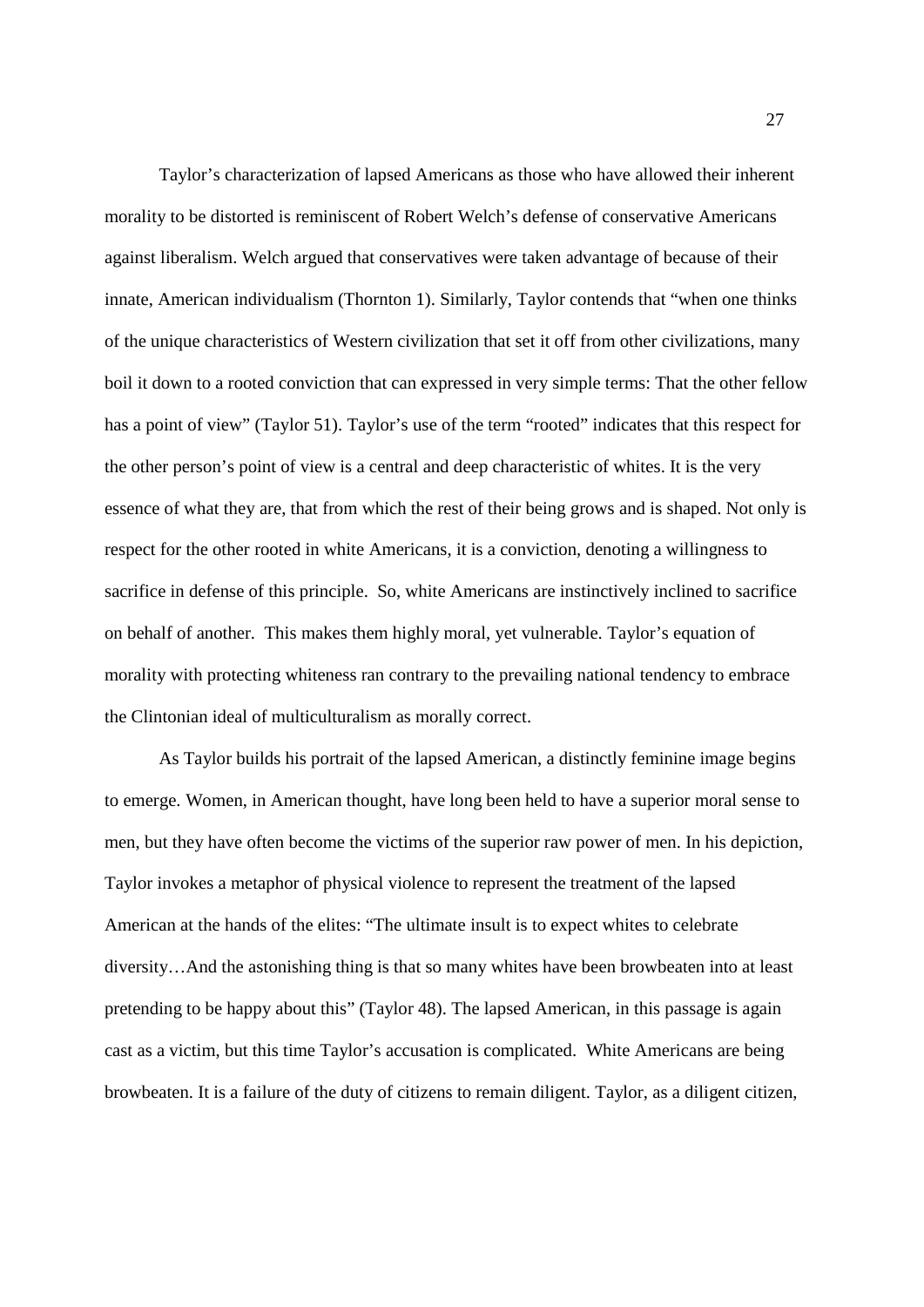Taylor's characterization of lapsed Americans as those who have allowed their inherent morality to be distorted is reminiscent of Robert Welch's defense of conservative Americans against liberalism. Welch argued that conservatives were taken advantage of because of their innate, American individualism (Thornton 1). Similarly, Taylor contends that "when one thinks of the unique characteristics of Western civilization that set it off from other civilizations, many boil it down to a rooted conviction that can expressed in very simple terms: That the other fellow has a point of view" (Taylor 51). Taylor's use of the term "rooted" indicates that this respect for the other person's point of view is a central and deep characteristic of whites. It is the very essence of what they are, that from which the rest of their being grows and is shaped. Not only is respect for the other rooted in white Americans, it is a conviction, denoting a willingness to sacrifice in defense of this principle. So, white Americans are instinctively inclined to sacrifice on behalf of another. This makes them highly moral, yet vulnerable. Taylor's equation of morality with protecting whiteness ran contrary to the prevailing national tendency to embrace the Clintonian ideal of multiculturalism as morally correct.

As Taylor builds his portrait of the lapsed American, a distinctly feminine image begins to emerge. Women, in American thought, have long been held to have a superior moral sense to men, but they have often become the victims of the superior raw power of men. In his depiction, Taylor invokes a metaphor of physical violence to represent the treatment of the lapsed American at the hands of the elites: "The ultimate insult is to expect whites to celebrate diversity…And the astonishing thing is that so many whites have been browbeaten into at least pretending to be happy about this" (Taylor 48). The lapsed American, in this passage is again cast as a victim, but this time Taylor's accusation is complicated. White Americans are being browbeaten. It is a failure of the duty of citizens to remain diligent. Taylor, as a diligent citizen,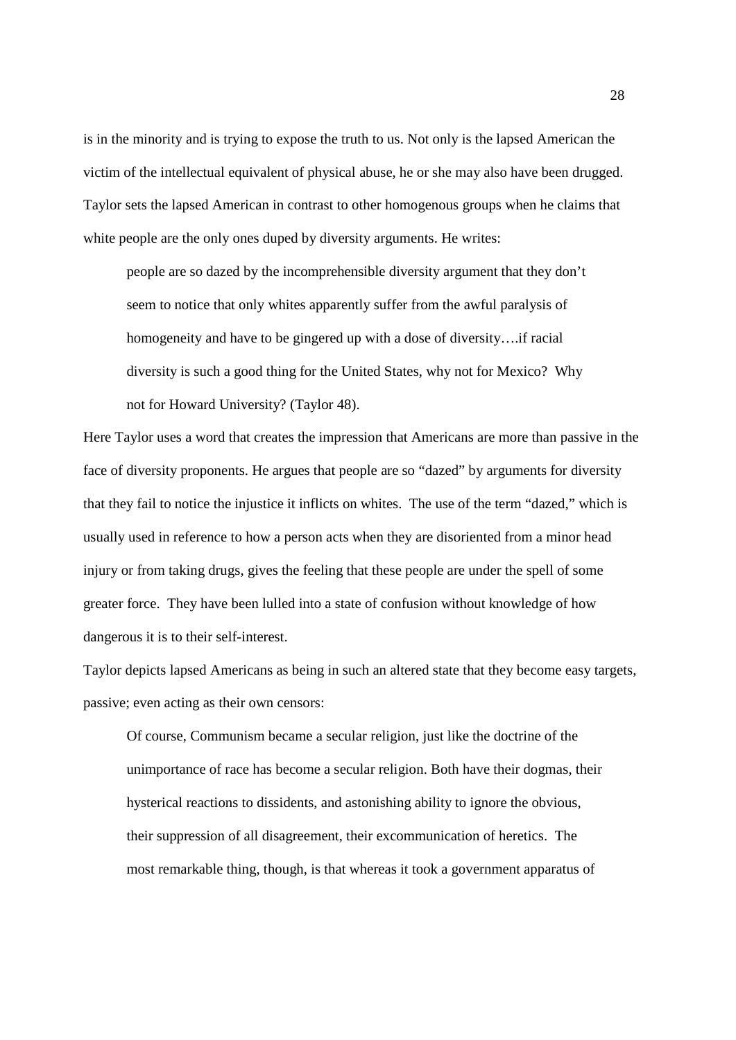is in the minority and is trying to expose the truth to us. Not only is the lapsed American the victim of the intellectual equivalent of physical abuse, he or she may also have been drugged. Taylor sets the lapsed American in contrast to other homogenous groups when he claims that white people are the only ones duped by diversity arguments. He writes:

> people are so dazed by the incomprehensible diversity argument that they don't seem to notice that only whites apparently suffer from the awful paralysis of homogeneity and have to be gingered up with a dose of diversity….if racial diversity is such a good thing for the United States, why not for Mexico? Why not for Howard University? (Taylor 48).

Here Taylor uses a word that creates the impression that Americans are more than passive in the face of diversity proponents. He argues that people are so "dazed" by arguments for diversity that they fail to notice the injustice it inflicts on whites. The use of the term "dazed," which is usually used in reference to how a person acts when they are disoriented from a minor head injury or from taking drugs, gives the feeling that these people are under the spell of some greater force. They have been lulled into a state of confusion without knowledge of how dangerous it is to their self-interest.

Taylor depicts lapsed Americans as being in such an altered state that they become easy targets, passive; even acting as their own censors:

> Of course, Communism became a secular religion, just like the doctrine of the unimportance of race has become a secular religion. Both have their dogmas, their hysterical reactions to dissidents, and astonishing ability to ignore the obvious, their suppression of all disagreement, their excommunication of heretics. The most remarkable thing, though, is that whereas it took a government apparatus of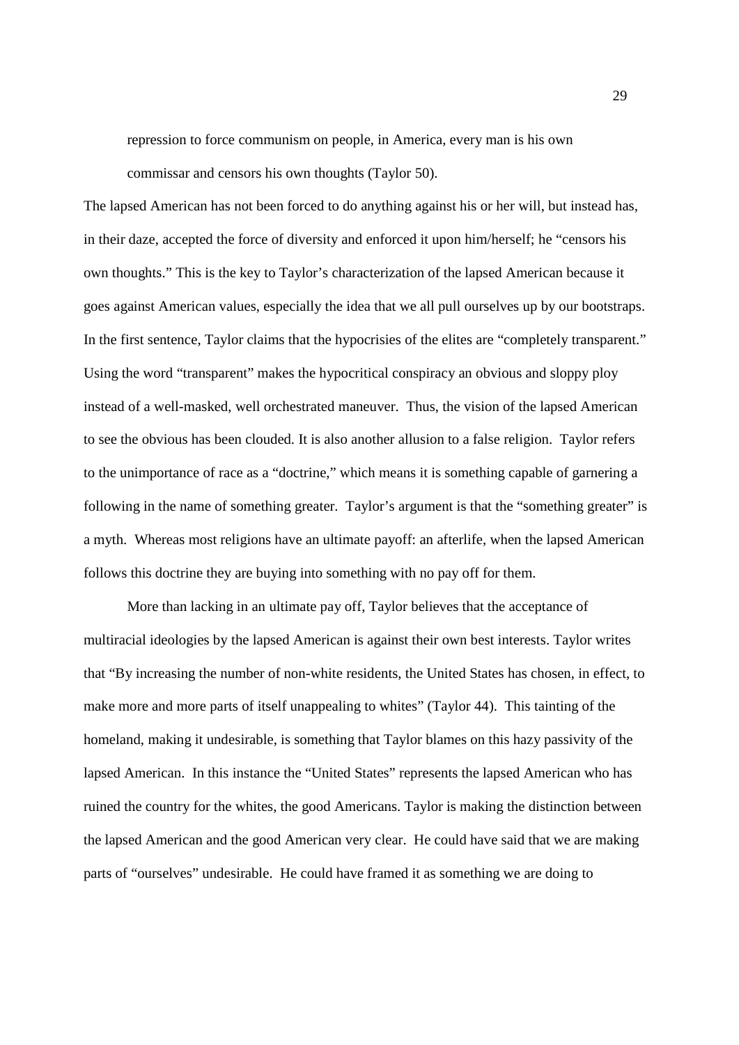> repression to force communism on people, in America, every man is his own commissar and censors his own thoughts (Taylor 50).

The lapsed American has not been forced to do anything against his or her will, but instead has, in their daze, accepted the force of diversity and enforced it upon him/herself; he "censors his own thoughts." This is the key to Taylor's characterization of the lapsed American because it goes against American values, especially the idea that we all pull ourselves up by our bootstraps. In the first sentence, Taylor claims that the hypocrisies of the elites are "completely transparent." Using the word "transparent" makes the hypocritical conspiracy an obvious and sloppy ploy instead of a well-masked, well orchestrated maneuver. Thus, the vision of the lapsed American to see the obvious has been clouded. It is also another allusion to a false religion. Taylor refers to the unimportance of race as a "doctrine," which means it is something capable of garnering a following in the name of something greater. Taylor's argument is that the "something greater" is a myth. Whereas most religions have an ultimate payoff: an afterlife, when the lapsed American follows this doctrine they are buying into something with no pay off for them.

More than lacking in an ultimate pay off, Taylor believes that the acceptance of multiracial ideologies by the lapsed American is against their own best interests. Taylor writes that "By increasing the number of non-white residents, the United States has chosen, in effect, to make more and more parts of itself unappealing to whites" (Taylor 44). This tainting of the homeland, making it undesirable, is something that Taylor blames on this hazy passivity of the lapsed American. In this instance the "United States" represents the lapsed American who has ruined the country for the whites, the good Americans. Taylor is making the distinction between the lapsed American and the good American very clear. He could have said that we are making parts of "ourselves" undesirable. He could have framed it as something we are doing to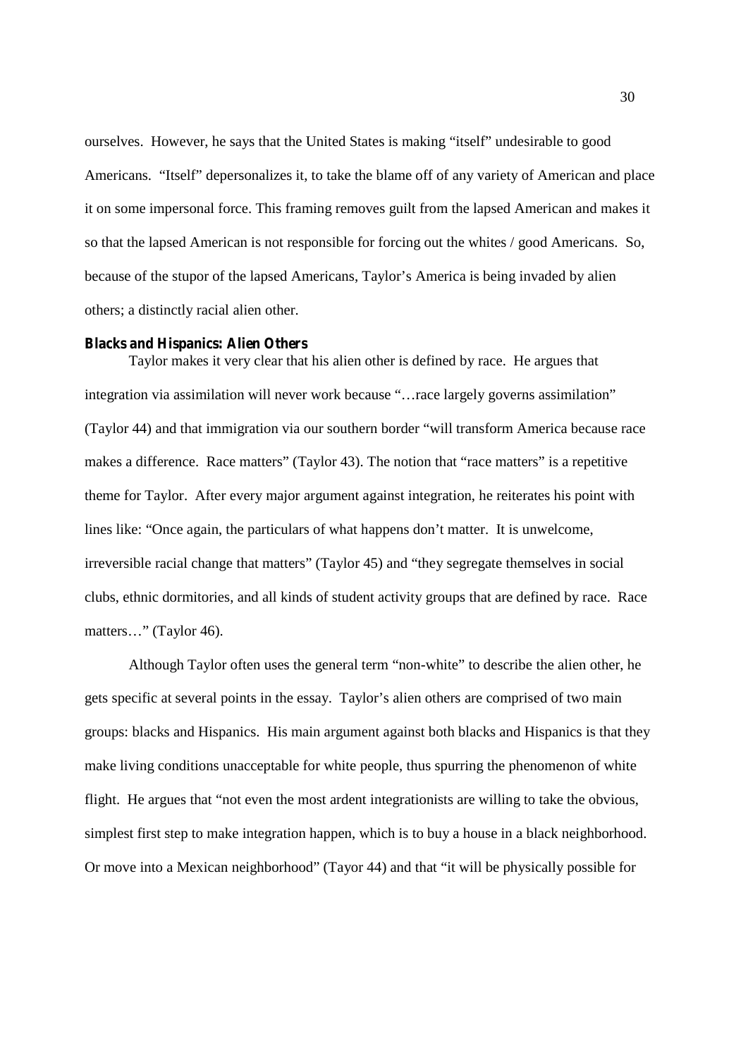ourselves. However, he says that the United States is making "itself" undesirable to good Americans. "Itself" depersonalizes it, to take the blame off of any variety of American and place it on some impersonal force. This framing removes guilt from the lapsed American and makes it so that the lapsed American is not responsible for forcing out the whites / good Americans. So, because of the stupor of the lapsed Americans, Taylor's America is being invaded by alien others; a distinctly racial alien other.

### Blacks and Hispanics: Alien Others

Taylor makes it very clear that his alien other is defined by race. He argues that integration via assimilation will never work because "…race largely governs assimilation" (Taylor 44) and that immigration via our southern border "will transform America because race makes a difference. Race matters" (Taylor 43). The notion that "race matters" is a repetitive theme for Taylor. After every major argument against integration, he reiterates his point with lines like: "Once again, the particulars of what happens don't matter. It is unwelcome, irreversible racial change that matters" (Taylor 45) and "they segregate themselves in social clubs, ethnic dormitories, and all kinds of student activity groups that are defined by race. Race matters…" (Taylor 46).

Although Taylor often uses the general term "non-white" to describe the alien other, he gets specific at several points in the essay. Taylor's alien others are comprised of two main groups: blacks and Hispanics. His main argument against both blacks and Hispanics is that they make living conditions unacceptable for white people, thus spurring the phenomenon of white flight. He argues that "not even the most ardent integrationists are willing to take the obvious, simplest first step to make integration happen, which is to buy a house in a black neighborhood. Or move into a Mexican neighborhood" (Tayor 44) and that "it will be physically possible for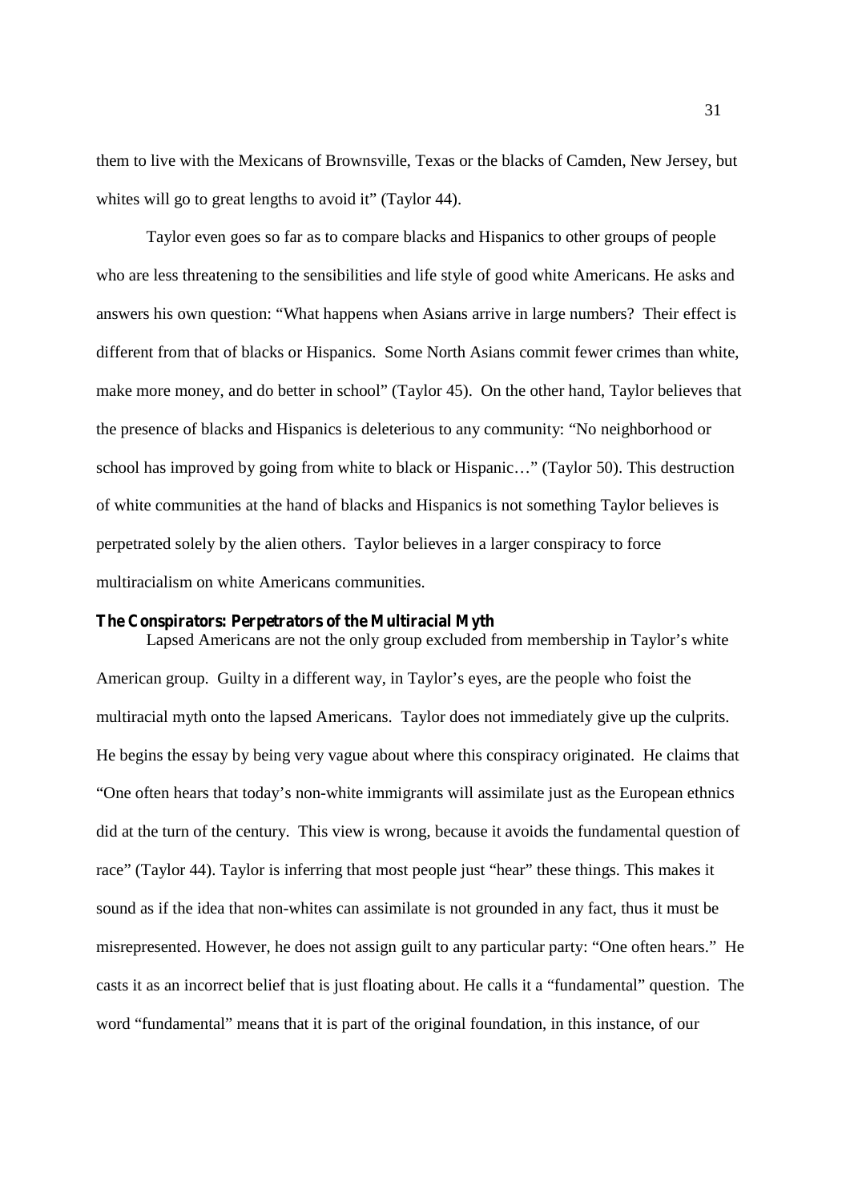them to live with the Mexicans of Brownsville, Texas or the blacks of Camden, New Jersey, but whites will go to great lengths to avoid it" (Taylor 44).

Taylor even goes so far as to compare blacks and Hispanics to other groups of people who are less threatening to the sensibilities and life style of good white Americans. He asks and answers his own question: "What happens when Asians arrive in large numbers? Their effect is different from that of blacks or Hispanics. Some North Asians commit fewer crimes than white, make more money, and do better in school" (Taylor 45). On the other hand, Taylor believes that the presence of blacks and Hispanics is deleterious to any community: "No neighborhood or school has improved by going from white to black or Hispanic…" (Taylor 50). This destruction of white communities at the hand of blacks and Hispanics is not something Taylor believes is perpetrated solely by the alien others. Taylor believes in a larger conspiracy to force multiracialism on white Americans communities.

**The Conspirators: Perpetrators of the Multiracial Myth**

Lapsed Americans are not the only group excluded from membership in Taylor's white American group. Guilty in a different way, in Taylor's eyes, are the people who foist the multiracial myth onto the lapsed Americans. Taylor does not immediately give up the culprits. He begins the essay by being very vague about where this conspiracy originated. He claims that "One often hears that today's non-white immigrants will assimilate just as the European ethnics did at the turn of the century. This view is wrong, because it avoids the fundamental question of race" (Taylor 44). Taylor is inferring that most people just "hear" these things. This makes it sound as if the idea that non-whites can assimilate is not grounded in any fact, thus it must be misrepresented. However, he does not assign guilt to any particular party: "One often hears." He casts it as an incorrect belief that is just floating about. He calls it a "fundamental" question. The word "fundamental" means that it is part of the original foundation, in this instance, of our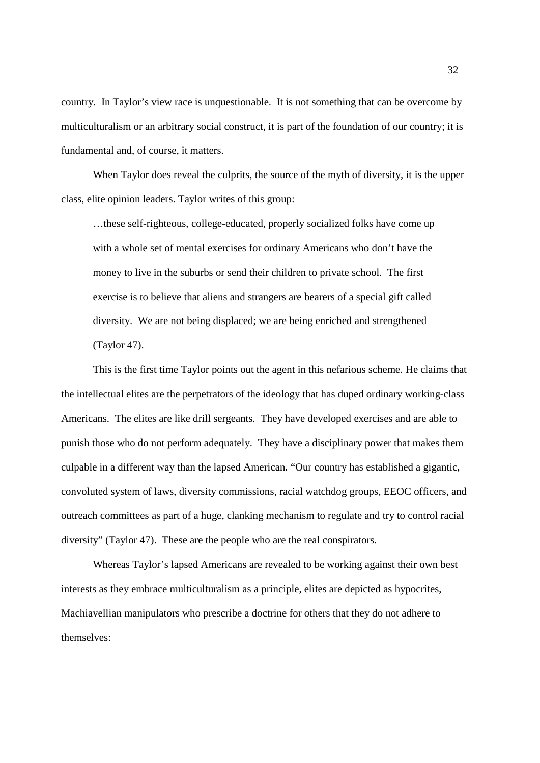country. In Taylor's view race is unquestionable. It is not something that can be overcome by multiculturalism or an arbitrary social construct, it is part of the foundation of our country; it is fundamental and, of course, it matters.

When Taylor does reveal the culprits, the source of the myth of diversity, it is the upper class, elite opinion leaders. Taylor writes of this group:

> …these self-righteous, college-educated, properly socialized folks have come up with a whole set of mental exercises for ordinary Americans who don't have the money to live in the suburbs or send their children to private school. The first exercise is to believe that aliens and strangers are bearers of a special gift called diversity. We are not being displaced; we are being enriched and strengthened (Taylor 47).

This is the first time Taylor points out the agent in this nefarious scheme. He claims that the intellectual elites are the perpetrators of the ideology that has duped ordinary working-class Americans. The elites are like drill sergeants. They have developed exercises and are able to punish those who do not perform adequately. They have a disciplinary power that makes them culpable in a different way than the lapsed American. "Our country has established a gigantic, convoluted system of laws, diversity commissions, racial watchdog groups, EEOC officers, and outreach committees as part of a huge, clanking mechanism to regulate and try to control racial diversity" (Taylor 47). These are the people who are the real conspirators.

Whereas Taylor's lapsed Americans are revealed to be working against their own best interests as they embrace multiculturalism as a principle, elites are depicted as hypocrites, Machiavellian manipulators who prescribe a doctrine for others that they do not adhere to themselves: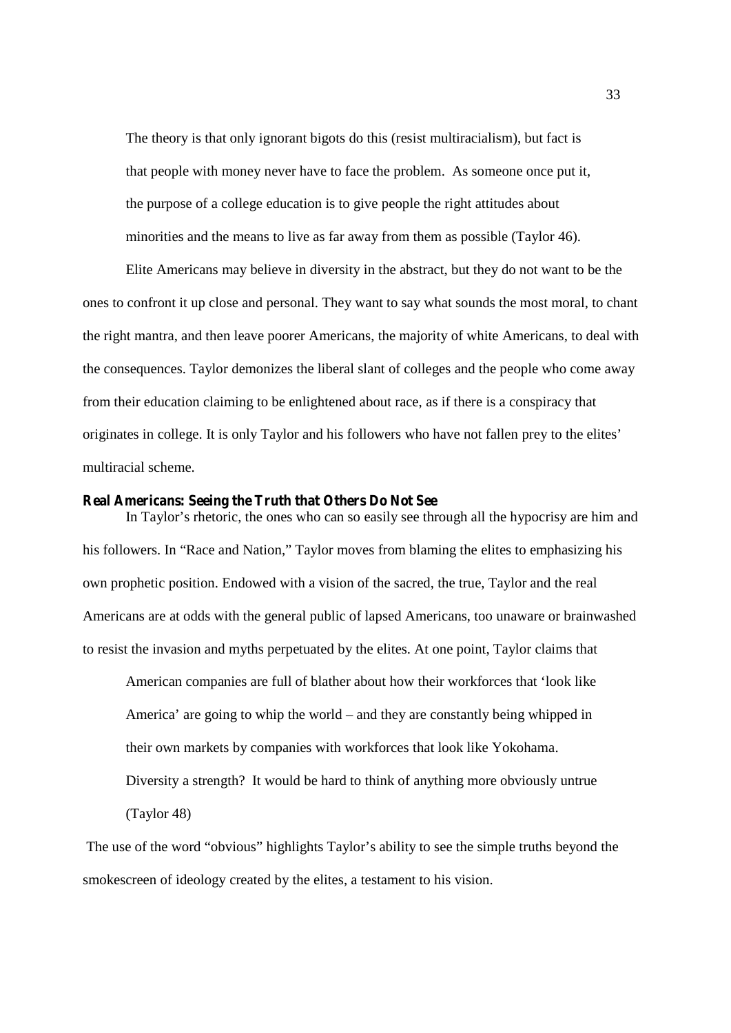> The theory is that only ignorant bigots do this (resist multiracialism), but fact is that people with money never have to face the problem. As someone once put it, the purpose of a college education is to give people the right attitudes about minorities and the means to live as far away from them as possible (Taylor 46).

Elite Americans may believe in diversity in the abstract, but they do not want to be the ones to confront it up close and personal. They want to say what sounds the most moral, to chant the right mantra, and then leave poorer Americans, the majority of white Americans, to deal with the consequences. Taylor demonizes the liberal slant of colleges and the people who come away from their education claiming to be enlightened about race, as if there is a conspiracy that originates in college. It is only Taylor and his followers who have not fallen prey to the elites' multiracial scheme.

**Real Americans: Seeing the Truth that Others Do Not See**

In Taylor's rhetoric, the ones who can so easily see through all the hypocrisy are him and his followers. In "Race and Nation," Taylor moves from blaming the elites to emphasizing his own prophetic position. Endowed with a vision of the sacred, the true, Taylor and the real Americans are at odds with the general public of lapsed Americans, too unaware or brainwashed to resist the invasion and myths perpetuated by the elites. At one point, Taylor claims that

> American companies are full of blather about how their workforces that 'look like America' are going to whip the world – and they are constantly being whipped in their own markets by companies with workforces that look like Yokohama. Diversity a strength? It would be hard to think of anything more obviously untrue (Taylor 48)

The use of the word "obvious" highlights Taylor's ability to see the simple truths beyond the smokescreen of ideology created by the elites, a testament to his vision.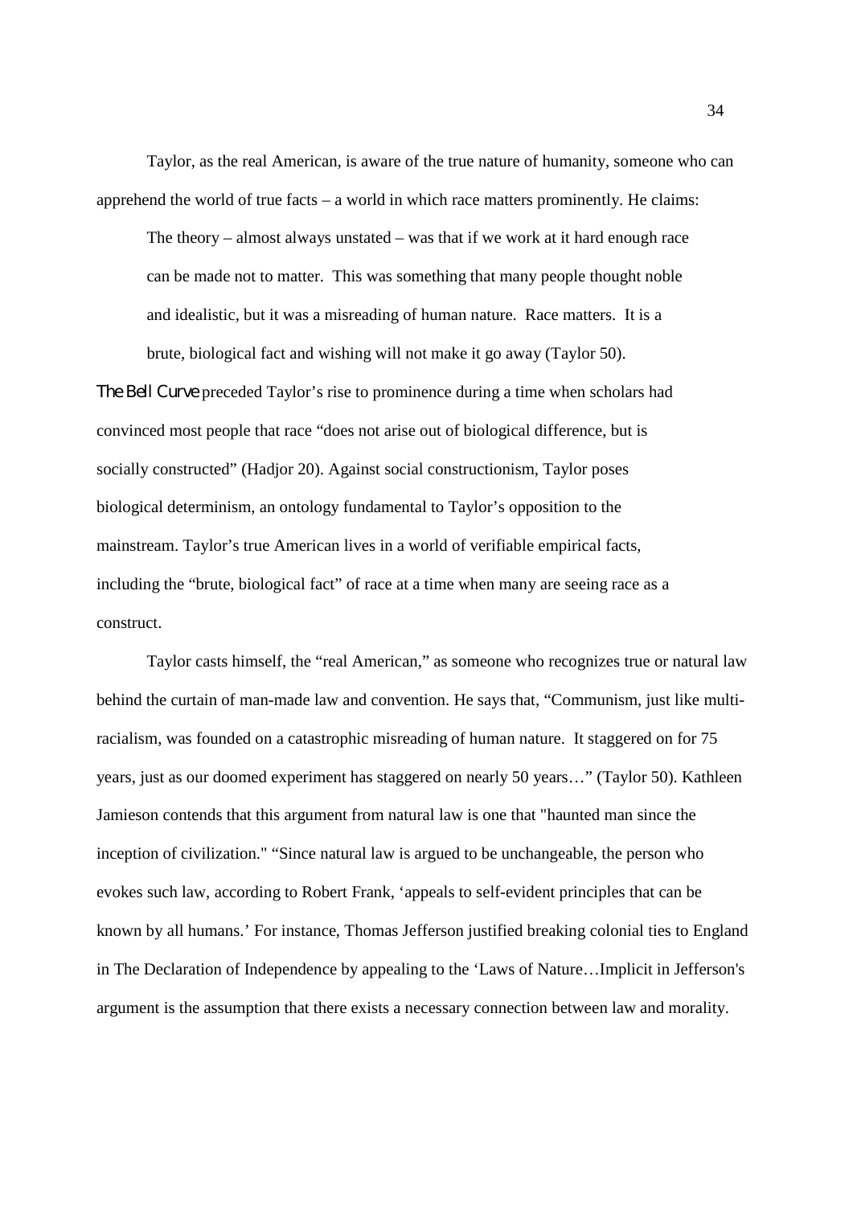Taylor, as the real American, is aware of the true nature of humanity, someone who can apprehend the world of true facts – a world in which race matters prominently. He claims:

> The theory – almost always unstated – was that if we work at it hard enough race can be made not to matter. This was something that many people thought noble and idealistic, but it was a misreading of human nature. Race matters. It is a brute, biological fact and wishing will not make it go away (Taylor 50).

*The Bell Curve* preceded Taylor's rise to prominence during a time when scholars had convinced most people that race "does not arise out of biological difference, but is socially constructed" (Hadjor 20). Against social constructionism, Taylor poses biological determinism, an ontology fundamental to Taylor's opposition to the mainstream. Taylor's true American lives in a world of verifiable empirical facts, including the "brute, biological fact" of race at a time when many are seeing race as a construct.

Taylor casts himself, the "real American," as someone who recognizes true or natural law behind the curtain of man-made law and convention. He says that, "Communism, just like multi-racialism, was founded on a catastrophic misreading of human nature. It staggered on for 75 years, just as our doomed experiment has staggered on nearly 50 years…" (Taylor 50). Kathleen Jamieson contends that this argument from natural law is one that "haunted man since the inception of civilization." "Since natural law is argued to be unchangeable, the person who evokes such law, according to Robert Frank, 'appeals to self-evident principles that can be known by all humans.' For instance, Thomas Jefferson justified breaking colonial ties to England in The Declaration of Independence by appealing to the 'Laws of Nature…Implicit in Jefferson's argument is the assumption that there exists a necessary connection between law and morality.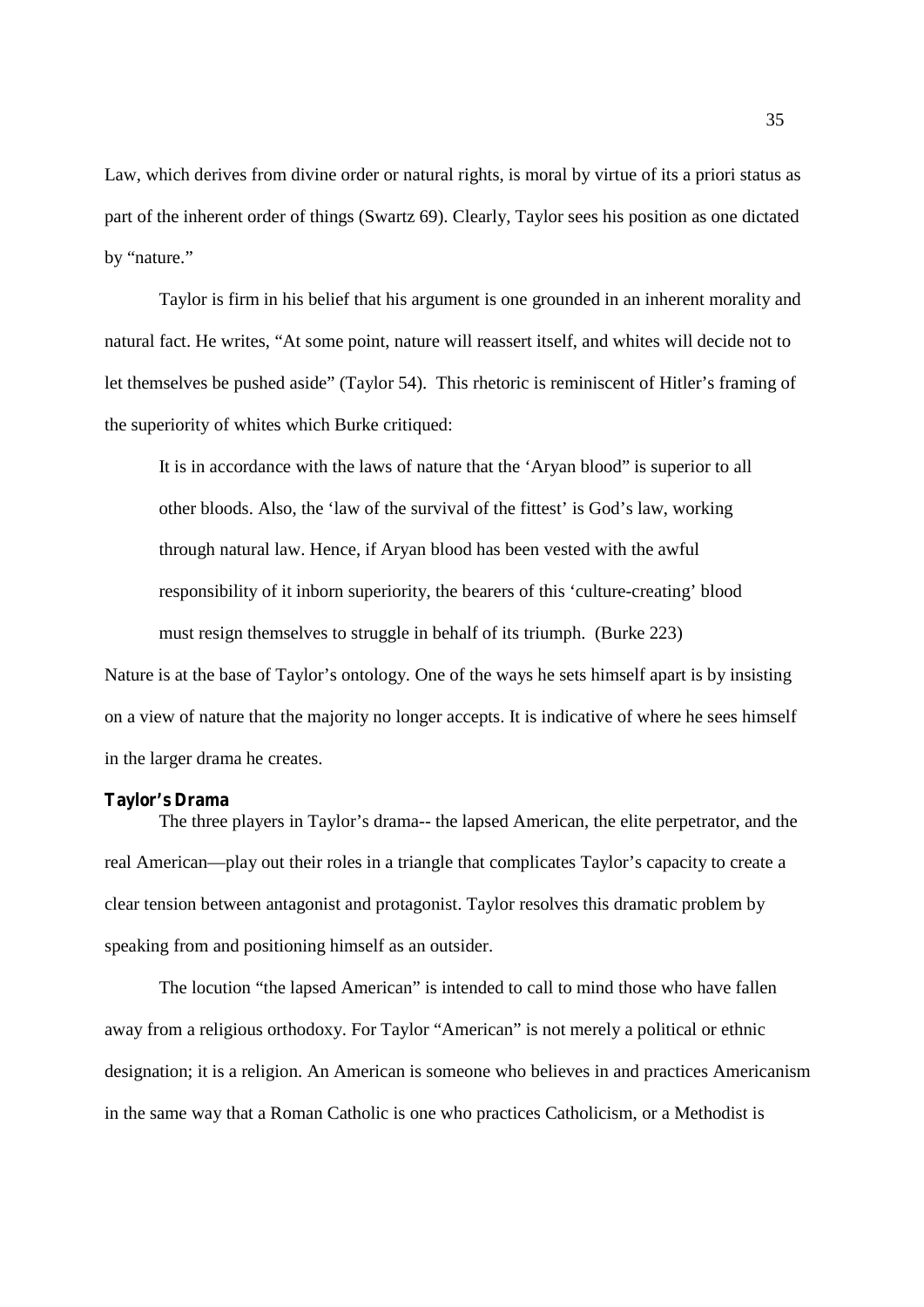Law, which derives from divine order or natural rights, is moral by virtue of its a priori status as part of the inherent order of things (Swartz 69). Clearly, Taylor sees his position as one dictated by "nature."

Taylor is firm in his belief that his argument is one grounded in an inherent morality and natural fact. He writes, "At some point, nature will reassert itself, and whites will decide not to let themselves be pushed aside" (Taylor 54). This rhetoric is reminiscent of Hitler's framing of the superiority of whites which Burke critiqued:

> It is in accordance with the laws of nature that the 'Aryan blood" is superior to all other bloods. Also, the 'law of the survival of the fittest' is God's law, working through natural law. Hence, if Aryan blood has been vested with the awful responsibility of it inborn superiority, the bearers of this 'culture-creating' blood must resign themselves to struggle in behalf of its triumph. (Burke 223)

Nature is at the base of Taylor's ontology. One of the ways he sets himself apart is by insisting on a view of nature that the majority no longer accepts. It is indicative of where he sees himself in the larger drama he creates.

### Taylor's Drama

The three players in Taylor's drama-- the lapsed American, the elite perpetrator, and the real American—play out their roles in a triangle that complicates Taylor's capacity to create a clear tension between antagonist and protagonist. Taylor resolves this dramatic problem by speaking from and positioning himself as an outsider.

The locution "the lapsed American" is intended to call to mind those who have fallen away from a religious orthodoxy. For Taylor "American" is not merely a political or ethnic designation; it is a religion. An American is someone who believes in and practices Americanism in the same way that a Roman Catholic is one who practices Catholicism, or a Methodist is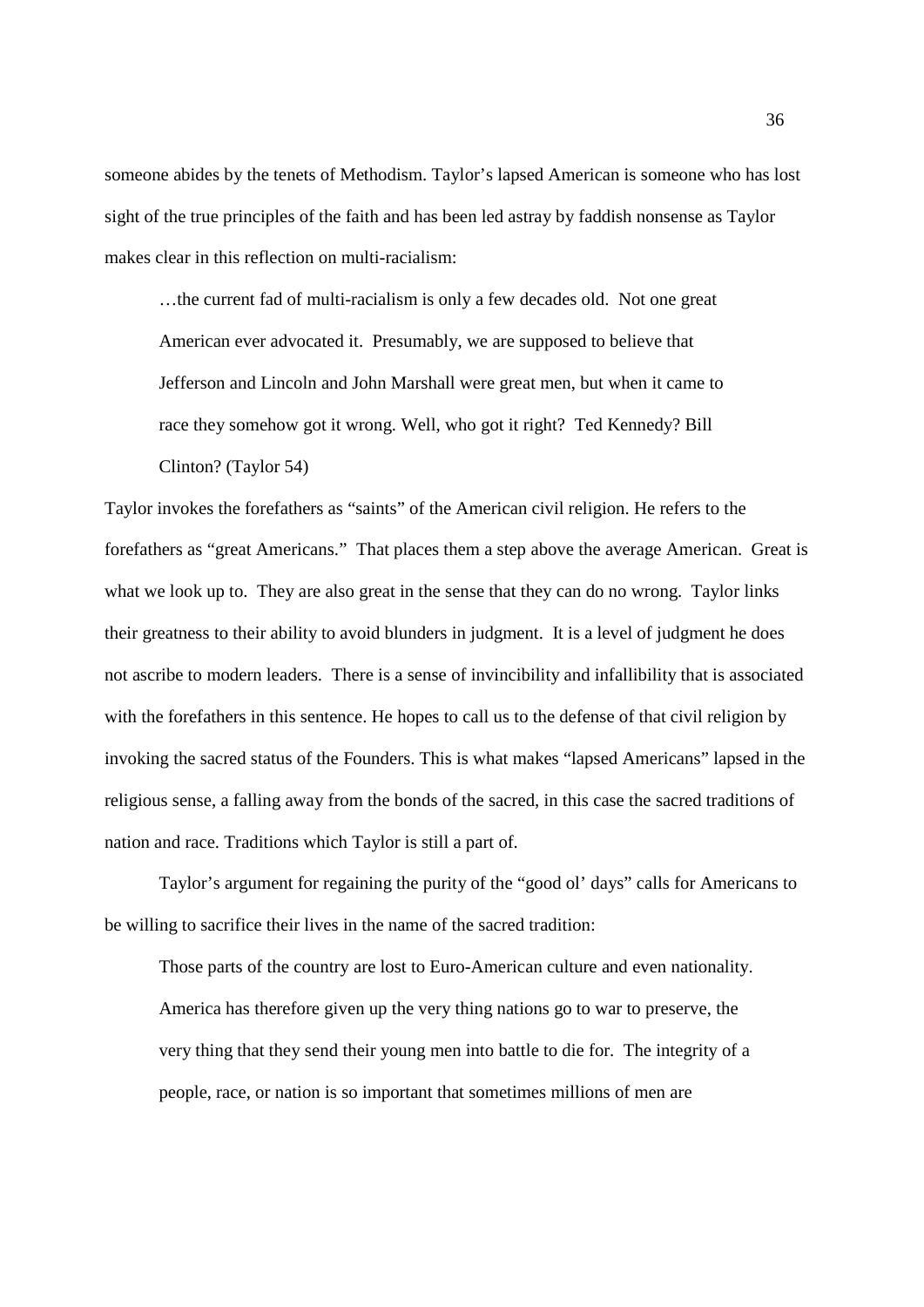someone abides by the tenets of Methodism. Taylor's lapsed American is someone who has lost sight of the true principles of the faith and has been led astray by faddish nonsense as Taylor makes clear in this reflection on multi-racialism:

> …the current fad of multi-racialism is only a few decades old. Not one great American ever advocated it. Presumably, we are supposed to believe that Jefferson and Lincoln and John Marshall were great men, but when it came to race they somehow got it wrong. Well, who got it right? Ted Kennedy? Bill Clinton? (Taylor 54)

Taylor invokes the forefathers as "saints" of the American civil religion. He refers to the forefathers as "great Americans." That places them a step above the average American. Great is what we look up to. They are also great in the sense that they can do no wrong. Taylor links their greatness to their ability to avoid blunders in judgment. It is a level of judgment he does not ascribe to modern leaders. There is a sense of invincibility and infallibility that is associated with the forefathers in this sentence. He hopes to call us to the defense of that civil religion by invoking the sacred status of the Founders. This is what makes "lapsed Americans" lapsed in the religious sense, a falling away from the bonds of the sacred, in this case the sacred traditions of nation and race. Traditions which Taylor is still a part of.

Taylor's argument for regaining the purity of the "good ol' days" calls for Americans to be willing to sacrifice their lives in the name of the sacred tradition:

> Those parts of the country are lost to Euro-American culture and even nationality. America has therefore given up the very thing nations go to war to preserve, the very thing that they send their young men into battle to die for. The integrity of a people, race, or nation is so important that sometimes millions of men are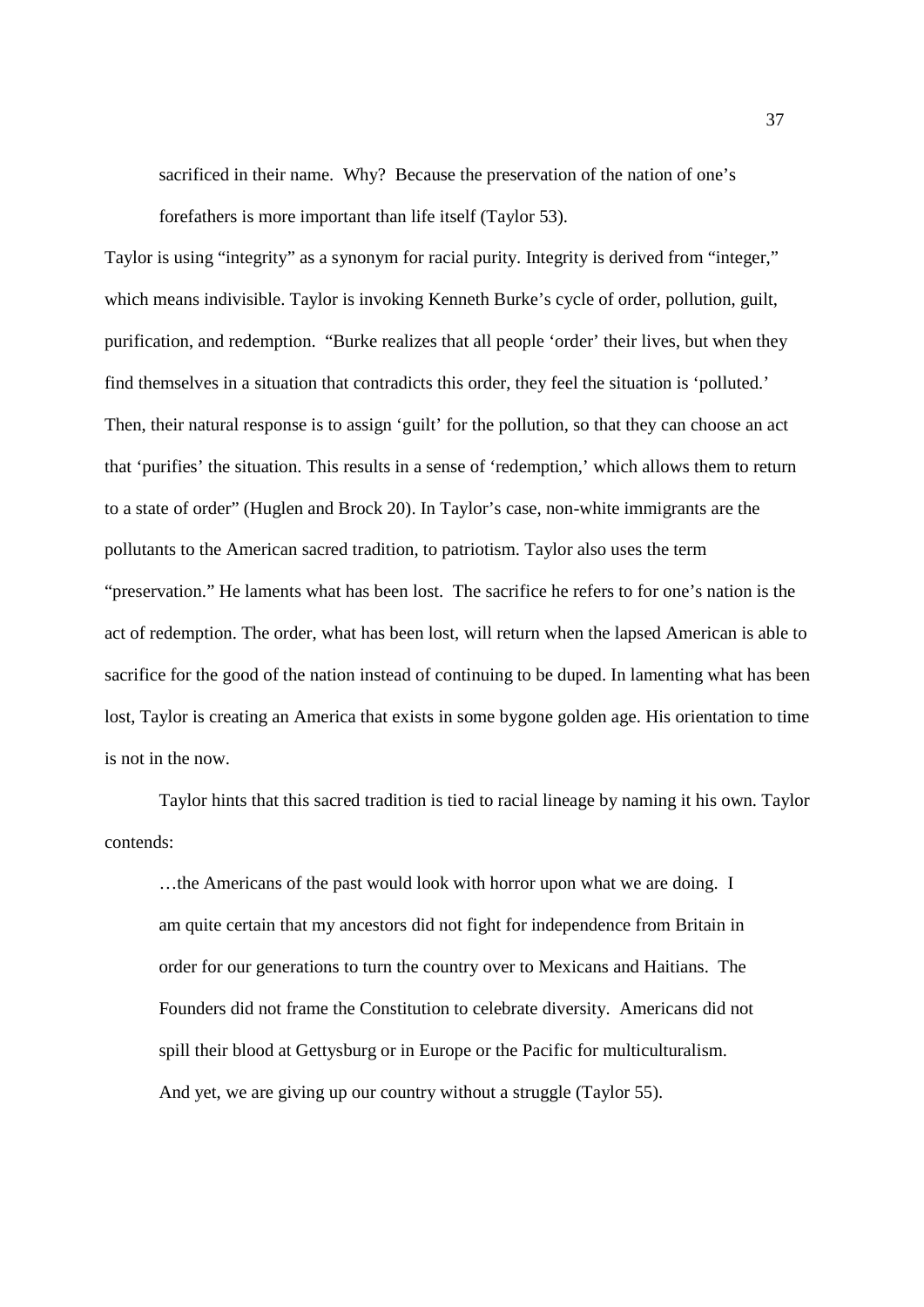> sacrificed in their name. Why? Because the preservation of the nation of one's forefathers is more important than life itself (Taylor 53).

Taylor is using "integrity" as a synonym for racial purity. Integrity is derived from "integer," which means indivisible. Taylor is invoking Kenneth Burke's cycle of order, pollution, guilt, purification, and redemption. "Burke realizes that all people 'order' their lives, but when they find themselves in a situation that contradicts this order, they feel the situation is 'polluted.' Then, their natural response is to assign 'guilt' for the pollution, so that they can choose an act that 'purifies' the situation. This results in a sense of 'redemption,' which allows them to return to a state of order" (Huglen and Brock 20). In Taylor's case, non-white immigrants are the pollutants to the American sacred tradition, to patriotism. Taylor also uses the term "preservation." He laments what has been lost. The sacrifice he refers to for one's nation is the act of redemption. The order, what has been lost, will return when the lapsed American is able to sacrifice for the good of the nation instead of continuing to be duped. In lamenting what has been lost, Taylor is creating an America that exists in some bygone golden age. His orientation to time is not in the now.

Taylor hints that this sacred tradition is tied to racial lineage by naming it his own. Taylor contends:

> …the Americans of the past would look with horror upon what we are doing. I am quite certain that my ancestors did not fight for independence from Britain in order for our generations to turn the country over to Mexicans and Haitians. The Founders did not frame the Constitution to celebrate diversity. Americans did not spill their blood at Gettysburg or in Europe or the Pacific for multiculturalism. And yet, we are giving up our country without a struggle (Taylor 55).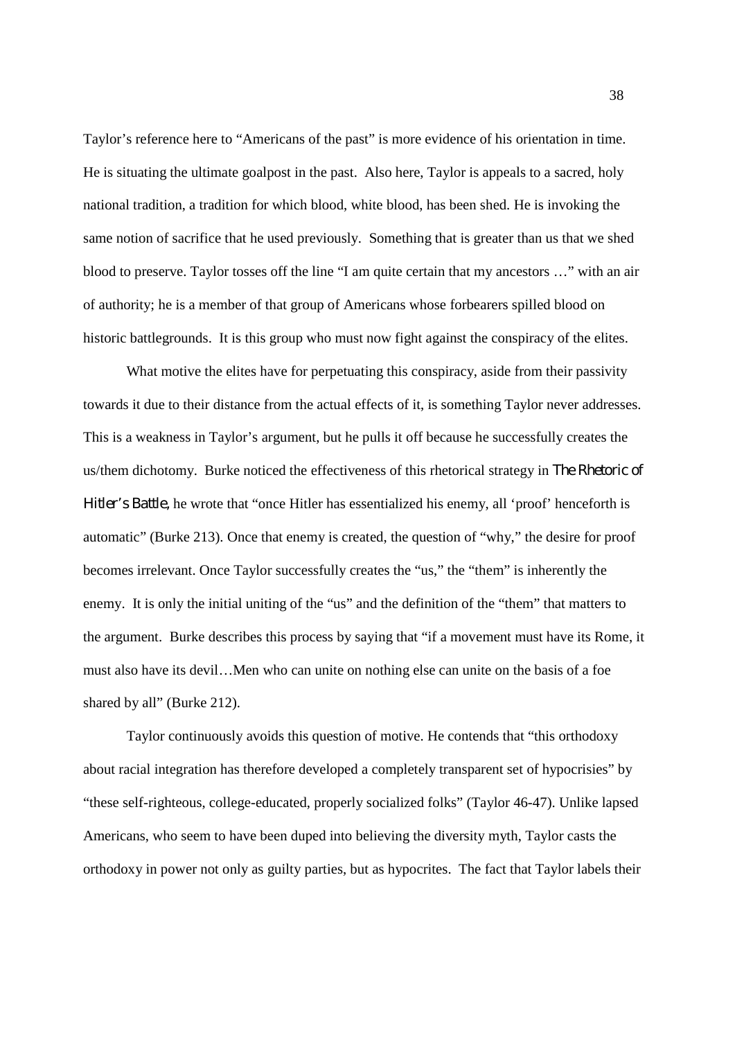Taylor's reference here to "Americans of the past" is more evidence of his orientation in time. He is situating the ultimate goalpost in the past. Also here, Taylor is appeals to a sacred, holy national tradition, a tradition for which blood, white blood, has been shed. He is invoking the same notion of sacrifice that he used previously. Something that is greater than us that we shed blood to preserve. Taylor tosses off the line "I am quite certain that my ancestors …" with an air of authority; he is a member of that group of Americans whose forbearers spilled blood on historic battlegrounds. It is this group who must now fight against the conspiracy of the elites.

What motive the elites have for perpetuating this conspiracy, aside from their passivity towards it due to their distance from the actual effects of it, is something Taylor never addresses. This is a weakness in Taylor's argument, but he pulls it off because he successfully creates the us/them dichotomy. Burke noticed the effectiveness of this rhetorical strategy in *The Rhetoric of Hitler's Battle*, he wrote that "once Hitler has essentialized his enemy, all 'proof' henceforth is automatic" (Burke 213). Once that enemy is created, the question of "why," the desire for proof becomes irrelevant. Once Taylor successfully creates the "us," the "them" is inherently the enemy. It is only the initial uniting of the "us" and the definition of the "them" that matters to the argument. Burke describes this process by saying that "if a movement must have its Rome, it must also have its devil…Men who can unite on nothing else can unite on the basis of a foe shared by all" (Burke 212).

Taylor continuously avoids this question of motive. He contends that "this orthodoxy about racial integration has therefore developed a completely transparent set of hypocrisies" by "these self-righteous, college-educated, properly socialized folks" (Taylor 46-47). Unlike lapsed Americans, who seem to have been duped into believing the diversity myth, Taylor casts the orthodoxy in power not only as guilty parties, but as hypocrites. The fact that Taylor labels their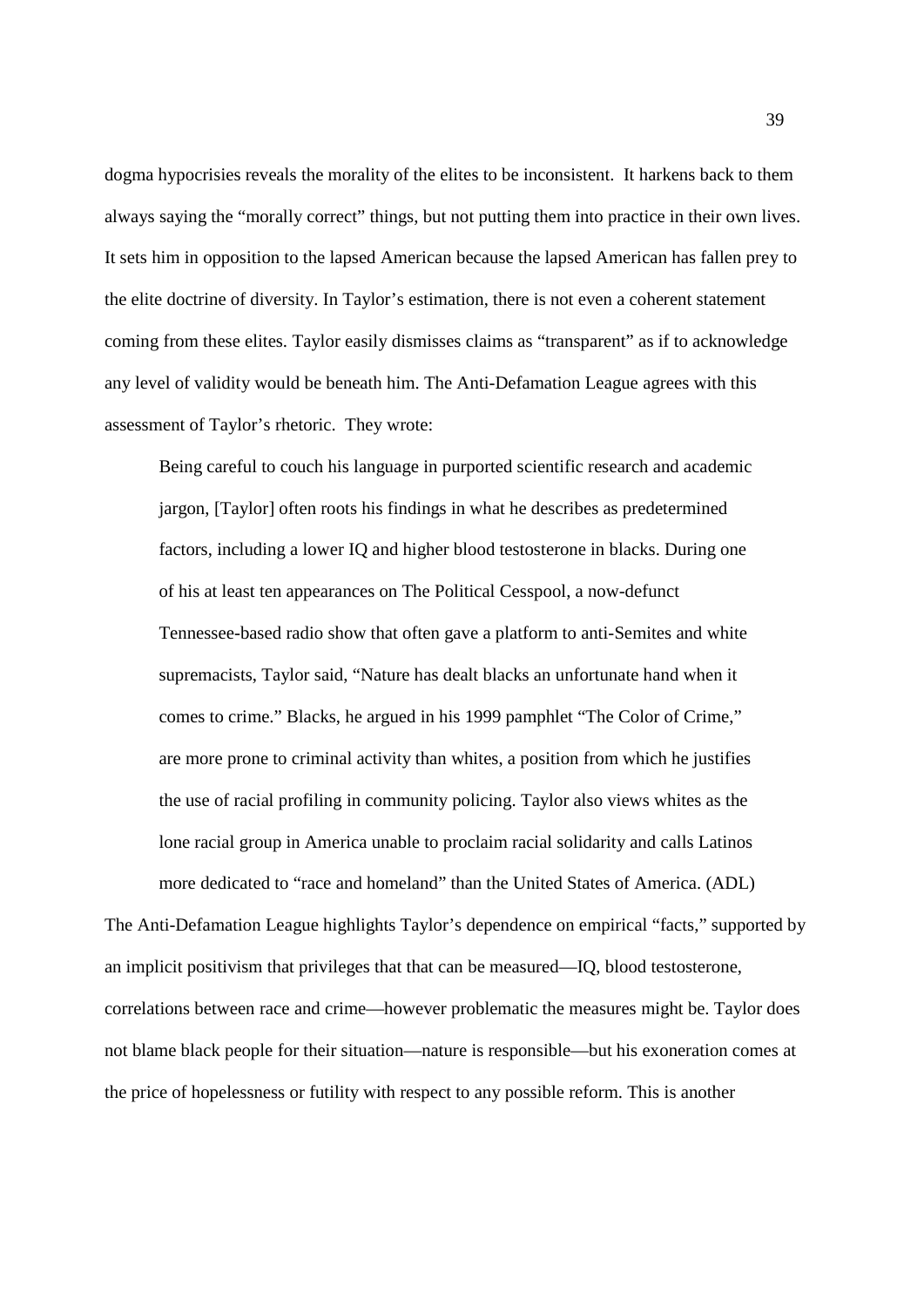dogma hypocrisies reveals the morality of the elites to be inconsistent. It harkens back to them always saying the "morally correct" things, but not putting them into practice in their own lives. It sets him in opposition to the lapsed American because the lapsed American has fallen prey to the elite doctrine of diversity. In Taylor's estimation, there is not even a coherent statement coming from these elites. Taylor easily dismisses claims as "transparent" as if to acknowledge any level of validity would be beneath him. The Anti-Defamation League agrees with this assessment of Taylor's rhetoric. They wrote:

> Being careful to couch his language in purported scientific research and academic jargon, [Taylor] often roots his findings in what he describes as predetermined factors, including a lower IQ and higher blood testosterone in blacks. During one of his at least ten appearances on The Political Cesspool, a now-defunct Tennessee-based radio show that often gave a platform to anti-Semites and white supremacists, Taylor said, "Nature has dealt blacks an unfortunate hand when it comes to crime." Blacks, he argued in his 1999 pamphlet "The Color of Crime," are more prone to criminal activity than whites, a position from which he justifies the use of racial profiling in community policing. Taylor also views whites as the lone racial group in America unable to proclaim racial solidarity and calls Latinos more dedicated to "race and homeland" than the United States of America. (ADL)

The Anti-Defamation League highlights Taylor's dependence on empirical "facts," supported by an implicit positivism that privileges that that can be measured—IQ, blood testosterone, correlations between race and crime—however problematic the measures might be. Taylor does not blame black people for their situation—nature is responsible—but his exoneration comes at the price of hopelessness or futility with respect to any possible reform. This is another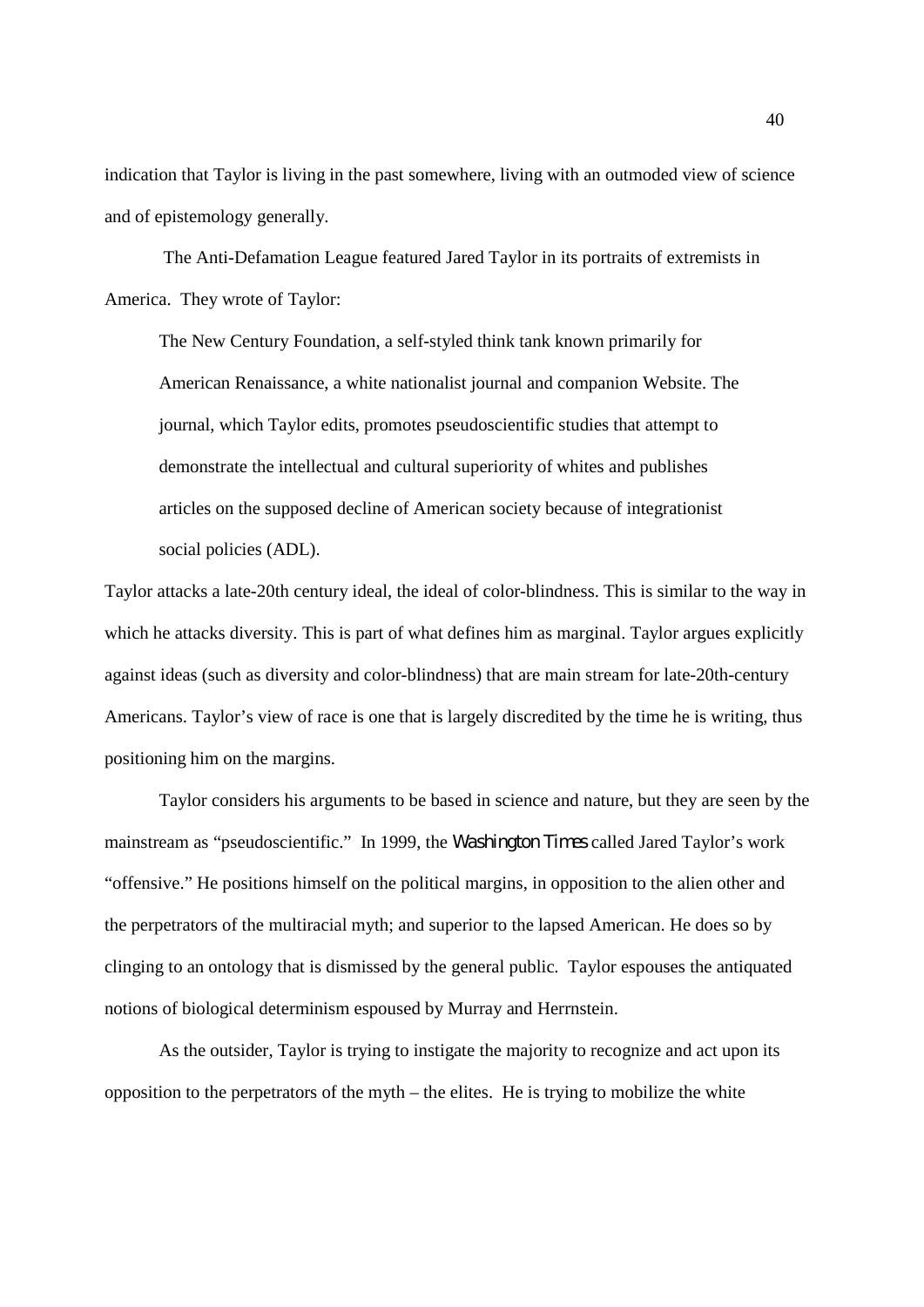indication that Taylor is living in the past somewhere, living with an outmoded view of science and of epistemology generally.

The Anti-Defamation League featured Jared Taylor in its portraits of extremists in America. They wrote of Taylor:

> The New Century Foundation, a self-styled think tank known primarily for American Renaissance, a white nationalist journal and companion Website. The journal, which Taylor edits, promotes pseudoscientific studies that attempt to demonstrate the intellectual and cultural superiority of whites and publishes articles on the supposed decline of American society because of integrationist social policies (ADL).

Taylor attacks a late-20th century ideal, the ideal of color-blindness. This is similar to the way in which he attacks diversity. This is part of what defines him as marginal. Taylor argues explicitly against ideas (such as diversity and color-blindness) that are main stream for late-20th-century Americans. Taylor's view of race is one that is largely discredited by the time he is writing, thus positioning him on the margins.

Taylor considers his arguments to be based in science and nature, but they are seen by the mainstream as "pseudoscientific." In 1999, the *Washington Times* called Jared Taylor's work "offensive." He positions himself on the political margins, in opposition to the alien other and the perpetrators of the multiracial myth; and superior to the lapsed American. He does so by clinging to an ontology that is dismissed by the general public. Taylor espouses the antiquated notions of biological determinism espoused by Murray and Herrnstein.

As the outsider, Taylor is trying to instigate the majority to recognize and act upon its opposition to the perpetrators of the myth – the elites. He is trying to mobilize the white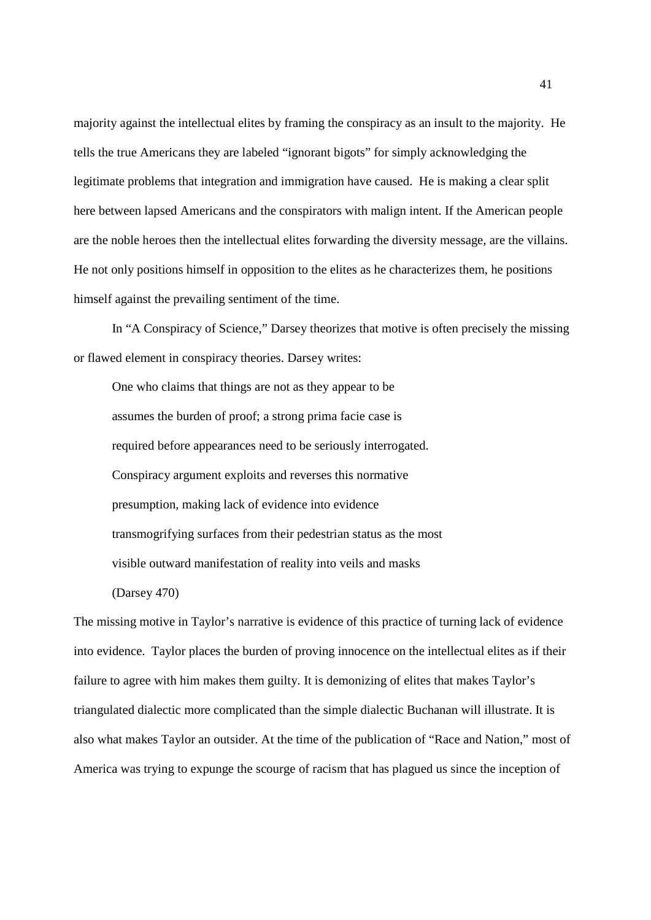majority against the intellectual elites by framing the conspiracy as an insult to the majority. He tells the true Americans they are labeled "ignorant bigots" for simply acknowledging the legitimate problems that integration and immigration have caused. He is making a clear split here between lapsed Americans and the conspirators with malign intent. If the American people are the noble heroes then the intellectual elites forwarding the diversity message, are the villains. He not only positions himself in opposition to the elites as he characterizes them, he positions himself against the prevailing sentiment of the time.

In "A Conspiracy of Science," Darsey theorizes that motive is often precisely the missing or flawed element in conspiracy theories. Darsey writes:

> One who claims that things are not as they appear to be
> assumes the burden of proof; a strong prima facie case is
> required before appearances need to be seriously interrogated.
> Conspiracy argument exploits and reverses this normative
> presumption, making lack of evidence into evidence
> transmogrifying surfaces from their pedestrian status as the most
> visible outward manifestation of reality into veils and masks
> (Darsey 470)

The missing motive in Taylor's narrative is evidence of this practice of turning lack of evidence into evidence. Taylor places the burden of proving innocence on the intellectual elites as if their failure to agree with him makes them guilty. It is demonizing of elites that makes Taylor's triangulated dialectic more complicated than the simple dialectic Buchanan will illustrate. It is also what makes Taylor an outsider. At the time of the publication of "Race and Nation," most of America was trying to expunge the scourge of racism that has plagued us since the inception of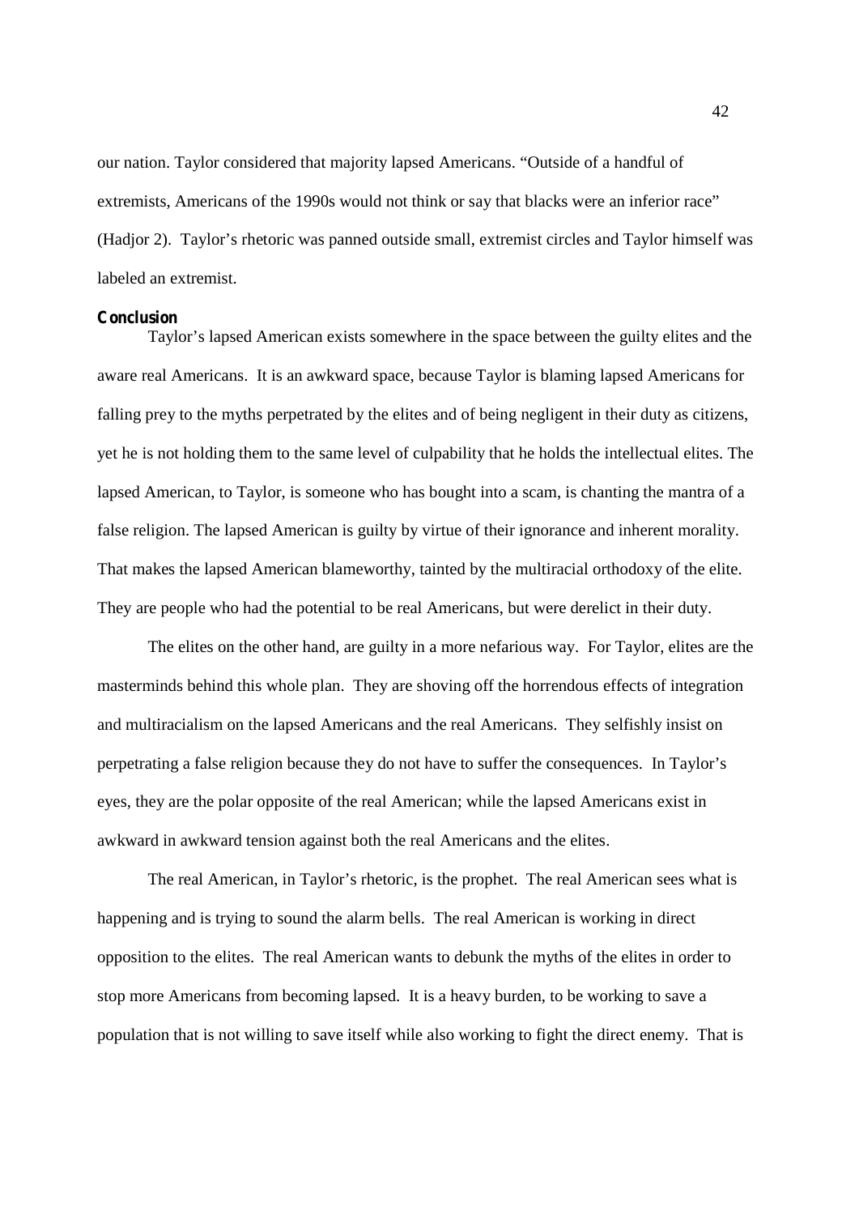our nation. Taylor considered that majority lapsed Americans. "Outside of a handful of extremists, Americans of the 1990s would not think or say that blacks were an inferior race" (Hadjor 2). Taylor's rhetoric was panned outside small, extremist circles and Taylor himself was labeled an extremist.

**Conclusion**

Taylor's lapsed American exists somewhere in the space between the guilty elites and the aware real Americans. It is an awkward space, because Taylor is blaming lapsed Americans for falling prey to the myths perpetrated by the elites and of being negligent in their duty as citizens, yet he is not holding them to the same level of culpability that he holds the intellectual elites. The lapsed American, to Taylor, is someone who has bought into a scam, is chanting the mantra of a false religion. The lapsed American is guilty by virtue of their ignorance and inherent morality. That makes the lapsed American blameworthy, tainted by the multiracial orthodoxy of the elite. They are people who had the potential to be real Americans, but were derelict in their duty.

The elites on the other hand, are guilty in a more nefarious way. For Taylor, elites are the masterminds behind this whole plan. They are shoving off the horrendous effects of integration and multiracialism on the lapsed Americans and the real Americans. They selfishly insist on perpetrating a false religion because they do not have to suffer the consequences. In Taylor's eyes, they are the polar opposite of the real American; while the lapsed Americans exist in awkward in awkward tension against both the real Americans and the elites.

The real American, in Taylor's rhetoric, is the prophet. The real American sees what is happening and is trying to sound the alarm bells. The real American is working in direct opposition to the elites. The real American wants to debunk the myths of the elites in order to stop more Americans from becoming lapsed. It is a heavy burden, to be working to save a population that is not willing to save itself while also working to fight the direct enemy. That is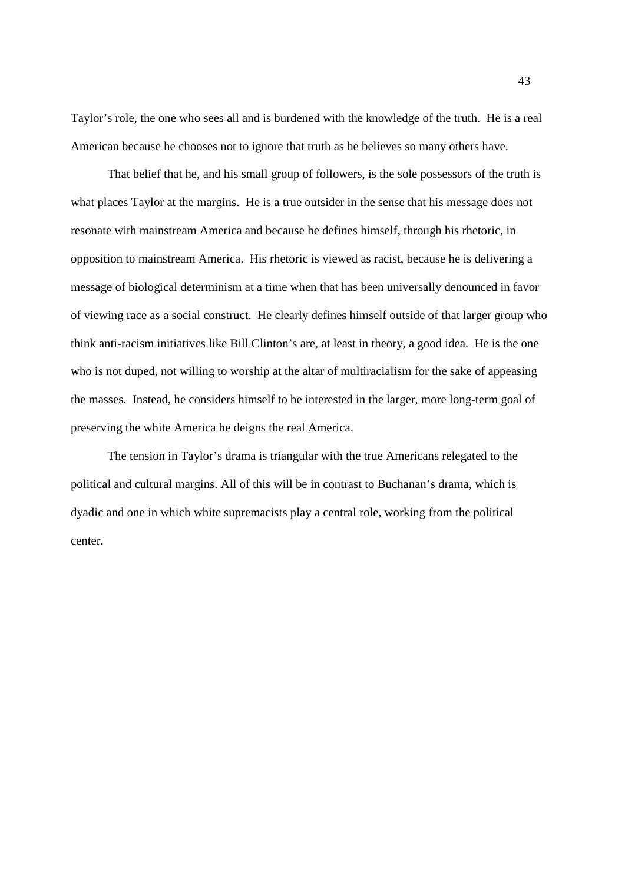Taylor's role, the one who sees all and is burdened with the knowledge of the truth. He is a real American because he chooses not to ignore that truth as he believes so many others have.

That belief that he, and his small group of followers, is the sole possessors of the truth is what places Taylor at the margins. He is a true outsider in the sense that his message does not resonate with mainstream America and because he defines himself, through his rhetoric, in opposition to mainstream America. His rhetoric is viewed as racist, because he is delivering a message of biological determinism at a time when that has been universally denounced in favor of viewing race as a social construct. He clearly defines himself outside of that larger group who think anti-racism initiatives like Bill Clinton's are, at least in theory, a good idea. He is the one who is not duped, not willing to worship at the altar of multiracialism for the sake of appeasing the masses. Instead, he considers himself to be interested in the larger, more long-term goal of preserving the white America he deigns the real America.

The tension in Taylor's drama is triangular with the true Americans relegated to the political and cultural margins. All of this will be in contrast to Buchanan's drama, which is dyadic and one in which white supremacists play a central role, working from the political center.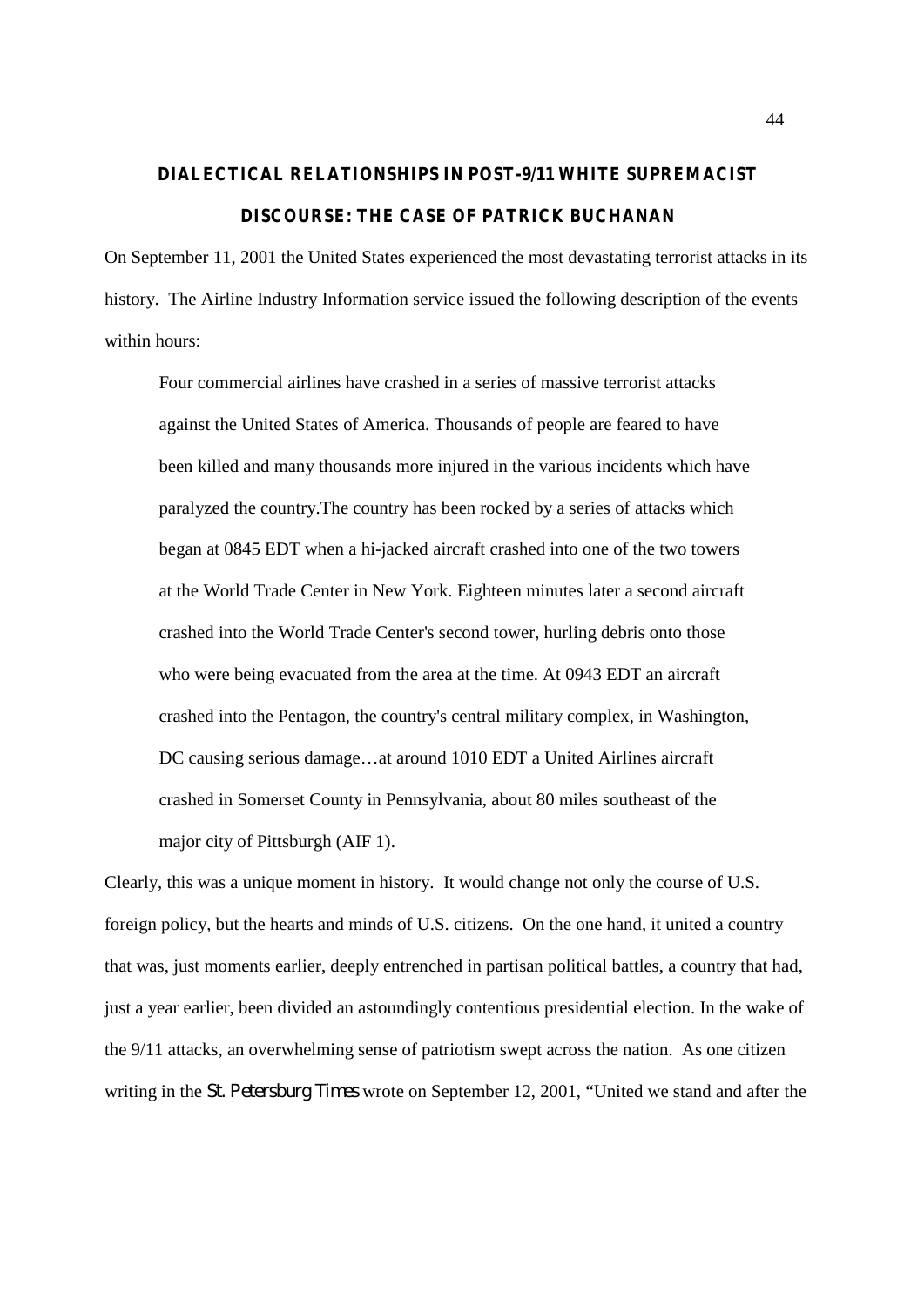## DIALECTICAL RELATIONSHIPS IN POST-9/11 WHITE SUPREMACIST DISCOURSE: THE CASE OF PATRICK BUCHANAN

On September 11, 2001 the United States experienced the most devastating terrorist attacks in its history. The Airline Industry Information service issued the following description of the events within hours:

> Four commercial airlines have crashed in a series of massive terrorist attacks against the United States of America. Thousands of people are feared to have been killed and many thousands more injured in the various incidents which have paralyzed the country.The country has been rocked by a series of attacks which began at 0845 EDT when a hi-jacked aircraft crashed into one of the two towers at the World Trade Center in New York. Eighteen minutes later a second aircraft crashed into the World Trade Center's second tower, hurling debris onto those who were being evacuated from the area at the time. At 0943 EDT an aircraft crashed into the Pentagon, the country's central military complex, in Washington, DC causing serious damage…at around 1010 EDT a United Airlines aircraft crashed in Somerset County in Pennsylvania, about 80 miles southeast of the major city of Pittsburgh (AIF 1).

Clearly, this was a unique moment in history. It would change not only the course of U.S. foreign policy, but the hearts and minds of U.S. citizens. On the one hand, it united a country that was, just moments earlier, deeply entrenched in partisan political battles, a country that had, just a year earlier, been divided an astoundingly contentious presidential election. In the wake of the 9/11 attacks, an overwhelming sense of patriotism swept across the nation. As one citizen writing in the *St. Petersburg Times* wrote on September 12, 2001, "United we stand and after the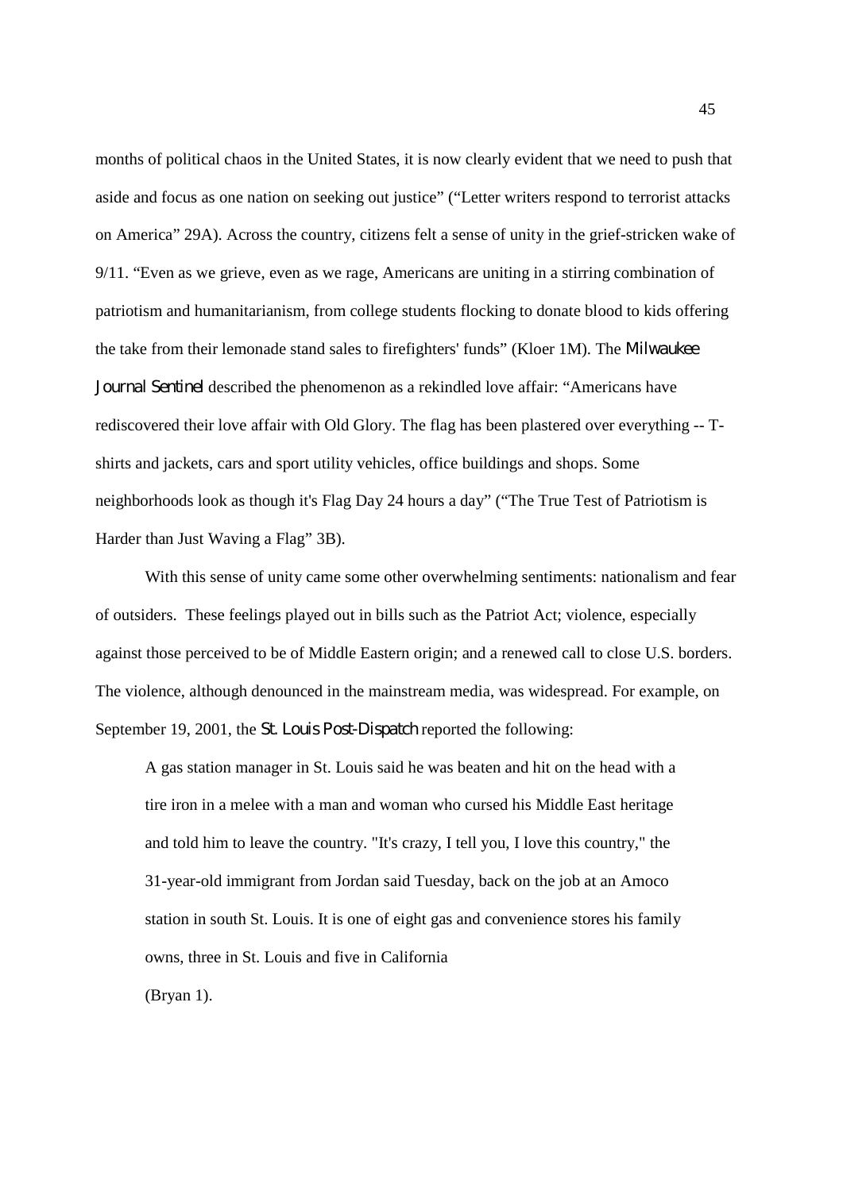months of political chaos in the United States, it is now clearly evident that we need to push that aside and focus as one nation on seeking out justice" ("Letter writers respond to terrorist attacks on America" 29A). Across the country, citizens felt a sense of unity in the grief-stricken wake of 9/11. "Even as we grieve, even as we rage, Americans are uniting in a stirring combination of patriotism and humanitarianism, from college students flocking to donate blood to kids offering the take from their lemonade stand sales to firefighters' funds" (Kloer 1M). The *Milwaukee Journal Sentinel* described the phenomenon as a rekindled love affair: "Americans have rediscovered their love affair with Old Glory. The flag has been plastered over everything -- T-shirts and jackets, cars and sport utility vehicles, office buildings and shops. Some neighborhoods look as though it's Flag Day 24 hours a day" ("The True Test of Patriotism is Harder than Just Waving a Flag" 3B).

With this sense of unity came some other overwhelming sentiments: nationalism and fear of outsiders. These feelings played out in bills such as the Patriot Act; violence, especially against those perceived to be of Middle Eastern origin; and a renewed call to close U.S. borders. The violence, although denounced in the mainstream media, was widespread. For example, on September 19, 2001, the *St. Louis Post-Dispatch* reported the following:

> A gas station manager in St. Louis said he was beaten and hit on the head with a tire iron in a melee with a man and woman who cursed his Middle East heritage and told him to leave the country. "It's crazy, I tell you, I love this country," the 31-year-old immigrant from Jordan said Tuesday, back on the job at an Amoco station in south St. Louis. It is one of eight gas and convenience stores his family owns, three in St. Louis and five in California
>
> (Bryan 1).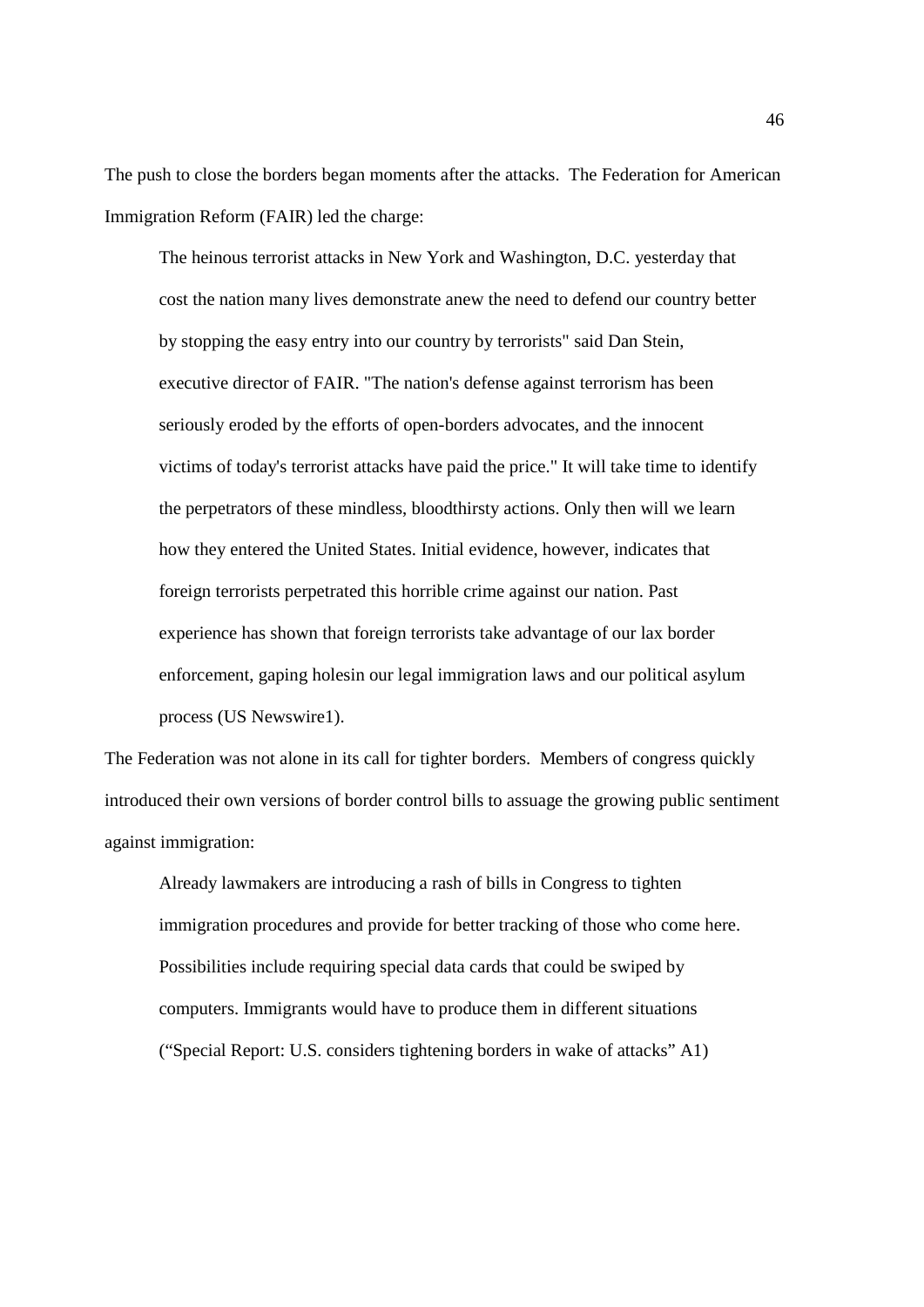The push to close the borders began moments after the attacks. The Federation for American Immigration Reform (FAIR) led the charge:

> The heinous terrorist attacks in New York and Washington, D.C. yesterday that cost the nation many lives demonstrate anew the need to defend our country better by stopping the easy entry into our country by terrorists" said Dan Stein, executive director of FAIR. "The nation's defense against terrorism has been seriously eroded by the efforts of open-borders advocates, and the innocent victims of today's terrorist attacks have paid the price." It will take time to identify the perpetrators of these mindless, bloodthirsty actions. Only then will we learn how they entered the United States. Initial evidence, however, indicates that foreign terrorists perpetrated this horrible crime against our nation. Past experience has shown that foreign terrorists take advantage of our lax border enforcement, gaping holesin our legal immigration laws and our political asylum process (US Newswire1).

The Federation was not alone in its call for tighter borders. Members of congress quickly introduced their own versions of border control bills to assuage the growing public sentiment against immigration:

> Already lawmakers are introducing a rash of bills in Congress to tighten immigration procedures and provide for better tracking of those who come here. Possibilities include requiring special data cards that could be swiped by computers. Immigrants would have to produce them in different situations ("Special Report: U.S. considers tightening borders in wake of attacks" A1)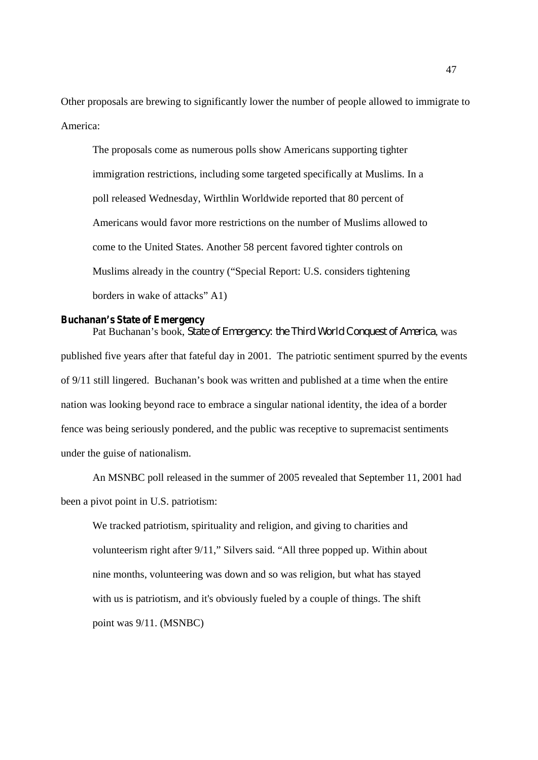Other proposals are brewing to significantly lower the number of people allowed to immigrate to America:

> The proposals come as numerous polls show Americans supporting tighter immigration restrictions, including some targeted specifically at Muslims. In a poll released Wednesday, Wirthlin Worldwide reported that 80 percent of Americans would favor more restrictions on the number of Muslims allowed to come to the United States. Another 58 percent favored tighter controls on Muslims already in the country ("Special Report: U.S. considers tightening borders in wake of attacks" A1)

**Buchanan's State of Emergency**

Pat Buchanan's book, *State of Emergency: the Third World Conquest of America*, was published five years after that fateful day in 2001. The patriotic sentiment spurred by the events of 9/11 still lingered. Buchanan's book was written and published at a time when the entire nation was looking beyond race to embrace a singular national identity, the idea of a border fence was being seriously pondered, and the public was receptive to supremacist sentiments under the guise of nationalism.

An MSNBC poll released in the summer of 2005 revealed that September 11, 2001 had been a pivot point in U.S. patriotism:

> We tracked patriotism, spirituality and religion, and giving to charities and volunteerism right after 9/11," Silvers said. "All three popped up. Within about nine months, volunteering was down and so was religion, but what has stayed with us is patriotism, and it's obviously fueled by a couple of things. The shift point was 9/11. (MSNBC)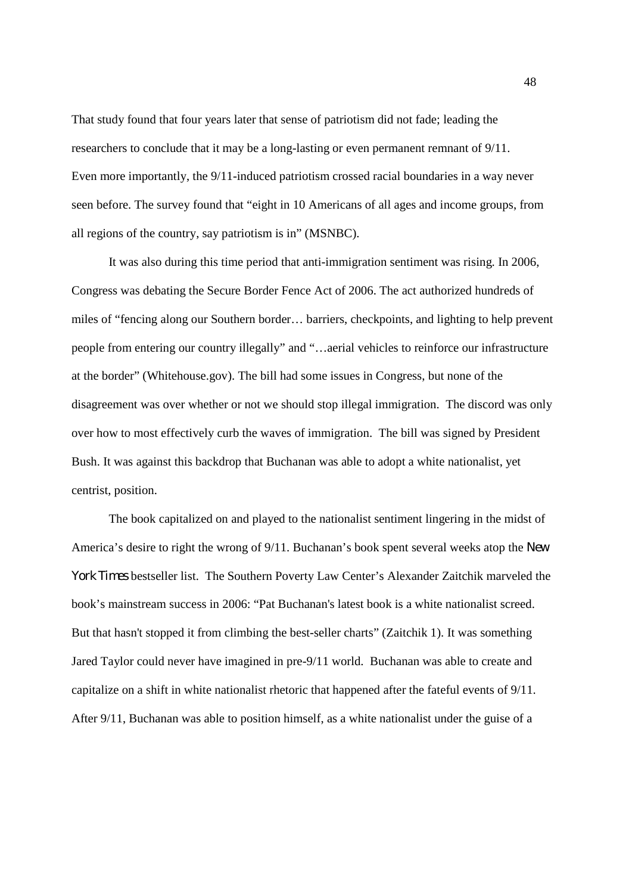That study found that four years later that sense of patriotism did not fade; leading the researchers to conclude that it may be a long-lasting or even permanent remnant of 9/11. Even more importantly, the 9/11-induced patriotism crossed racial boundaries in a way never seen before. The survey found that "eight in 10 Americans of all ages and income groups, from all regions of the country, say patriotism is in" (MSNBC).

It was also during this time period that anti-immigration sentiment was rising. In 2006, Congress was debating the Secure Border Fence Act of 2006. The act authorized hundreds of miles of "fencing along our Southern border… barriers, checkpoints, and lighting to help prevent people from entering our country illegally" and "…aerial vehicles to reinforce our infrastructure at the border" (Whitehouse.gov). The bill had some issues in Congress, but none of the disagreement was over whether or not we should stop illegal immigration. The discord was only over how to most effectively curb the waves of immigration. The bill was signed by President Bush. It was against this backdrop that Buchanan was able to adopt a white nationalist, yet centrist, position.

The book capitalized on and played to the nationalist sentiment lingering in the midst of America's desire to right the wrong of 9/11. Buchanan's book spent several weeks atop the *New York Times* bestseller list. The Southern Poverty Law Center's Alexander Zaitchik marveled the book's mainstream success in 2006: "Pat Buchanan's latest book is a white nationalist screed. But that hasn't stopped it from climbing the best-seller charts" (Zaitchik 1). It was something Jared Taylor could never have imagined in pre-9/11 world. Buchanan was able to create and capitalize on a shift in white nationalist rhetoric that happened after the fateful events of 9/11. After 9/11, Buchanan was able to position himself, as a white nationalist under the guise of a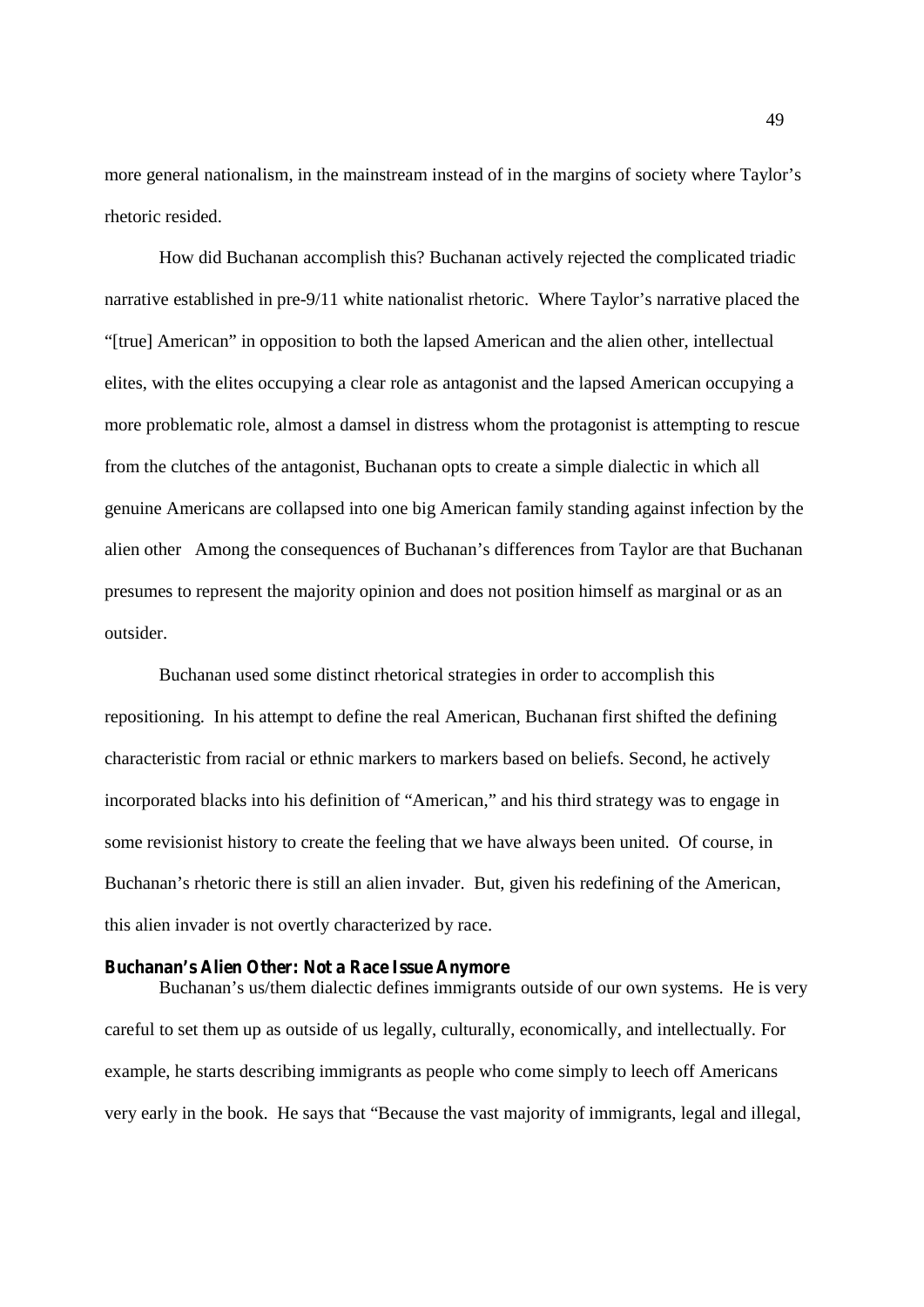more general nationalism, in the mainstream instead of in the margins of society where Taylor's rhetoric resided.

How did Buchanan accomplish this? Buchanan actively rejected the complicated triadic narrative established in pre-9/11 white nationalist rhetoric. Where Taylor's narrative placed the "[true] American" in opposition to both the lapsed American and the alien other, intellectual elites, with the elites occupying a clear role as antagonist and the lapsed American occupying a more problematic role, almost a damsel in distress whom the protagonist is attempting to rescue from the clutches of the antagonist, Buchanan opts to create a simple dialectic in which all genuine Americans are collapsed into one big American family standing against infection by the alien other Among the consequences of Buchanan's differences from Taylor are that Buchanan presumes to represent the majority opinion and does not position himself as marginal or as an outsider.

Buchanan used some distinct rhetorical strategies in order to accomplish this repositioning. In his attempt to define the real American, Buchanan first shifted the defining characteristic from racial or ethnic markers to markers based on beliefs. Second, he actively incorporated blacks into his definition of "American," and his third strategy was to engage in some revisionist history to create the feeling that we have always been united. Of course, in Buchanan's rhetoric there is still an alien invader. But, given his redefining of the American, this alien invader is not overtly characterized by race.

**Buchanan's Alien Other: Not a Race Issue Anymore**

Buchanan's us/them dialectic defines immigrants outside of our own systems. He is very careful to set them up as outside of us legally, culturally, economically, and intellectually. For example, he starts describing immigrants as people who come simply to leech off Americans very early in the book. He says that "Because the vast majority of immigrants, legal and illegal,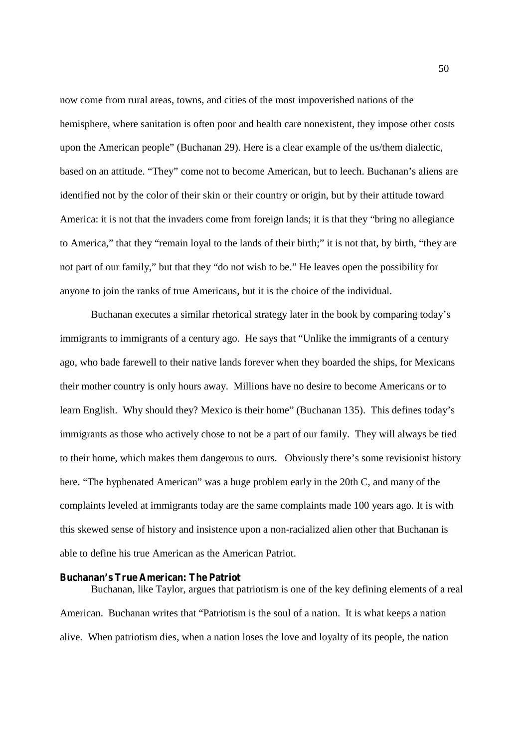now come from rural areas, towns, and cities of the most impoverished nations of the hemisphere, where sanitation is often poor and health care nonexistent, they impose other costs upon the American people" (Buchanan 29). Here is a clear example of the us/them dialectic, based on an attitude. "They" come not to become American, but to leech. Buchanan's aliens are identified not by the color of their skin or their country or origin, but by their attitude toward America: it is not that the invaders come from foreign lands; it is that they "bring no allegiance to America," that they "remain loyal to the lands of their birth;" it is not that, by birth, "they are not part of our family," but that they "do not wish to be." He leaves open the possibility for anyone to join the ranks of true Americans, but it is the choice of the individual.

Buchanan executes a similar rhetorical strategy later in the book by comparing today's immigrants to immigrants of a century ago. He says that "Unlike the immigrants of a century ago, who bade farewell to their native lands forever when they boarded the ships, for Mexicans their mother country is only hours away. Millions have no desire to become Americans or to learn English. Why should they? Mexico is their home" (Buchanan 135). This defines today's immigrants as those who actively chose to not be a part of our family. They will always be tied to their home, which makes them dangerous to ours. Obviously there's some revisionist history here. "The hyphenated American" was a huge problem early in the 20th C, and many of the complaints leveled at immigrants today are the same complaints made 100 years ago. It is with this skewed sense of history and insistence upon a non-racialized alien other that Buchanan is able to define his true American as the American Patriot.

### Buchanan's True American: The Patriot

Buchanan, like Taylor, argues that patriotism is one of the key defining elements of a real American. Buchanan writes that "Patriotism is the soul of a nation. It is what keeps a nation alive. When patriotism dies, when a nation loses the love and loyalty of its people, the nation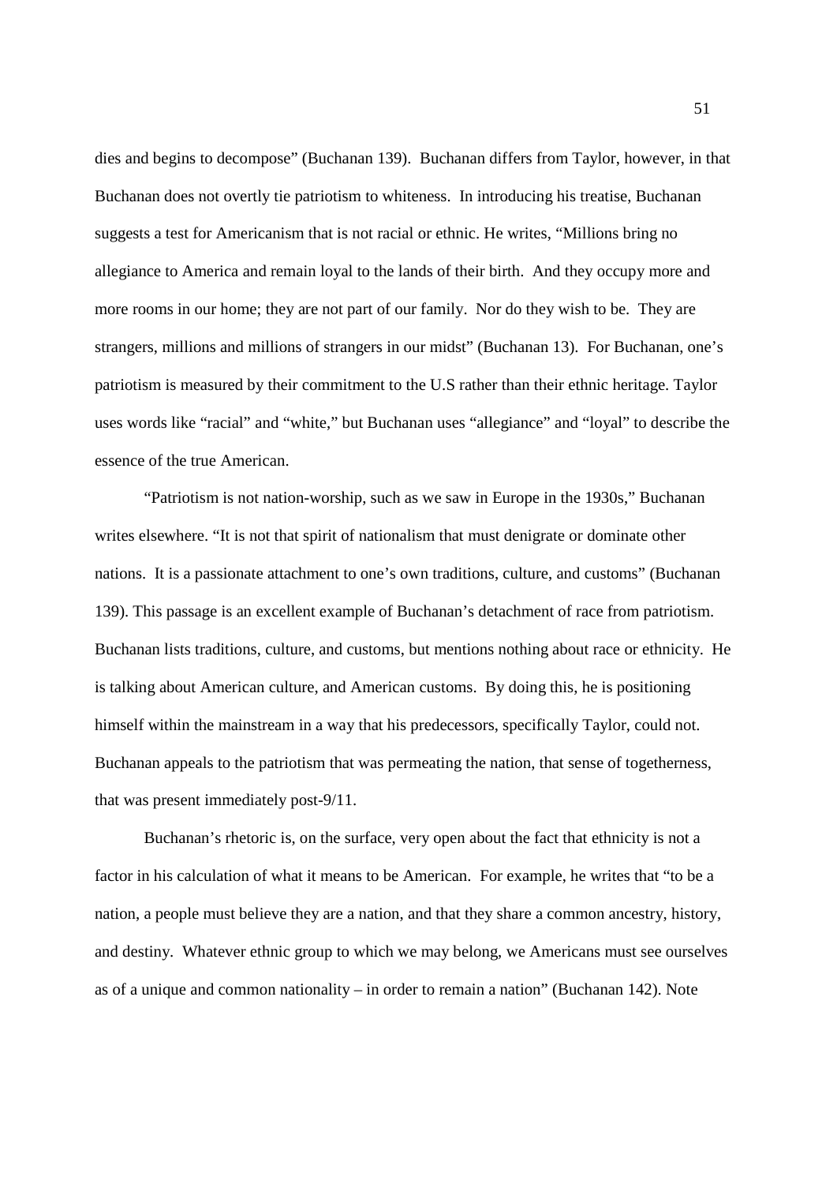dies and begins to decompose" (Buchanan 139). Buchanan differs from Taylor, however, in that Buchanan does not overtly tie patriotism to whiteness. In introducing his treatise, Buchanan suggests a test for Americanism that is not racial or ethnic. He writes, "Millions bring no allegiance to America and remain loyal to the lands of their birth. And they occupy more and more rooms in our home; they are not part of our family. Nor do they wish to be. They are strangers, millions and millions of strangers in our midst" (Buchanan 13). For Buchanan, one's patriotism is measured by their commitment to the U.S rather than their ethnic heritage. Taylor uses words like "racial" and "white," but Buchanan uses "allegiance" and "loyal" to describe the essence of the true American.

"Patriotism is not nation-worship, such as we saw in Europe in the 1930s," Buchanan writes elsewhere. "It is not that spirit of nationalism that must denigrate or dominate other nations. It is a passionate attachment to one's own traditions, culture, and customs" (Buchanan 139). This passage is an excellent example of Buchanan's detachment of race from patriotism. Buchanan lists traditions, culture, and customs, but mentions nothing about race or ethnicity. He is talking about American culture, and American customs. By doing this, he is positioning himself within the mainstream in a way that his predecessors, specifically Taylor, could not. Buchanan appeals to the patriotism that was permeating the nation, that sense of togetherness, that was present immediately post-9/11.

Buchanan's rhetoric is, on the surface, very open about the fact that ethnicity is not a factor in his calculation of what it means to be American. For example, he writes that "to be a nation, a people must believe they are a nation, and that they share a common ancestry, history, and destiny. Whatever ethnic group to which we may belong, we Americans must see ourselves as of a unique and common nationality – in order to remain a nation" (Buchanan 142). Note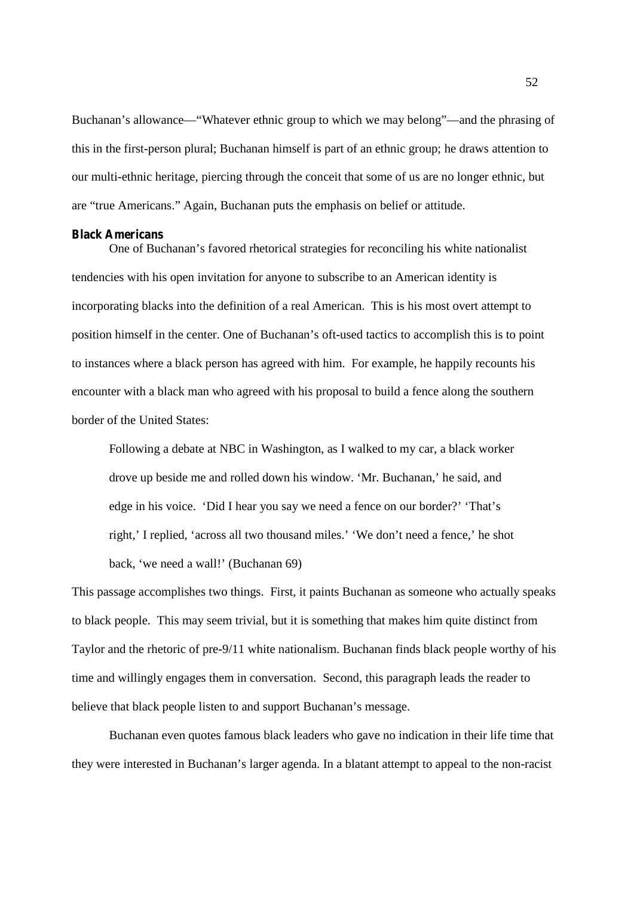Buchanan's allowance—"Whatever ethnic group to which we may belong"—and the phrasing of this in the first-person plural; Buchanan himself is part of an ethnic group; he draws attention to our multi-ethnic heritage, piercing through the conceit that some of us are no longer ethnic, but are "true Americans." Again, Buchanan puts the emphasis on belief or attitude.

### Black Americans

One of Buchanan's favored rhetorical strategies for reconciling his white nationalist tendencies with his open invitation for anyone to subscribe to an American identity is incorporating blacks into the definition of a real American. This is his most overt attempt to position himself in the center. One of Buchanan's oft-used tactics to accomplish this is to point to instances where a black person has agreed with him. For example, he happily recounts his encounter with a black man who agreed with his proposal to build a fence along the southern border of the United States:

> Following a debate at NBC in Washington, as I walked to my car, a black worker drove up beside me and rolled down his window. 'Mr. Buchanan,' he said, and edge in his voice. 'Did I hear you say we need a fence on our border?' 'That's right,' I replied, 'across all two thousand miles.' 'We don't need a fence,' he shot back, 'we need a wall!' (Buchanan 69)

This passage accomplishes two things. First, it paints Buchanan as someone who actually speaks to black people. This may seem trivial, but it is something that makes him quite distinct from Taylor and the rhetoric of pre-9/11 white nationalism. Buchanan finds black people worthy of his time and willingly engages them in conversation. Second, this paragraph leads the reader to believe that black people listen to and support Buchanan's message.

Buchanan even quotes famous black leaders who gave no indication in their life time that they were interested in Buchanan's larger agenda. In a blatant attempt to appeal to the non-racist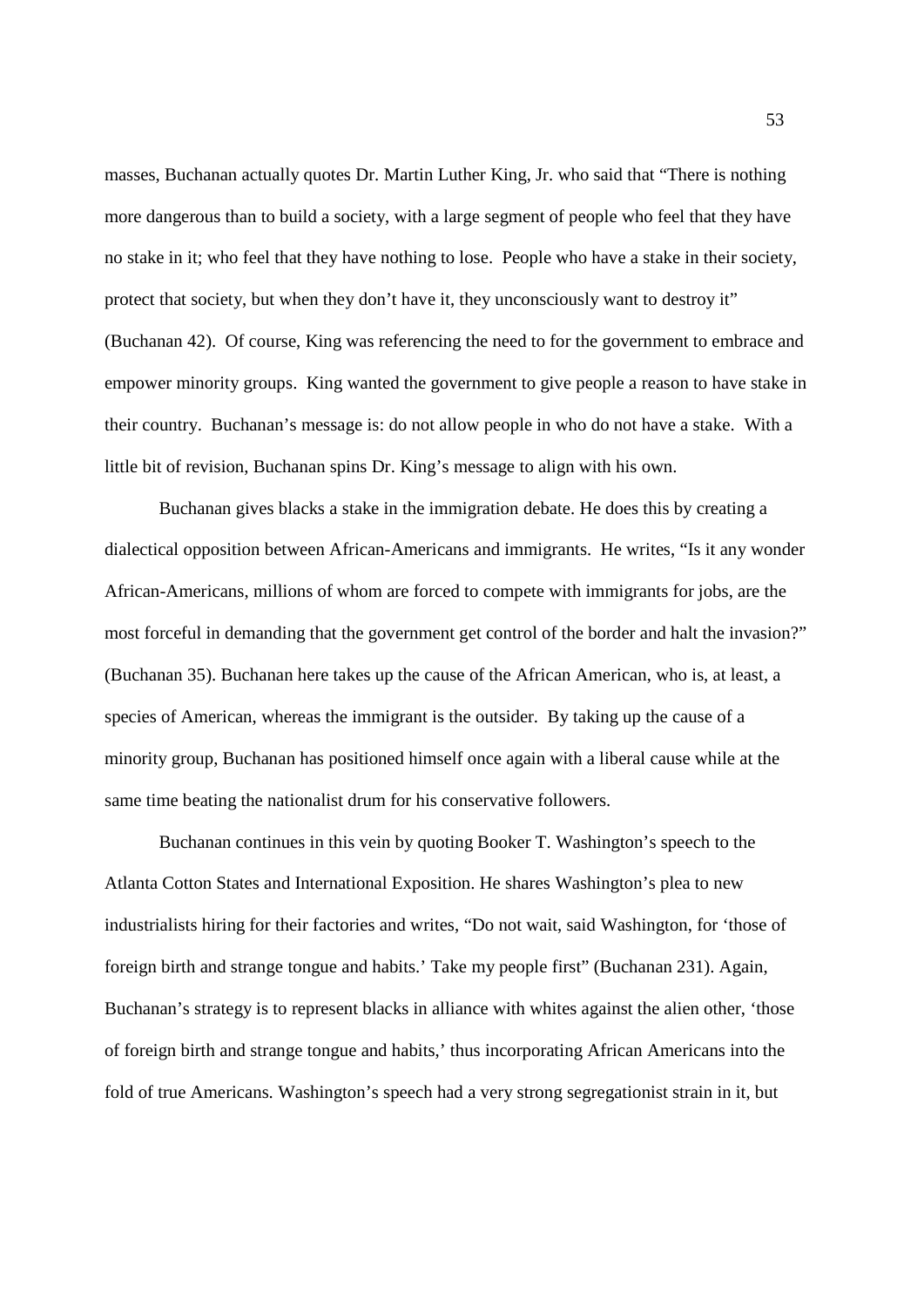masses, Buchanan actually quotes Dr. Martin Luther King, Jr. who said that "There is nothing more dangerous than to build a society, with a large segment of people who feel that they have no stake in it; who feel that they have nothing to lose. People who have a stake in their society, protect that society, but when they don't have it, they unconsciously want to destroy it" (Buchanan 42). Of course, King was referencing the need to for the government to embrace and empower minority groups. King wanted the government to give people a reason to have stake in their country. Buchanan's message is: do not allow people in who do not have a stake. With a little bit of revision, Buchanan spins Dr. King's message to align with his own.

Buchanan gives blacks a stake in the immigration debate. He does this by creating a dialectical opposition between African-Americans and immigrants. He writes, "Is it any wonder African-Americans, millions of whom are forced to compete with immigrants for jobs, are the most forceful in demanding that the government get control of the border and halt the invasion?" (Buchanan 35). Buchanan here takes up the cause of the African American, who is, at least, a species of American, whereas the immigrant is the outsider. By taking up the cause of a minority group, Buchanan has positioned himself once again with a liberal cause while at the same time beating the nationalist drum for his conservative followers.

Buchanan continues in this vein by quoting Booker T. Washington's speech to the Atlanta Cotton States and International Exposition. He shares Washington's plea to new industrialists hiring for their factories and writes, "Do not wait, said Washington, for 'those of foreign birth and strange tongue and habits.' Take my people first" (Buchanan 231). Again, Buchanan's strategy is to represent blacks in alliance with whites against the alien other, 'those of foreign birth and strange tongue and habits,' thus incorporating African Americans into the fold of true Americans. Washington's speech had a very strong segregationist strain in it, but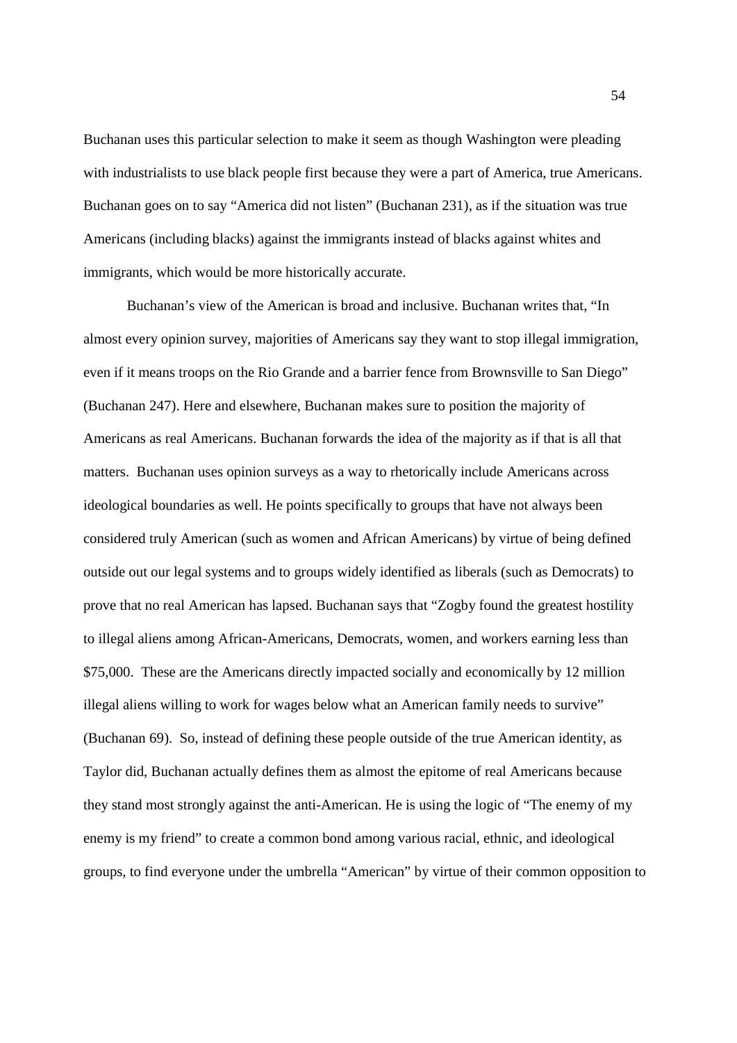Buchanan uses this particular selection to make it seem as though Washington were pleading with industrialists to use black people first because they were a part of America, true Americans. Buchanan goes on to say "America did not listen" (Buchanan 231), as if the situation was true Americans (including blacks) against the immigrants instead of blacks against whites and immigrants, which would be more historically accurate.

Buchanan's view of the American is broad and inclusive. Buchanan writes that, "In almost every opinion survey, majorities of Americans say they want to stop illegal immigration, even if it means troops on the Rio Grande and a barrier fence from Brownsville to San Diego" (Buchanan 247). Here and elsewhere, Buchanan makes sure to position the majority of Americans as real Americans. Buchanan forwards the idea of the majority as if that is all that matters. Buchanan uses opinion surveys as a way to rhetorically include Americans across ideological boundaries as well. He points specifically to groups that have not always been considered truly American (such as women and African Americans) by virtue of being defined outside out our legal systems and to groups widely identified as liberals (such as Democrats) to prove that no real American has lapsed. Buchanan says that "Zogby found the greatest hostility to illegal aliens among African-Americans, Democrats, women, and workers earning less than $75,000. These are the Americans directly impacted socially and economically by 12 million illegal aliens willing to work for wages below what an American family needs to survive" (Buchanan 69). So, instead of defining these people outside of the true American identity, as Taylor did, Buchanan actually defines them as almost the epitome of real Americans because they stand most strongly against the anti-American. He is using the logic of "The enemy of my enemy is my friend" to create a common bond among various racial, ethnic, and ideological groups, to find everyone under the umbrella "American" by virtue of their common opposition to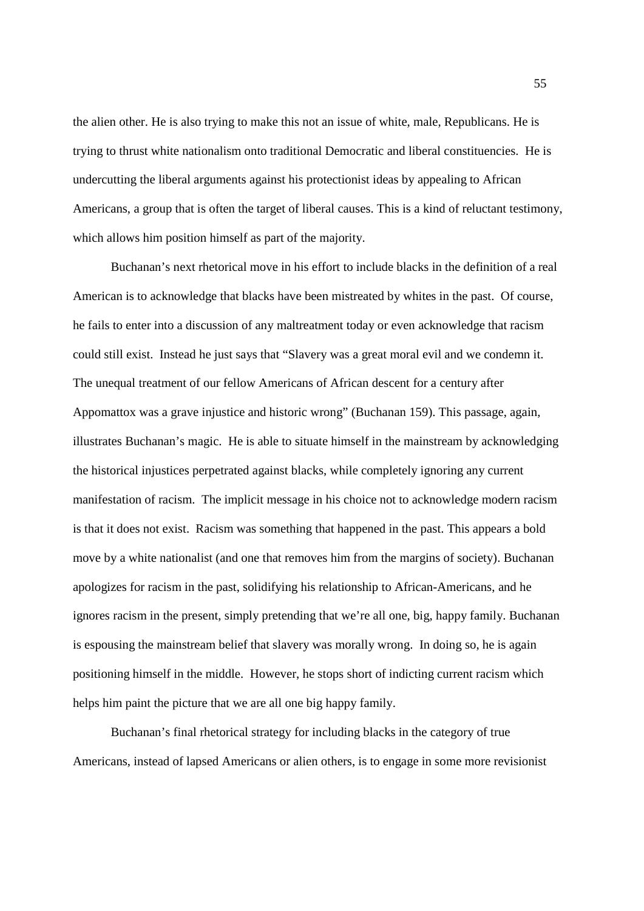the alien other. He is also trying to make this not an issue of white, male, Republicans. He is trying to thrust white nationalism onto traditional Democratic and liberal constituencies. He is undercutting the liberal arguments against his protectionist ideas by appealing to African Americans, a group that is often the target of liberal causes. This is a kind of reluctant testimony, which allows him position himself as part of the majority.

Buchanan's next rhetorical move in his effort to include blacks in the definition of a real American is to acknowledge that blacks have been mistreated by whites in the past. Of course, he fails to enter into a discussion of any maltreatment today or even acknowledge that racism could still exist. Instead he just says that "Slavery was a great moral evil and we condemn it. The unequal treatment of our fellow Americans of African descent for a century after Appomattox was a grave injustice and historic wrong" (Buchanan 159). This passage, again, illustrates Buchanan's magic. He is able to situate himself in the mainstream by acknowledging the historical injustices perpetrated against blacks, while completely ignoring any current manifestation of racism. The implicit message in his choice not to acknowledge modern racism is that it does not exist. Racism was something that happened in the past. This appears a bold move by a white nationalist (and one that removes him from the margins of society). Buchanan apologizes for racism in the past, solidifying his relationship to African-Americans, and he ignores racism in the present, simply pretending that we're all one, big, happy family. Buchanan is espousing the mainstream belief that slavery was morally wrong. In doing so, he is again positioning himself in the middle. However, he stops short of indicting current racism which helps him paint the picture that we are all one big happy family.

Buchanan's final rhetorical strategy for including blacks in the category of true Americans, instead of lapsed Americans or alien others, is to engage in some more revisionist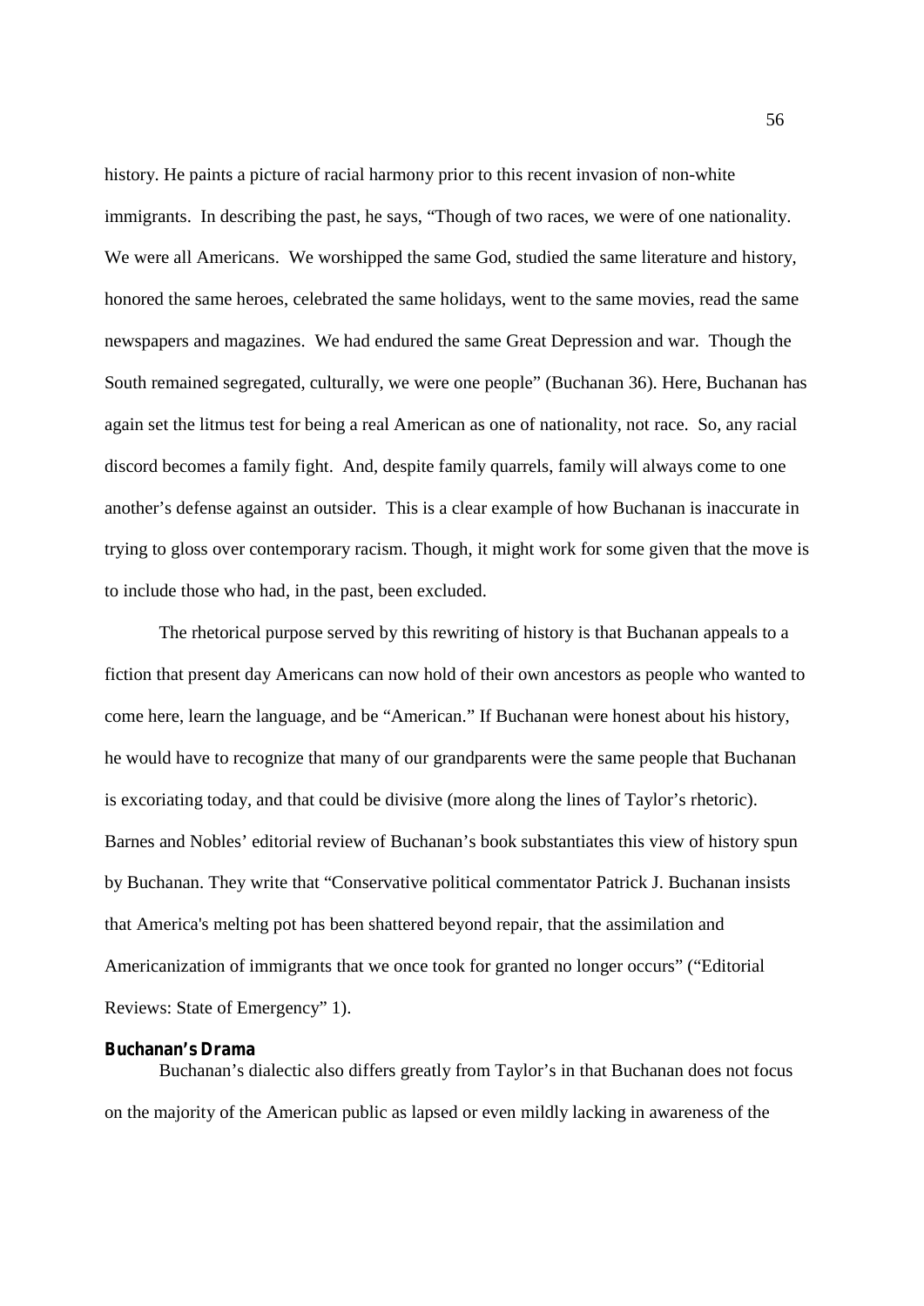history. He paints a picture of racial harmony prior to this recent invasion of non-white immigrants. In describing the past, he says, "Though of two races, we were of one nationality. We were all Americans. We worshipped the same God, studied the same literature and history, honored the same heroes, celebrated the same holidays, went to the same movies, read the same newspapers and magazines. We had endured the same Great Depression and war. Though the South remained segregated, culturally, we were one people" (Buchanan 36). Here, Buchanan has again set the litmus test for being a real American as one of nationality, not race. So, any racial discord becomes a family fight. And, despite family quarrels, family will always come to one another's defense against an outsider. This is a clear example of how Buchanan is inaccurate in trying to gloss over contemporary racism. Though, it might work for some given that the move is to include those who had, in the past, been excluded.

The rhetorical purpose served by this rewriting of history is that Buchanan appeals to a fiction that present day Americans can now hold of their own ancestors as people who wanted to come here, learn the language, and be "American." If Buchanan were honest about his history, he would have to recognize that many of our grandparents were the same people that Buchanan is excoriating today, and that could be divisive (more along the lines of Taylor's rhetoric). Barnes and Nobles' editorial review of Buchanan's book substantiates this view of history spun by Buchanan. They write that "Conservative political commentator Patrick J. Buchanan insists that America's melting pot has been shattered beyond repair, that the assimilation and Americanization of immigrants that we once took for granted no longer occurs" ("Editorial Reviews: State of Emergency" 1).

**Buchanan's Drama**

Buchanan's dialectic also differs greatly from Taylor's in that Buchanan does not focus on the majority of the American public as lapsed or even mildly lacking in awareness of the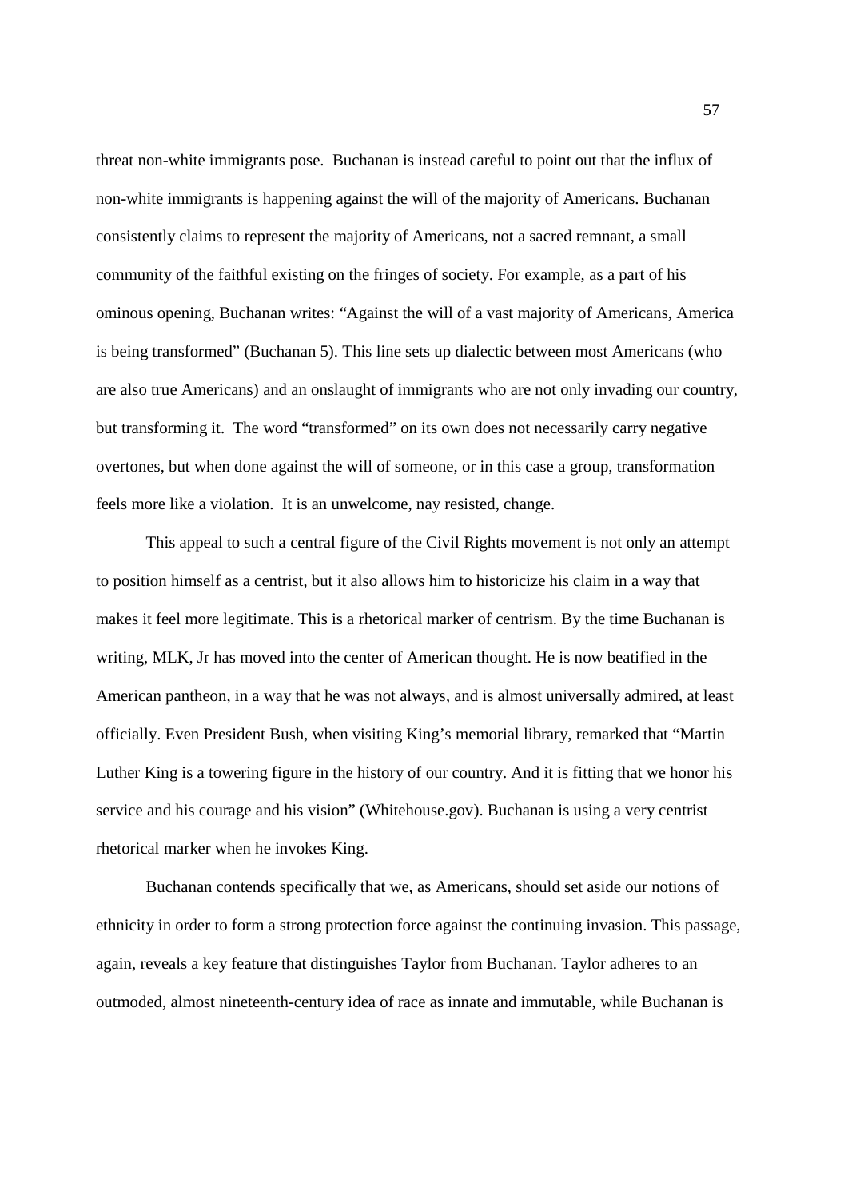threat non-white immigrants pose. Buchanan is instead careful to point out that the influx of non-white immigrants is happening against the will of the majority of Americans. Buchanan consistently claims to represent the majority of Americans, not a sacred remnant, a small community of the faithful existing on the fringes of society. For example, as a part of his ominous opening, Buchanan writes: "Against the will of a vast majority of Americans, America is being transformed" (Buchanan 5). This line sets up dialectic between most Americans (who are also true Americans) and an onslaught of immigrants who are not only invading our country, but transforming it. The word "transformed" on its own does not necessarily carry negative overtones, but when done against the will of someone, or in this case a group, transformation feels more like a violation. It is an unwelcome, nay resisted, change.

This appeal to such a central figure of the Civil Rights movement is not only an attempt to position himself as a centrist, but it also allows him to historicize his claim in a way that makes it feel more legitimate. This is a rhetorical marker of centrism. By the time Buchanan is writing, MLK, Jr has moved into the center of American thought. He is now beatified in the American pantheon, in a way that he was not always, and is almost universally admired, at least officially. Even President Bush, when visiting King's memorial library, remarked that "Martin Luther King is a towering figure in the history of our country. And it is fitting that we honor his service and his courage and his vision" (Whitehouse.gov). Buchanan is using a very centrist rhetorical marker when he invokes King.

Buchanan contends specifically that we, as Americans, should set aside our notions of ethnicity in order to form a strong protection force against the continuing invasion. This passage, again, reveals a key feature that distinguishes Taylor from Buchanan. Taylor adheres to an outmoded, almost nineteenth-century idea of race as innate and immutable, while Buchanan is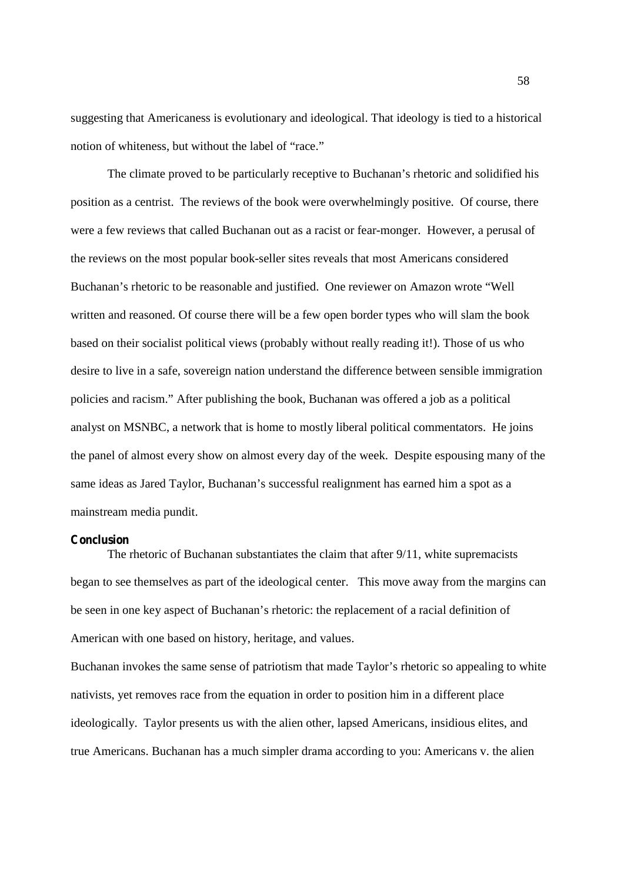suggesting that Americaness is evolutionary and ideological. That ideology is tied to a historical notion of whiteness, but without the label of "race."

The climate proved to be particularly receptive to Buchanan's rhetoric and solidified his position as a centrist. The reviews of the book were overwhelmingly positive. Of course, there were a few reviews that called Buchanan out as a racist or fear-monger. However, a perusal of the reviews on the most popular book-seller sites reveals that most Americans considered Buchanan's rhetoric to be reasonable and justified. One reviewer on Amazon wrote "Well written and reasoned. Of course there will be a few open border types who will slam the book based on their socialist political views (probably without really reading it!). Those of us who desire to live in a safe, sovereign nation understand the difference between sensible immigration policies and racism." After publishing the book, Buchanan was offered a job as a political analyst on MSNBC, a network that is home to mostly liberal political commentators. He joins the panel of almost every show on almost every day of the week. Despite espousing many of the same ideas as Jared Taylor, Buchanan's successful realignment has earned him a spot as a mainstream media pundit.

**Conclusion**

The rhetoric of Buchanan substantiates the claim that after 9/11, white supremacists began to see themselves as part of the ideological center. This move away from the margins can be seen in one key aspect of Buchanan's rhetoric: the replacement of a racial definition of American with one based on history, heritage, and values.

Buchanan invokes the same sense of patriotism that made Taylor's rhetoric so appealing to white nativists, yet removes race from the equation in order to position him in a different place ideologically. Taylor presents us with the alien other, lapsed Americans, insidious elites, and true Americans. Buchanan has a much simpler drama according to you: Americans v. the alien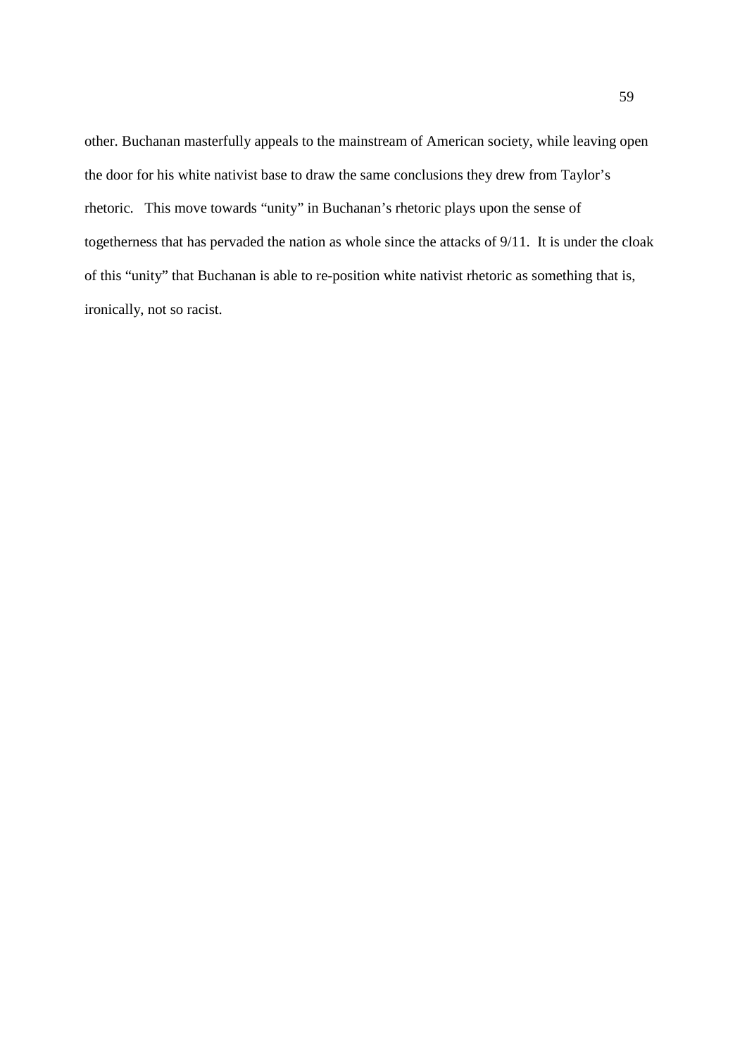other. Buchanan masterfully appeals to the mainstream of American society, while leaving open the door for his white nativist base to draw the same conclusions they drew from Taylor's rhetoric. This move towards "unity" in Buchanan's rhetoric plays upon the sense of togetherness that has pervaded the nation as whole since the attacks of 9/11. It is under the cloak of this "unity" that Buchanan is able to re-position white nativist rhetoric as something that is, ironically, not so racist.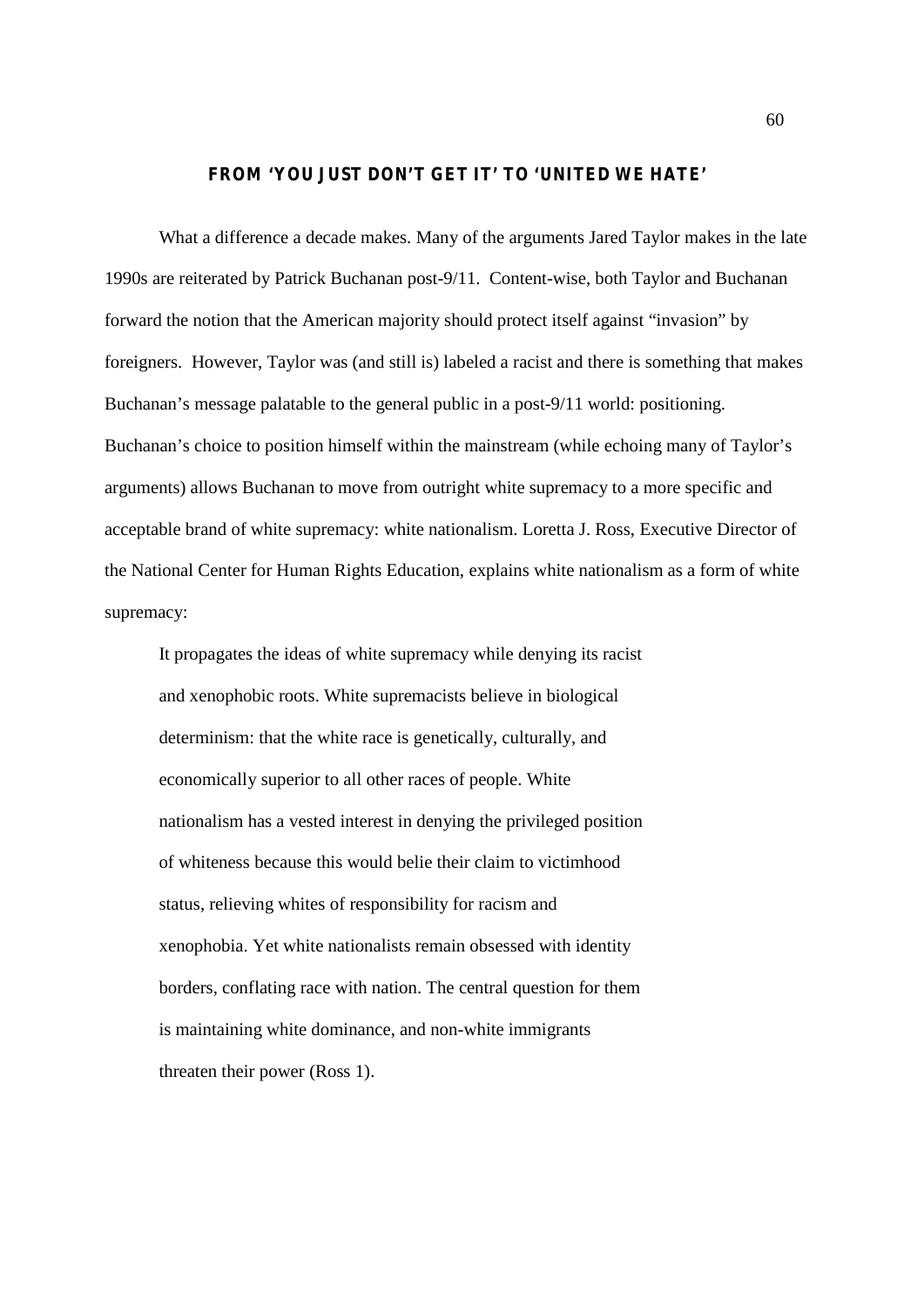## FROM 'YOU JUST DON'T GET IT' TO 'UNITED WE HATE'

What a difference a decade makes. Many of the arguments Jared Taylor makes in the late 1990s are reiterated by Patrick Buchanan post-9/11. Content-wise, both Taylor and Buchanan forward the notion that the American majority should protect itself against "invasion" by foreigners. However, Taylor was (and still is) labeled a racist and there is something that makes Buchanan's message palatable to the general public in a post-9/11 world: positioning. Buchanan's choice to position himself within the mainstream (while echoing many of Taylor's arguments) allows Buchanan to move from outright white supremacy to a more specific and acceptable brand of white supremacy: white nationalism. Loretta J. Ross, Executive Director of the National Center for Human Rights Education, explains white nationalism as a form of white supremacy:

> It propagates the ideas of white supremacy while denying its racist and xenophobic roots. White supremacists believe in biological determinism: that the white race is genetically, culturally, and economically superior to all other races of people. White nationalism has a vested interest in denying the privileged position of whiteness because this would belie their claim to victimhood status, relieving whites of responsibility for racism and xenophobia. Yet white nationalists remain obsessed with identity borders, conflating race with nation. The central question for them is maintaining white dominance, and non-white immigrants threaten their power (Ross 1).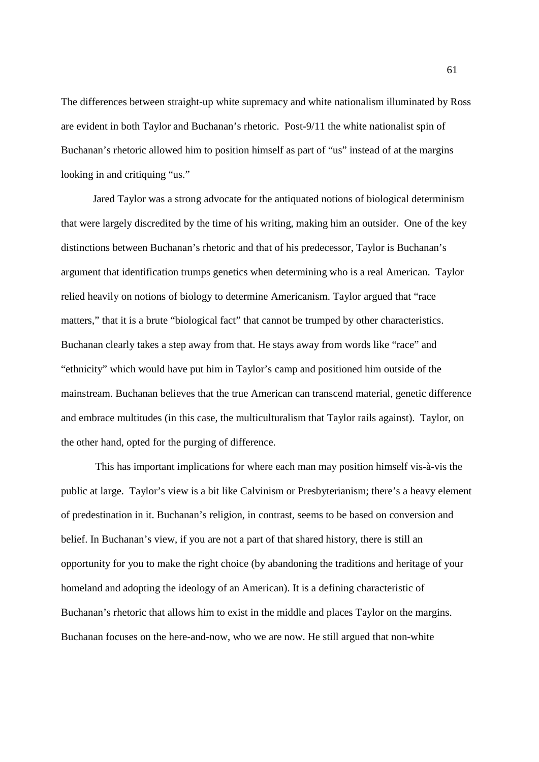The differences between straight-up white supremacy and white nationalism illuminated by Ross are evident in both Taylor and Buchanan's rhetoric. Post-9/11 the white nationalist spin of Buchanan's rhetoric allowed him to position himself as part of "us" instead of at the margins looking in and critiquing "us."

Jared Taylor was a strong advocate for the antiquated notions of biological determinism that were largely discredited by the time of his writing, making him an outsider. One of the key distinctions between Buchanan's rhetoric and that of his predecessor, Taylor is Buchanan's argument that identification trumps genetics when determining who is a real American. Taylor relied heavily on notions of biology to determine Americanism. Taylor argued that "race matters," that it is a brute "biological fact" that cannot be trumped by other characteristics. Buchanan clearly takes a step away from that. He stays away from words like "race" and "ethnicity" which would have put him in Taylor's camp and positioned him outside of the mainstream. Buchanan believes that the true American can transcend material, genetic difference and embrace multitudes (in this case, the multiculturalism that Taylor rails against). Taylor, on the other hand, opted for the purging of difference.

This has important implications for where each man may position himself vis-à-vis the public at large. Taylor's view is a bit like Calvinism or Presbyterianism; there's a heavy element of predestination in it. Buchanan's religion, in contrast, seems to be based on conversion and belief. In Buchanan's view, if you are not a part of that shared history, there is still an opportunity for you to make the right choice (by abandoning the traditions and heritage of your homeland and adopting the ideology of an American). It is a defining characteristic of Buchanan's rhetoric that allows him to exist in the middle and places Taylor on the margins. Buchanan focuses on the here-and-now, who we are now. He still argued that non-white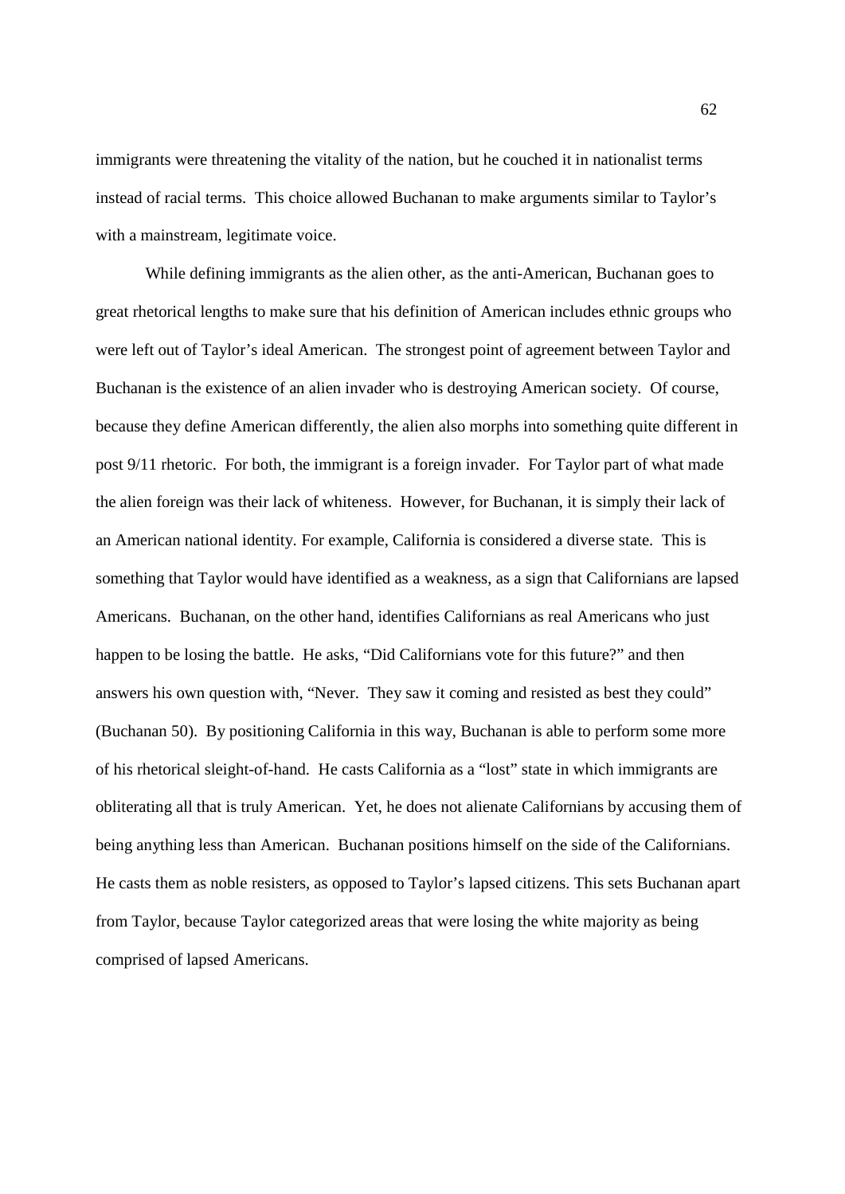immigrants were threatening the vitality of the nation, but he couched it in nationalist terms instead of racial terms. This choice allowed Buchanan to make arguments similar to Taylor's with a mainstream, legitimate voice.

While defining immigrants as the alien other, as the anti-American, Buchanan goes to great rhetorical lengths to make sure that his definition of American includes ethnic groups who were left out of Taylor's ideal American. The strongest point of agreement between Taylor and Buchanan is the existence of an alien invader who is destroying American society. Of course, because they define American differently, the alien also morphs into something quite different in post 9/11 rhetoric. For both, the immigrant is a foreign invader. For Taylor part of what made the alien foreign was their lack of whiteness. However, for Buchanan, it is simply their lack of an American national identity. For example, California is considered a diverse state. This is something that Taylor would have identified as a weakness, as a sign that Californians are lapsed Americans. Buchanan, on the other hand, identifies Californians as real Americans who just happen to be losing the battle. He asks, "Did Californians vote for this future?" and then answers his own question with, "Never. They saw it coming and resisted as best they could" (Buchanan 50). By positioning California in this way, Buchanan is able to perform some more of his rhetorical sleight-of-hand. He casts California as a "lost" state in which immigrants are obliterating all that is truly American. Yet, he does not alienate Californians by accusing them of being anything less than American. Buchanan positions himself on the side of the Californians. He casts them as noble resisters, as opposed to Taylor's lapsed citizens. This sets Buchanan apart from Taylor, because Taylor categorized areas that were losing the white majority as being comprised of lapsed Americans.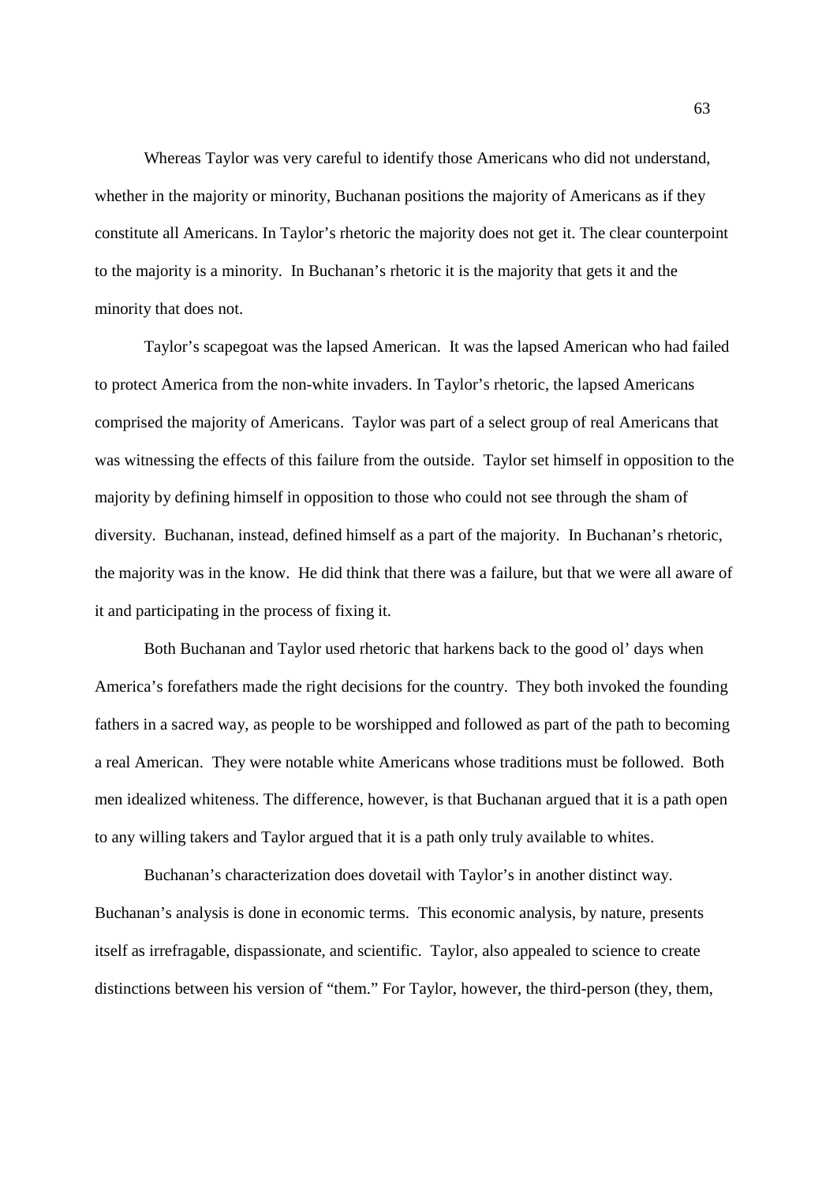Whereas Taylor was very careful to identify those Americans who did not understand, whether in the majority or minority, Buchanan positions the majority of Americans as if they constitute all Americans. In Taylor's rhetoric the majority does not get it. The clear counterpoint to the majority is a minority. In Buchanan's rhetoric it is the majority that gets it and the minority that does not.

Taylor's scapegoat was the lapsed American. It was the lapsed American who had failed to protect America from the non-white invaders. In Taylor's rhetoric, the lapsed Americans comprised the majority of Americans. Taylor was part of a select group of real Americans that was witnessing the effects of this failure from the outside. Taylor set himself in opposition to the majority by defining himself in opposition to those who could not see through the sham of diversity. Buchanan, instead, defined himself as a part of the majority. In Buchanan's rhetoric, the majority was in the know. He did think that there was a failure, but that we were all aware of it and participating in the process of fixing it.

Both Buchanan and Taylor used rhetoric that harkens back to the good ol' days when America's forefathers made the right decisions for the country. They both invoked the founding fathers in a sacred way, as people to be worshipped and followed as part of the path to becoming a real American. They were notable white Americans whose traditions must be followed. Both men idealized whiteness. The difference, however, is that Buchanan argued that it is a path open to any willing takers and Taylor argued that it is a path only truly available to whites.

Buchanan's characterization does dovetail with Taylor's in another distinct way. Buchanan's analysis is done in economic terms. This economic analysis, by nature, presents itself as irrefragable, dispassionate, and scientific. Taylor, also appealed to science to create distinctions between his version of "them." For Taylor, however, the third-person (they, them,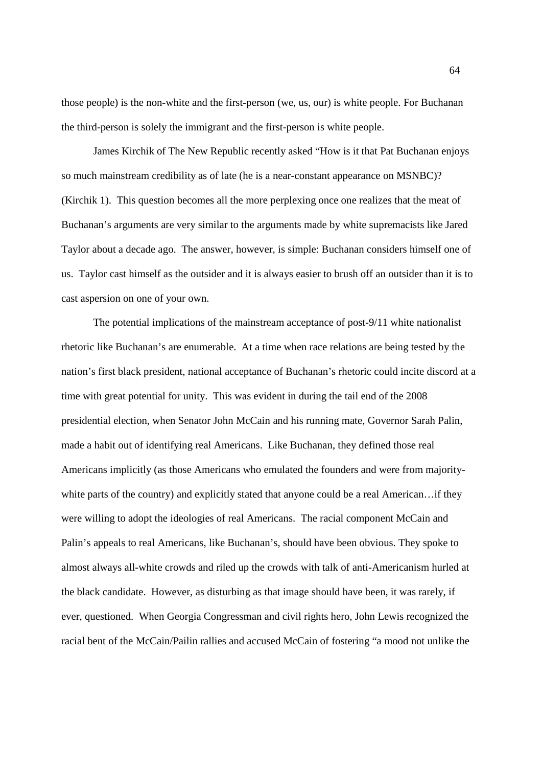those people) is the non-white and the first-person (we, us, our) is white people. For Buchanan the third-person is solely the immigrant and the first-person is white people.

James Kirchik of The New Republic recently asked "How is it that Pat Buchanan enjoys so much mainstream credibility as of late (he is a near-constant appearance on MSNBC)? (Kirchik 1). This question becomes all the more perplexing once one realizes that the meat of Buchanan's arguments are very similar to the arguments made by white supremacists like Jared Taylor about a decade ago. The answer, however, is simple: Buchanan considers himself one of us. Taylor cast himself as the outsider and it is always easier to brush off an outsider than it is to cast aspersion on one of your own.

The potential implications of the mainstream acceptance of post-9/11 white nationalist rhetoric like Buchanan's are enumerable. At a time when race relations are being tested by the nation's first black president, national acceptance of Buchanan's rhetoric could incite discord at a time with great potential for unity. This was evident in during the tail end of the 2008 presidential election, when Senator John McCain and his running mate, Governor Sarah Palin, made a habit out of identifying real Americans. Like Buchanan, they defined those real Americans implicitly (as those Americans who emulated the founders and were from majority-white parts of the country) and explicitly stated that anyone could be a real American…if they were willing to adopt the ideologies of real Americans. The racial component McCain and Palin's appeals to real Americans, like Buchanan's, should have been obvious. They spoke to almost always all-white crowds and riled up the crowds with talk of anti-Americanism hurled at the black candidate. However, as disturbing as that image should have been, it was rarely, if ever, questioned. When Georgia Congressman and civil rights hero, John Lewis recognized the racial bent of the McCain/Pailin rallies and accused McCain of fostering "a mood not unlike the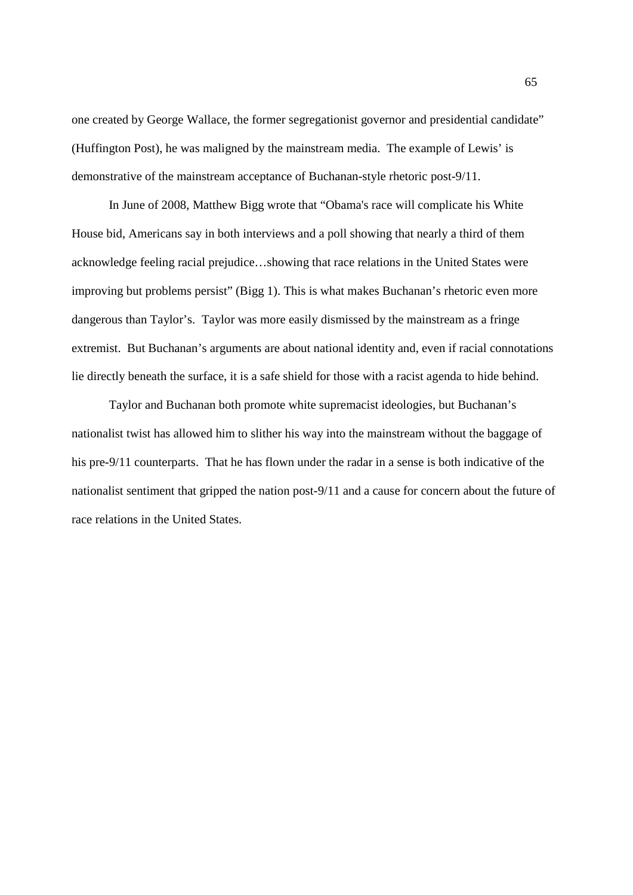one created by George Wallace, the former segregationist governor and presidential candidate" (Huffington Post), he was maligned by the mainstream media. The example of Lewis' is demonstrative of the mainstream acceptance of Buchanan-style rhetoric post-9/11.

In June of 2008, Matthew Bigg wrote that "Obama's race will complicate his White House bid, Americans say in both interviews and a poll showing that nearly a third of them acknowledge feeling racial prejudice…showing that race relations in the United States were improving but problems persist" (Bigg 1). This is what makes Buchanan's rhetoric even more dangerous than Taylor's. Taylor was more easily dismissed by the mainstream as a fringe extremist. But Buchanan's arguments are about national identity and, even if racial connotations lie directly beneath the surface, it is a safe shield for those with a racist agenda to hide behind.

Taylor and Buchanan both promote white supremacist ideologies, but Buchanan's nationalist twist has allowed him to slither his way into the mainstream without the baggage of his pre-9/11 counterparts. That he has flown under the radar in a sense is both indicative of the nationalist sentiment that gripped the nation post-9/11 and a cause for concern about the future of race relations in the United States.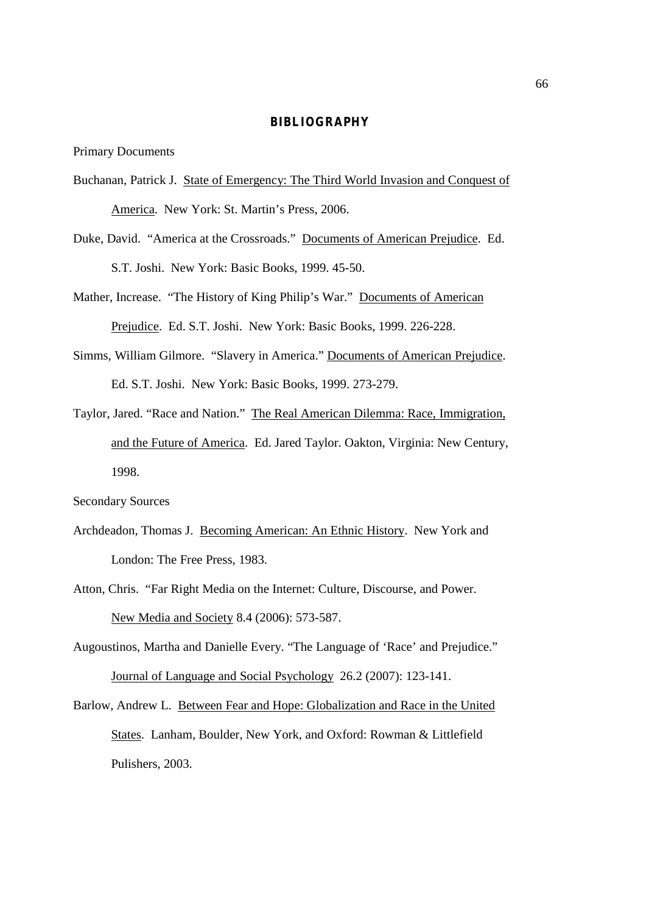## BIBLIOGRAPHY

Primary Documents

Buchanan, Patrick J. State of Emergency: The Third World Invasion and Conquest of America. New York: St. Martin's Press, 2006.

Duke, David. "America at the Crossroads." Documents of American Prejudice. Ed. S.T. Joshi. New York: Basic Books, 1999. 45-50.

Mather, Increase. "The History of King Philip's War." Documents of American Prejudice. Ed. S.T. Joshi. New York: Basic Books, 1999. 226-228.

Simms, William Gilmore. "Slavery in America." Documents of American Prejudice. Ed. S.T. Joshi. New York: Basic Books, 1999. 273-279.

Taylor, Jared. "Race and Nation." The Real American Dilemma: Race, Immigration, and the Future of America. Ed. Jared Taylor. Oakton, Virginia: New Century, 1998.

Secondary Sources

Archdeadon, Thomas J. Becoming American: An Ethnic History. New York and London: The Free Press, 1983.

Atton, Chris. "Far Right Media on the Internet: Culture, Discourse, and Power. New Media and Society 8.4 (2006): 573-587.

Augoustinos, Martha and Danielle Every. "The Language of 'Race' and Prejudice." Journal of Language and Social Psychology 26.2 (2007): 123-141.

Barlow, Andrew L. Between Fear and Hope: Globalization and Race in the United States. Lanham, Boulder, New York, and Oxford: Rowman & Littlefield Pulishers, 2003.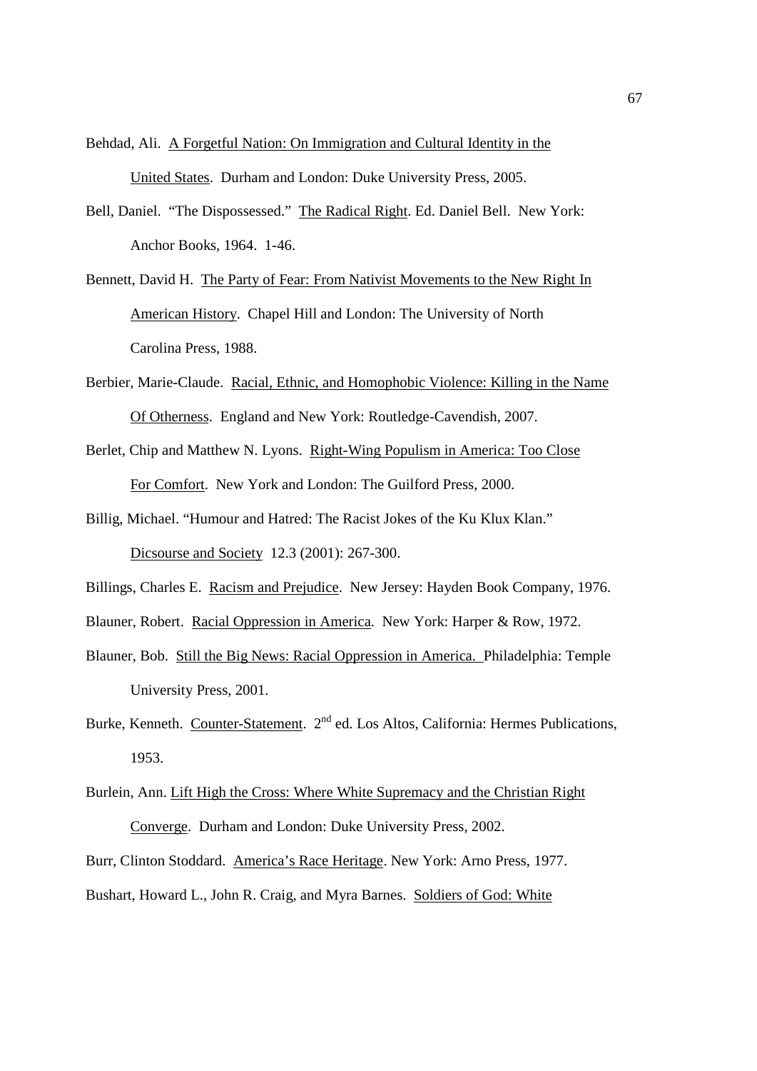Behdad, Ali. A Forgetful Nation: On Immigration and Cultural Identity in the United States. Durham and London: Duke University Press, 2005.

Bell, Daniel. "The Dispossessed." The Radical Right. Ed. Daniel Bell. New York: Anchor Books, 1964. 1-46.

Bennett, David H. The Party of Fear: From Nativist Movements to the New Right In American History. Chapel Hill and London: The University of North Carolina Press, 1988.

Berbier, Marie-Claude. Racial, Ethnic, and Homophobic Violence: Killing in the Name Of Otherness. England and New York: Routledge-Cavendish, 2007.

Berlet, Chip and Matthew N. Lyons. Right-Wing Populism in America: Too Close For Comfort. New York and London: The Guilford Press, 2000.

Billig, Michael. "Humour and Hatred: The Racist Jokes of the Ku Klux Klan." Dicsourse and Society 12.3 (2001): 267-300.

Billings, Charles E. Racism and Prejudice. New Jersey: Hayden Book Company, 1976.

Blauner, Robert. Racial Oppression in America. New York: Harper & Row, 1972.

Blauner, Bob. Still the Big News: Racial Oppression in America. Philadelphia: Temple University Press, 2001.

Burke, Kenneth. Counter-Statement. 2nd ed. Los Altos, California: Hermes Publications, 1953.

Burlein, Ann. Lift High the Cross: Where White Supremacy and the Christian Right Converge. Durham and London: Duke University Press, 2002.

Burr, Clinton Stoddard. America's Race Heritage. New York: Arno Press, 1977.

Bushart, Howard L., John R. Craig, and Myra Barnes. Soldiers of God: White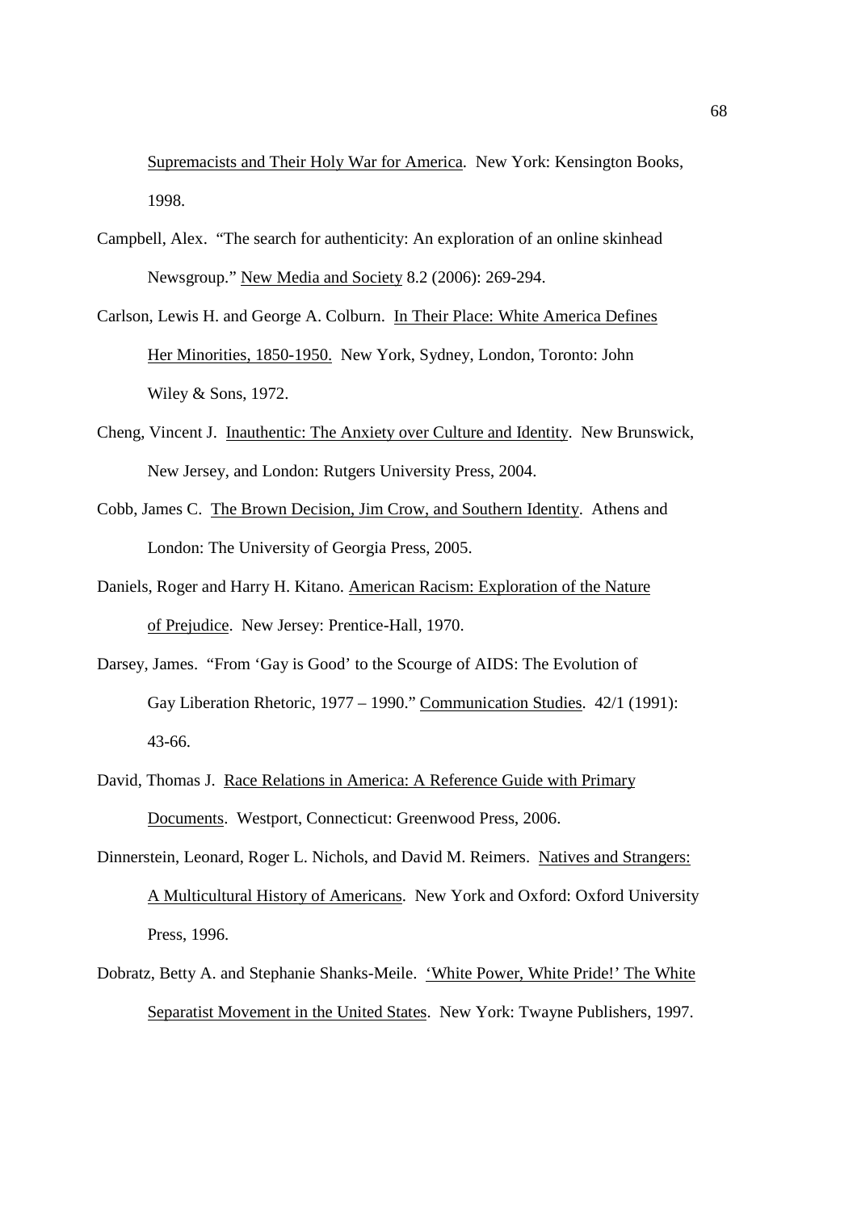Supremacists and Their Holy War for America. New York: Kensington Books, 1998.

Campbell, Alex. "The search for authenticity: An exploration of an online skinhead Newsgroup." New Media and Society 8.2 (2006): 269-294.

Carlson, Lewis H. and George A. Colburn. In Their Place: White America Defines Her Minorities, 1850-1950. New York, Sydney, London, Toronto: John Wiley & Sons, 1972.

Cheng, Vincent J. Inauthentic: The Anxiety over Culture and Identity. New Brunswick, New Jersey, and London: Rutgers University Press, 2004.

Cobb, James C. The Brown Decision, Jim Crow, and Southern Identity. Athens and London: The University of Georgia Press, 2005.

Daniels, Roger and Harry H. Kitano. American Racism: Exploration of the Nature of Prejudice. New Jersey: Prentice-Hall, 1970.

Darsey, James. "From 'Gay is Good' to the Scourge of AIDS: The Evolution of Gay Liberation Rhetoric, 1977 – 1990." Communication Studies. 42/1 (1991): 43-66.

David, Thomas J. Race Relations in America: A Reference Guide with Primary Documents. Westport, Connecticut: Greenwood Press, 2006.

Dinnerstein, Leonard, Roger L. Nichols, and David M. Reimers. Natives and Strangers: A Multicultural History of Americans. New York and Oxford: Oxford University Press, 1996.

Dobratz, Betty A. and Stephanie Shanks-Meile. 'White Power, White Pride!' The White Separatist Movement in the United States. New York: Twayne Publishers, 1997.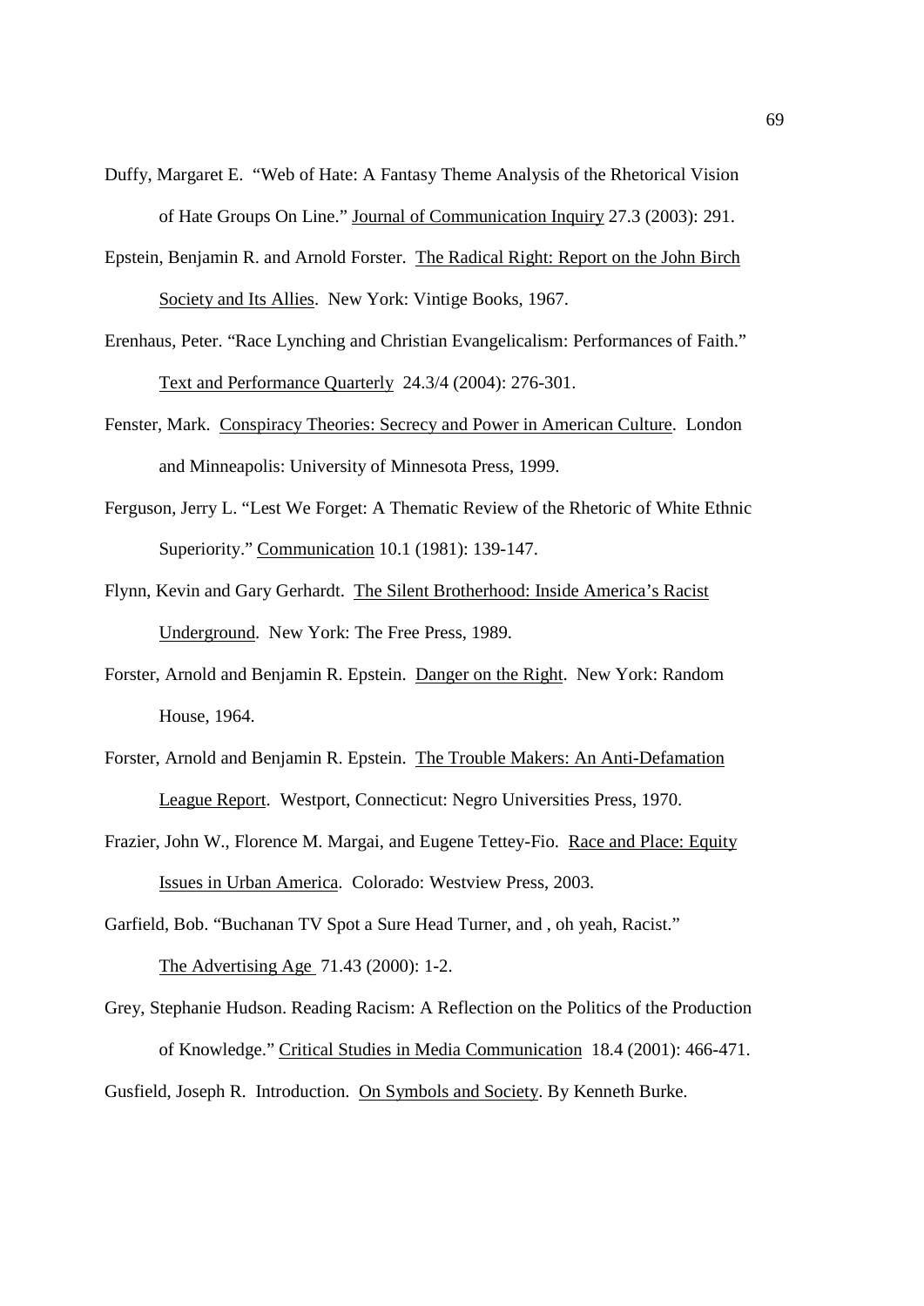Duffy, Margaret E. "Web of Hate: A Fantasy Theme Analysis of the Rhetorical Vision of Hate Groups On Line." Journal of Communication Inquiry 27.3 (2003): 291.

Epstein, Benjamin R. and Arnold Forster. The Radical Right: Report on the John Birch Society and Its Allies. New York: Vintige Books, 1967.

Erenhaus, Peter. "Race Lynching and Christian Evangelicalism: Performances of Faith." Text and Performance Quarterly 24.3/4 (2004): 276-301.

Fenster, Mark. Conspiracy Theories: Secrecy and Power in American Culture. London and Minneapolis: University of Minnesota Press, 1999.

Ferguson, Jerry L. "Lest We Forget: A Thematic Review of the Rhetoric of White Ethnic Superiority." Communication 10.1 (1981): 139-147.

Flynn, Kevin and Gary Gerhardt. The Silent Brotherhood: Inside America's Racist Underground. New York: The Free Press, 1989.

Forster, Arnold and Benjamin R. Epstein. Danger on the Right. New York: Random House, 1964.

Forster, Arnold and Benjamin R. Epstein. The Trouble Makers: An Anti-Defamation League Report. Westport, Connecticut: Negro Universities Press, 1970.

Frazier, John W., Florence M. Margai, and Eugene Tettey-Fio. Race and Place: Equity Issues in Urban America. Colorado: Westview Press, 2003.

Garfield, Bob. "Buchanan TV Spot a Sure Head Turner, and , oh yeah, Racist." The Advertising Age 71.43 (2000): 1-2.

Grey, Stephanie Hudson. Reading Racism: A Reflection on the Politics of the Production of Knowledge." Critical Studies in Media Communication 18.4 (2001): 466-471.

Gusfield, Joseph R. Introduction. On Symbols and Society. By Kenneth Burke.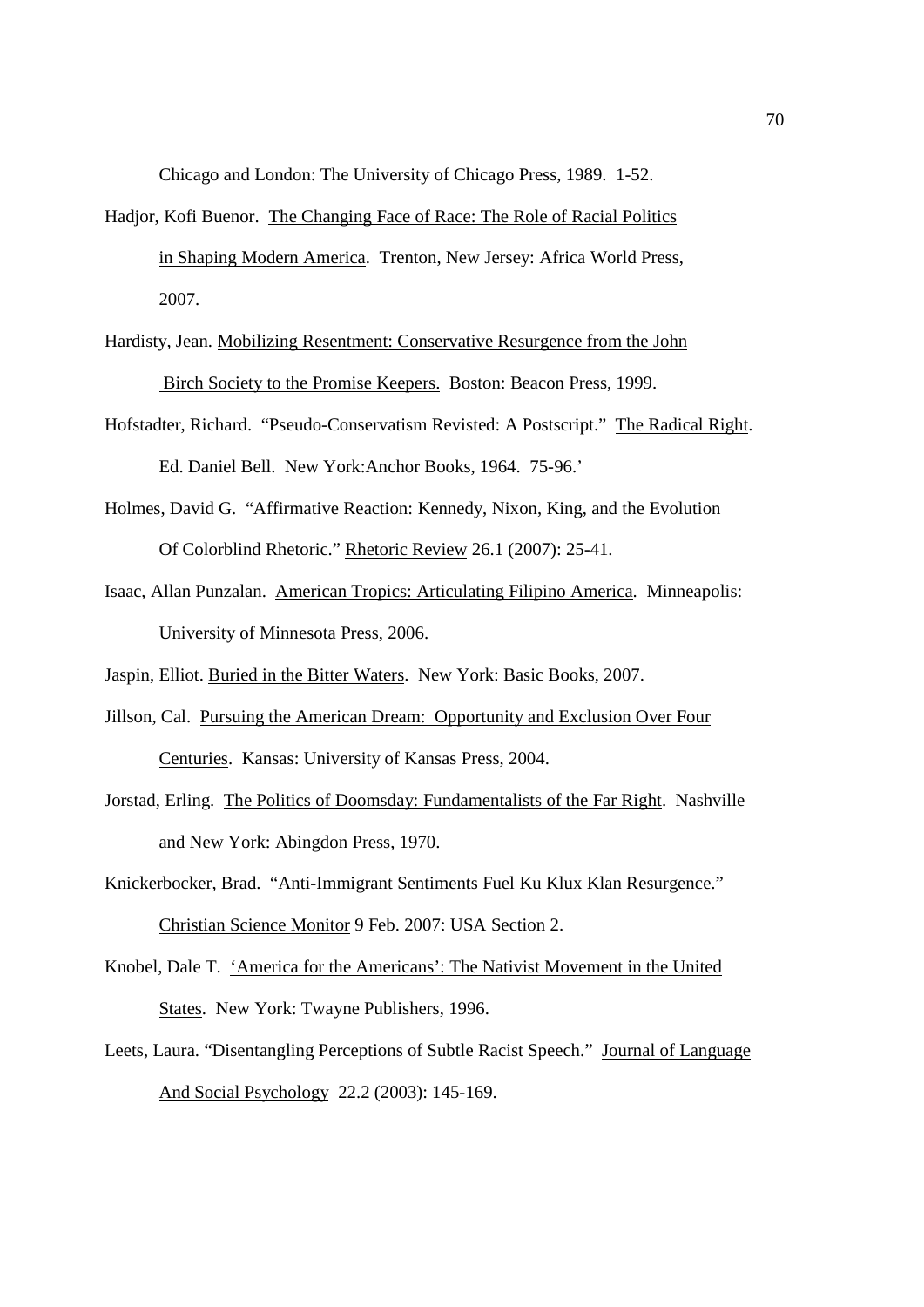Chicago and London: The University of Chicago Press, 1989. 1-52.

Hadjor, Kofi Buenor. <u>The Changing Face of Race: The Role of Racial Politics in Shaping Modern America</u>. Trenton, New Jersey: Africa World Press, 2007.

Hardisty, Jean. <u>Mobilizing Resentment: Conservative Resurgence from the John Birch Society to the Promise Keepers.</u> Boston: Beacon Press, 1999.

Hofstadter, Richard. "Pseudo-Conservatism Revisted: A Postscript." <u>The Radical Right</u>. Ed. Daniel Bell. New York:Anchor Books, 1964. 75-96.'

Holmes, David G. "Affirmative Reaction: Kennedy, Nixon, King, and the Evolution Of Colorblind Rhetoric." <u>Rhetoric Review</u> 26.1 (2007): 25-41.

Isaac, Allan Punzalan. <u>American Tropics: Articulating Filipino America</u>. Minneapolis: University of Minnesota Press, 2006.

Jaspin, Elliot. <u>Buried in the Bitter Waters</u>. New York: Basic Books, 2007.

Jillson, Cal. <u>Pursuing the American Dream: Opportunity and Exclusion Over Four Centuries</u>. Kansas: University of Kansas Press, 2004.

Jorstad, Erling. <u>The Politics of Doomsday: Fundamentalists of the Far Right</u>. Nashville and New York: Abingdon Press, 1970.

Knickerbocker, Brad. "Anti-Immigrant Sentiments Fuel Ku Klux Klan Resurgence." <u>Christian Science Monitor</u> 9 Feb. 2007: USA Section 2.

Knobel, Dale T. <u>'America for the Americans': The Nativist Movement in the United States</u>. New York: Twayne Publishers, 1996.

Leets, Laura. "Disentangling Perceptions of Subtle Racist Speech." <u>Journal of Language And Social Psychology</u> 22.2 (2003): 145-169.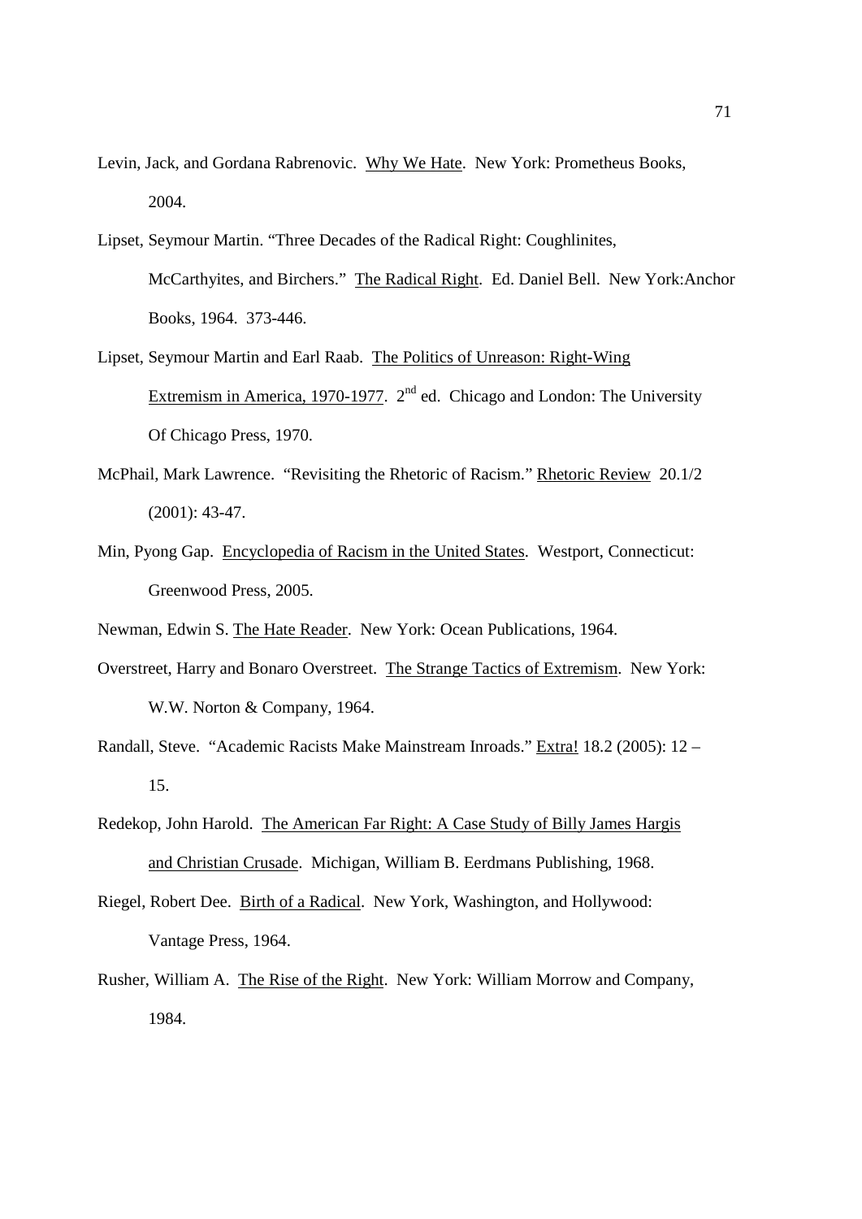Levin, Jack, and Gordana Rabrenovic. Why We Hate. New York: Prometheus Books, 2004.

Lipset, Seymour Martin. "Three Decades of the Radical Right: Coughlinites, McCarthyites, and Birchers." The Radical Right. Ed. Daniel Bell. New York:Anchor Books, 1964. 373-446.

Lipset, Seymour Martin and Earl Raab. The Politics of Unreason: Right-Wing Extremism in America, 1970-1977. 2nd ed. Chicago and London: The University Of Chicago Press, 1970.

McPhail, Mark Lawrence. "Revisiting the Rhetoric of Racism." Rhetoric Review 20.1/2 (2001): 43-47.

Min, Pyong Gap. Encyclopedia of Racism in the United States. Westport, Connecticut: Greenwood Press, 2005.

Newman, Edwin S. The Hate Reader. New York: Ocean Publications, 1964.

Overstreet, Harry and Bonaro Overstreet. The Strange Tactics of Extremism. New York: W.W. Norton & Company, 1964.

Randall, Steve. "Academic Racists Make Mainstream Inroads." Extra! 18.2 (2005): 12 – 15.

Redekop, John Harold. The American Far Right: A Case Study of Billy James Hargis and Christian Crusade. Michigan, William B. Eerdmans Publishing, 1968.

Riegel, Robert Dee. Birth of a Radical. New York, Washington, and Hollywood: Vantage Press, 1964.

Rusher, William A. The Rise of the Right. New York: William Morrow and Company, 1984.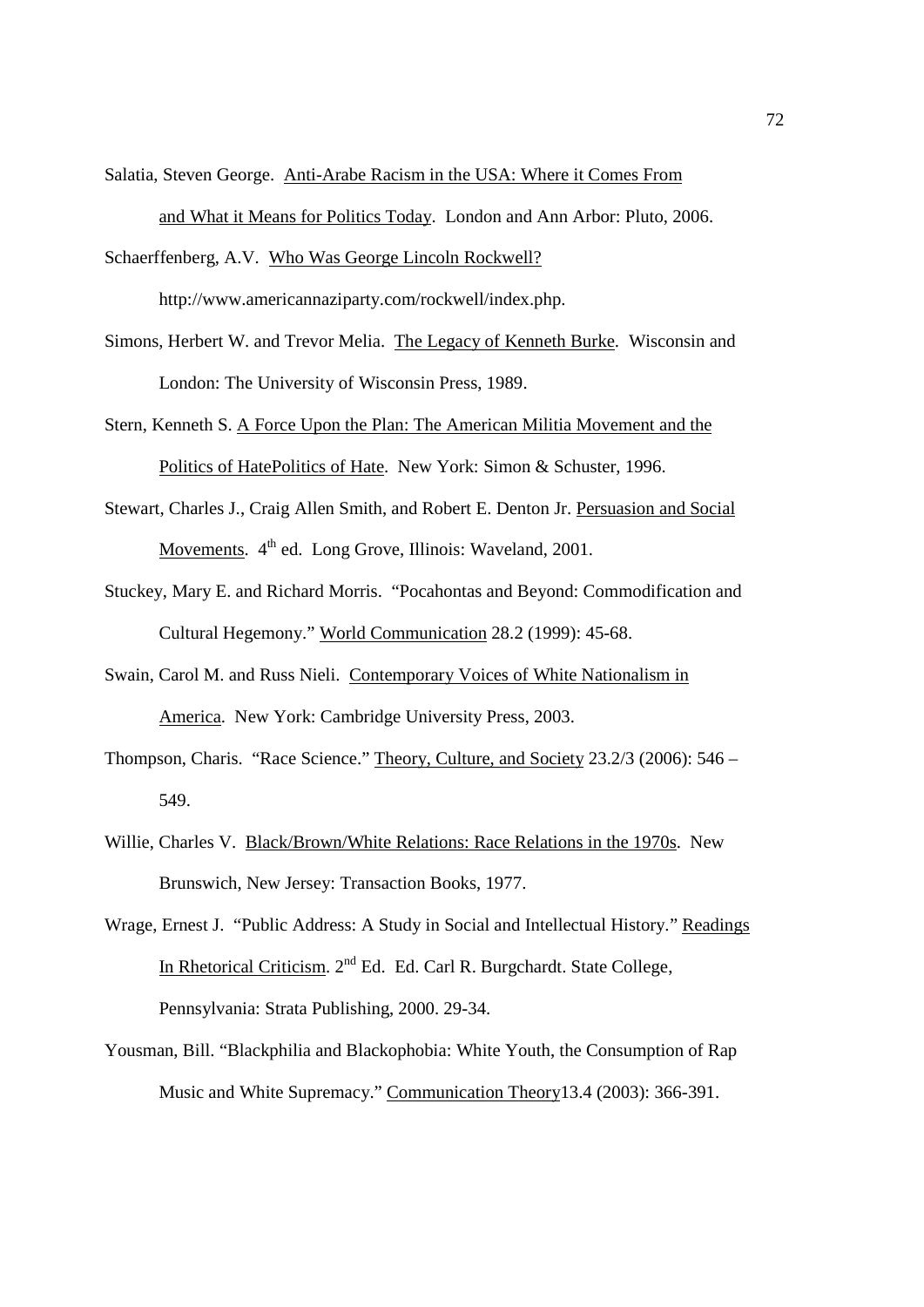Salatia, Steven George. Anti-Arabe Racism in the USA: Where it Comes From and What it Means for Politics Today. London and Ann Arbor: Pluto, 2006.

Schaerffenberg, A.V. Who Was George Lincoln Rockwell? http://www.americannaziparty.com/rockwell/index.php.

Simons, Herbert W. and Trevor Melia. The Legacy of Kenneth Burke. Wisconsin and London: The University of Wisconsin Press, 1989.

Stern, Kenneth S. A Force Upon the Plan: The American Militia Movement and the Politics of HatePolitics of Hate. New York: Simon & Schuster, 1996.

Stewart, Charles J., Craig Allen Smith, and Robert E. Denton Jr. Persuasion and Social Movements. 4th ed. Long Grove, Illinois: Waveland, 2001.

Stuckey, Mary E. and Richard Morris. "Pocahontas and Beyond: Commodification and Cultural Hegemony." World Communication 28.2 (1999): 45-68.

Swain, Carol M. and Russ Nieli. Contemporary Voices of White Nationalism in America. New York: Cambridge University Press, 2003.

Thompson, Charis. "Race Science." Theory, Culture, and Society 23.2/3 (2006): 546 – 549.

Willie, Charles V. Black/Brown/White Relations: Race Relations in the 1970s. New Brunswich, New Jersey: Transaction Books, 1977.

Wrage, Ernest J. "Public Address: A Study in Social and Intellectual History." Readings In Rhetorical Criticism. 2nd Ed. Ed. Carl R. Burgchardt. State College, Pennsylvania: Strata Publishing, 2000. 29-34.

Yousman, Bill. "Blackphilia and Blackophobia: White Youth, the Consumption of Rap Music and White Supremacy." Communication Theory13.4 (2003): 366-391.